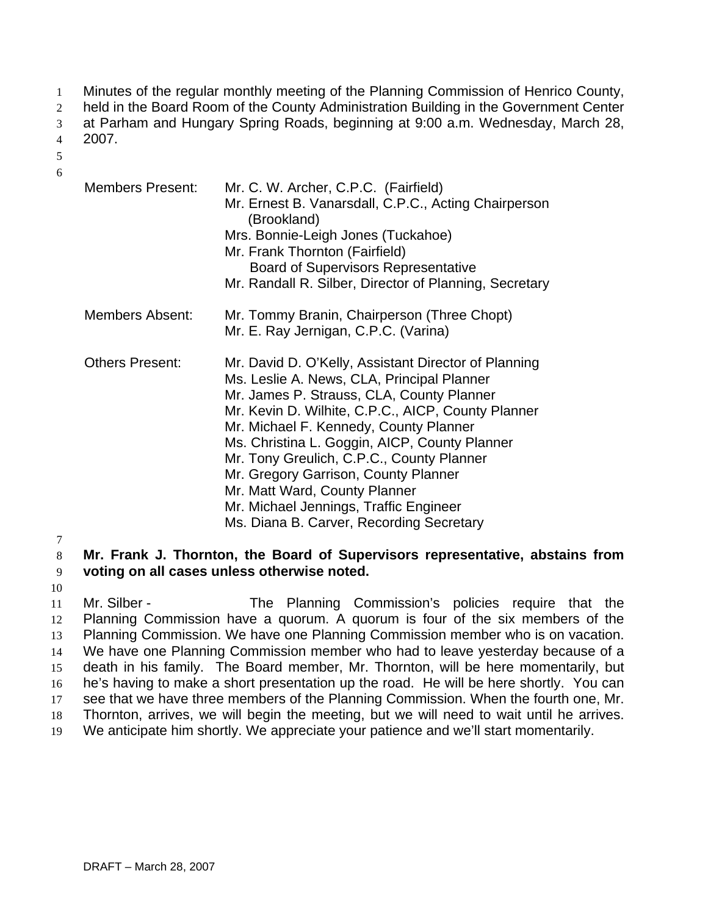Minutes of the regular monthly meeting of the Planning Commission of Henrico County, held in the Board Room of the County Administration Building in the Government Center at Parham and Hungary Spring Roads, beginning at 9:00 a.m. Wednesday, March 28, 2007.

| | |
|---|---|
| Members Present: | Mr. C. W. Archer, C.P.C. (Fairfield)<br>Mr. Ernest B. Vanarsdall, C.P.C., Acting Chairperson (Brookland)<br>Mrs. Bonnie-Leigh Jones (Tuckahoe)<br>Mr. Frank Thornton (Fairfield) Board of Supervisors Representative<br>Mr. Randall R. Silber, Director of Planning, Secretary |
| Members Absent: | Mr. Tommy Branin, Chairperson (Three Chopt)<br>Mr. E. Ray Jernigan, C.P.C. (Varina) |
| Others Present: | Mr. David D. O'Kelly, Assistant Director of Planning<br>Ms. Leslie A. News, CLA, Principal Planner<br>Mr. James P. Strauss, CLA, County Planner<br>Mr. Kevin D. Wilhite, C.P.C., AICP, County Planner<br>Mr. Michael F. Kennedy, County Planner<br>Ms. Christina L. Goggin, AICP, County Planner<br>Mr. Tony Greulich, C.P.C., County Planner<br>Mr. Gregory Garrison, County Planner<br>Mr. Matt Ward, County Planner<br>Mr. Michael Jennings, Traffic Engineer<br>Ms. Diana B. Carver, Recording Secretary |

**Mr. Frank J. Thornton, the Board of Supervisors representative, abstains from voting on all cases unless otherwise noted.**

Mr. Silber - The Planning Commission's policies require that the Planning Commission have a quorum. A quorum is four of the six members of the Planning Commission. We have one Planning Commission member who is on vacation. We have one Planning Commission member who had to leave yesterday because of a death in his family. The Board member, Mr. Thornton, will be here momentarily, but he's having to make a short presentation up the road. He will be here shortly. You can see that we have three members of the Planning Commission. When the fourth one, Mr. Thornton, arrives, we will begin the meeting, but we will need to wait until he arrives. We anticipate him shortly. We appreciate your patience and we'll start momentarily.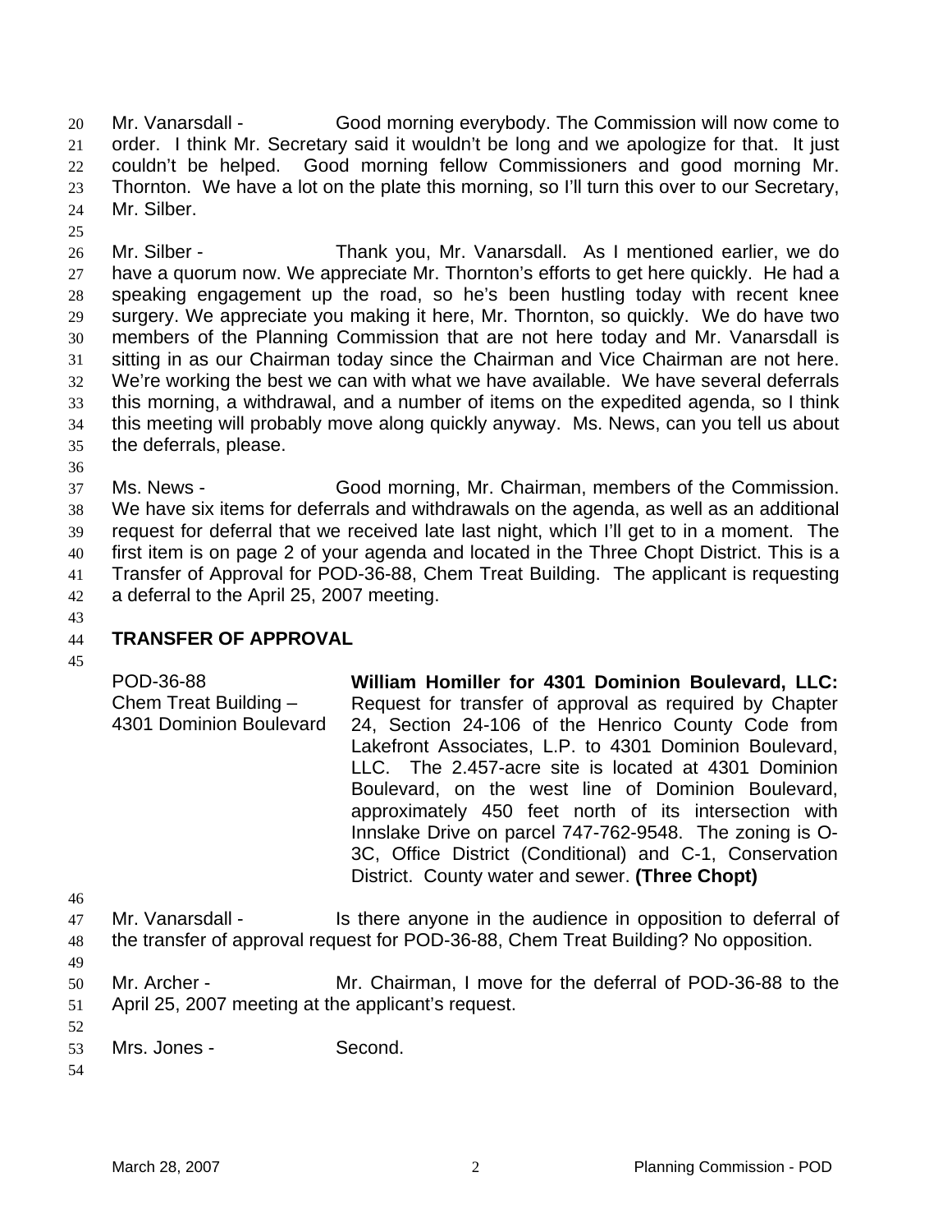Mr. Vanarsdall - Good morning everybody. The Commission will now come to order. I think Mr. Secretary said it wouldn't be long and we apologize for that. It just couldn't be helped. Good morning fellow Commissioners and good morning Mr. Thornton. We have a lot on the plate this morning, so I'll turn this over to our Secretary, Mr. Silber.

Mr. Silber - Thank you, Mr. Vanarsdall. As I mentioned earlier, we do have a quorum now. We appreciate Mr. Thornton's efforts to get here quickly. He had a speaking engagement up the road, so he's been hustling today with recent knee surgery. We appreciate you making it here, Mr. Thornton, so quickly. We do have two members of the Planning Commission that are not here today and Mr. Vanarsdall is sitting in as our Chairman today since the Chairman and Vice Chairman are not here. We're working the best we can with what we have available. We have several deferrals this morning, a withdrawal, and a number of items on the expedited agenda, so I think this meeting will probably move along quickly anyway. Ms. News, can you tell us about the deferrals, please.

Ms. News - Good morning, Mr. Chairman, members of the Commission. We have six items for deferrals and withdrawals on the agenda, as well as an additional request for deferral that we received late last night, which I'll get to in a moment. The first item is on page 2 of your agenda and located in the Three Chopt District. This is a Transfer of Approval for POD-36-88, Chem Treat Building. The applicant is requesting a deferral to the April 25, 2007 meeting.

## TRANSFER OF APPROVAL

POD-36-88
Chem Treat Building – 4301 Dominion Boulevard

**William Homiller for 4301 Dominion Boulevard, LLC:** Request for transfer of approval as required by Chapter 24, Section 24-106 of the Henrico County Code from Lakefront Associates, L.P. to 4301 Dominion Boulevard, LLC. The 2.457-acre site is located at 4301 Dominion Boulevard, on the west line of Dominion Boulevard, approximately 450 feet north of its intersection with Innslake Drive on parcel 747-762-9548. The zoning is O-3C, Office District (Conditional) and C-1, Conservation District. County water and sewer. **(Three Chopt)**

Mr. Vanarsdall - Is there anyone in the audience in opposition to deferral of the transfer of approval request for POD-36-88, Chem Treat Building? No opposition.

Mr. Archer - Mr. Chairman, I move for the deferral of POD-36-88 to the April 25, 2007 meeting at the applicant's request.

Mrs. Jones - Second.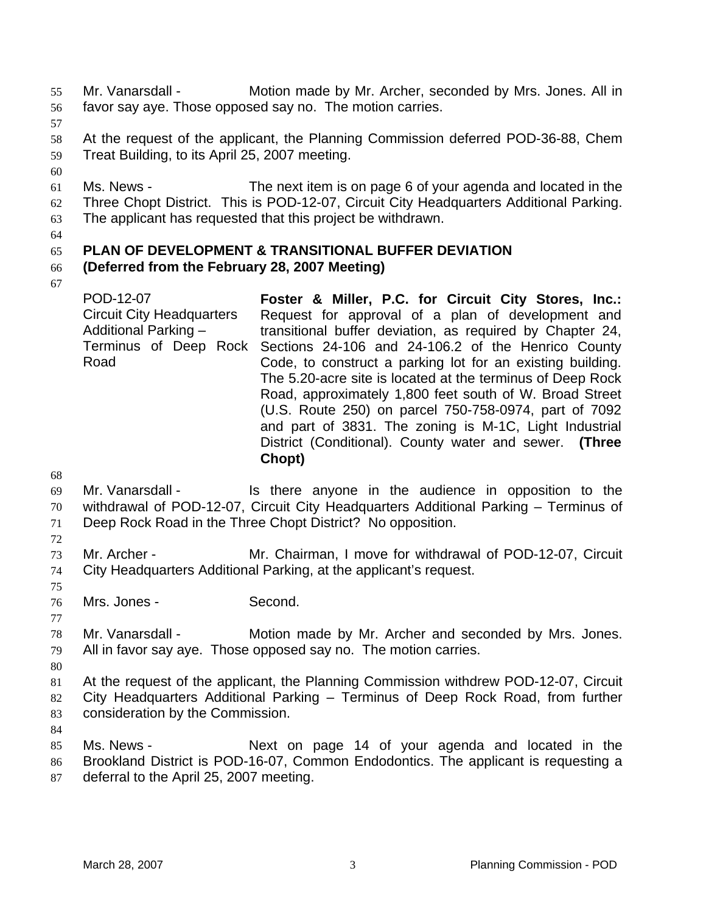Mr. Vanarsdall - Motion made by Mr. Archer, seconded by Mrs. Jones. All in favor say aye. Those opposed say no. The motion carries.

At the request of the applicant, the Planning Commission deferred POD-36-88, Chem Treat Building, to its April 25, 2007 meeting.

Ms. News - The next item is on page 6 of your agenda and located in the Three Chopt District. This is POD-12-07, Circuit City Headquarters Additional Parking. The applicant has requested that this project be withdrawn.

**PLAN OF DEVELOPMENT & TRANSITIONAL BUFFER DEVIATION**
**(Deferred from the February 28, 2007 Meeting)**

| | |
|---|---|
| POD-12-07<br>Circuit City Headquarters Additional Parking – Terminus of Deep Rock Road | **Foster & Miller, P.C. for Circuit City Stores, Inc.:** Request for approval of a plan of development and transitional buffer deviation, as required by Chapter 24, Sections 24-106 and 24-106.2 of the Henrico County Code, to construct a parking lot for an existing building. The 5.20-acre site is located at the terminus of Deep Rock Road, approximately 1,800 feet south of W. Broad Street (U.S. Route 250) on parcel 750-758-0974, part of 7092 and part of 3831. The zoning is M-1C, Light Industrial District (Conditional). County water and sewer. **(Three Chopt)** |

Mr. Vanarsdall - Is there anyone in the audience in opposition to the withdrawal of POD-12-07, Circuit City Headquarters Additional Parking – Terminus of Deep Rock Road in the Three Chopt District? No opposition.

Mr. Archer - Mr. Chairman, I move for withdrawal of POD-12-07, Circuit City Headquarters Additional Parking, at the applicant's request.

Mrs. Jones - Second.

Mr. Vanarsdall - Motion made by Mr. Archer and seconded by Mrs. Jones. All in favor say aye. Those opposed say no. The motion carries.

At the request of the applicant, the Planning Commission withdrew POD-12-07, Circuit City Headquarters Additional Parking – Terminus of Deep Rock Road, from further consideration by the Commission.

Ms. News - Next on page 14 of your agenda and located in the Brookland District is POD-16-07, Common Endodontics. The applicant is requesting a deferral to the April 25, 2007 meeting.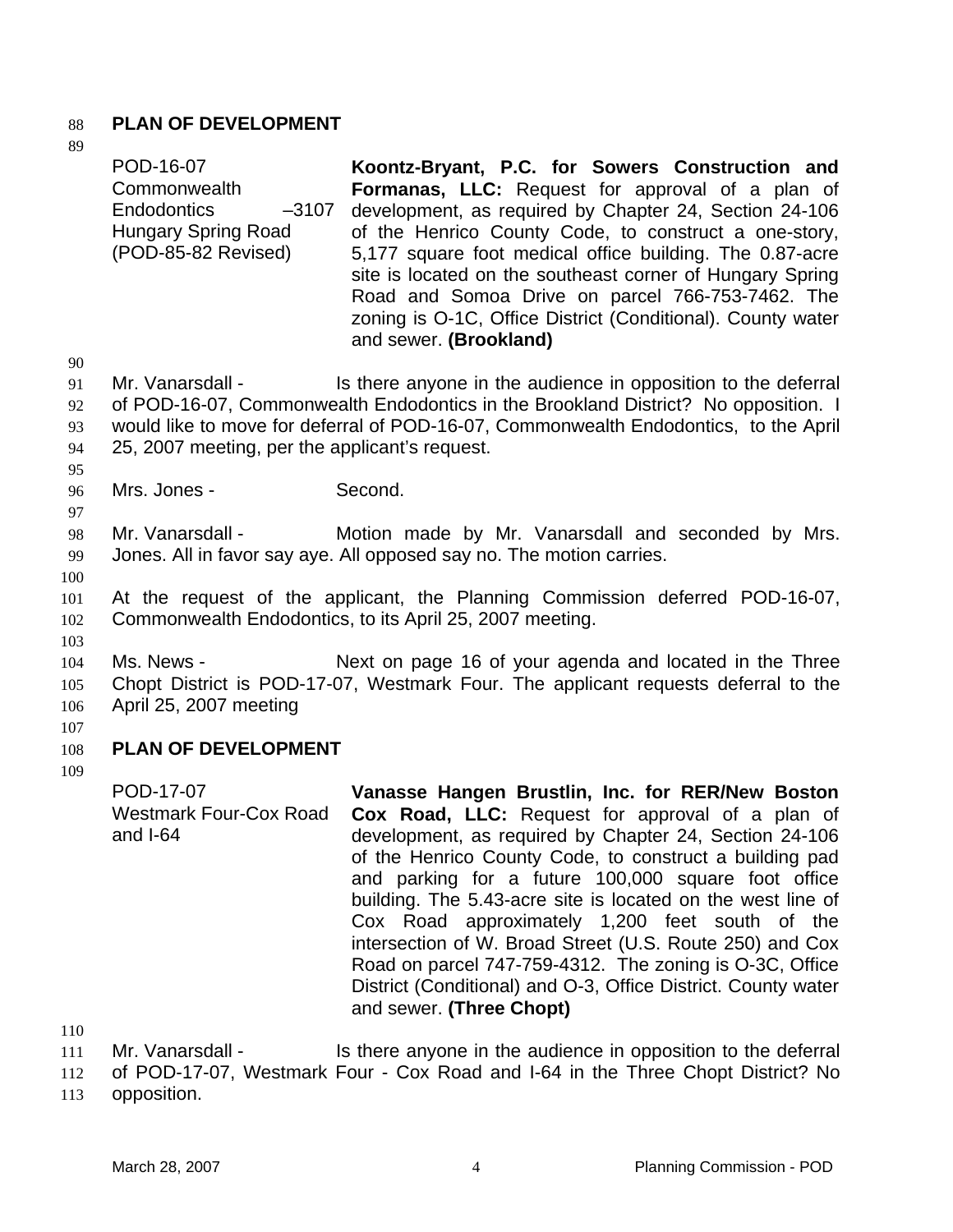## PLAN OF DEVELOPMENT

| | |
|---|---|
| POD-16-07<br>Commonwealth Endodontics –3107 Hungary Spring Road<br>(POD-85-82 Revised) | **Koontz-Bryant, P.C. for Sowers Construction and Formanas, LLC:** Request for approval of a plan of development, as required by Chapter 24, Section 24-106 of the Henrico County Code, to construct a one-story, 5,177 square foot medical office building. The 0.87-acre site is located on the southeast corner of Hungary Spring Road and Somoa Drive on parcel 766-753-7462. The zoning is O-1C, Office District (Conditional). County water and sewer. **(Brookland)** |

Mr. Vanarsdall - Is there anyone in the audience in opposition to the deferral of POD-16-07, Commonwealth Endodontics in the Brookland District? No opposition. I would like to move for deferral of POD-16-07, Commonwealth Endodontics, to the April 25, 2007 meeting, per the applicant's request.

Mrs. Jones - Second.

Mr. Vanarsdall - Motion made by Mr. Vanarsdall and seconded by Mrs. Jones. All in favor say aye. All opposed say no. The motion carries.

At the request of the applicant, the Planning Commission deferred POD-16-07, Commonwealth Endodontics, to its April 25, 2007 meeting.

Ms. News - Next on page 16 of your agenda and located in the Three Chopt District is POD-17-07, Westmark Four. The applicant requests deferral to the April 25, 2007 meeting

## PLAN OF DEVELOPMENT

| | |
|---|---|
| POD-17-07<br>Westmark Four-Cox Road and I-64 | **Vanasse Hangen Brustlin, Inc. for RER/New Boston Cox Road, LLC:** Request for approval of a plan of development, as required by Chapter 24, Section 24-106 of the Henrico County Code, to construct a building pad and parking for a future 100,000 square foot office building. The 5.43-acre site is located on the west line of Cox Road approximately 1,200 feet south of the intersection of W. Broad Street (U.S. Route 250) and Cox Road on parcel 747-759-4312. The zoning is O-3C, Office District (Conditional) and O-3, Office District. County water and sewer. **(Three Chopt)** |

Mr. Vanarsdall - Is there anyone in the audience in opposition to the deferral of POD-17-07, Westmark Four - Cox Road and I-64 in the Three Chopt District? No opposition.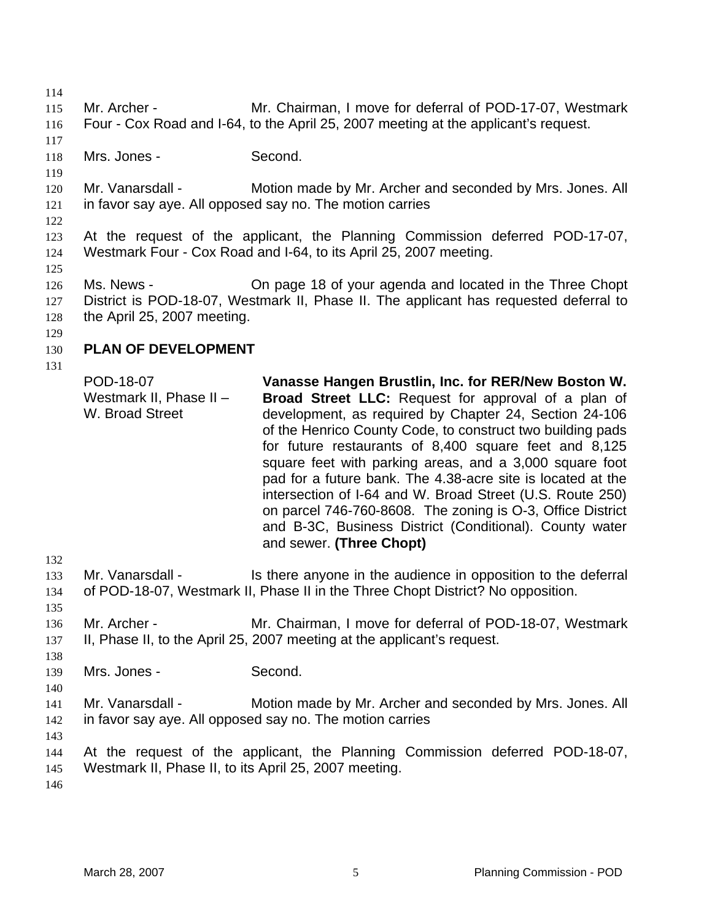Mr. Archer - Mr. Chairman, I move for deferral of POD-17-07, Westmark Four - Cox Road and I-64, to the April 25, 2007 meeting at the applicant's request.

Mrs. Jones - Second.

Mr. Vanarsdall - Motion made by Mr. Archer and seconded by Mrs. Jones. All in favor say aye. All opposed say no. The motion carries

At the request of the applicant, the Planning Commission deferred POD-17-07, Westmark Four - Cox Road and I-64, to its April 25, 2007 meeting.

Ms. News - On page 18 of your agenda and located in the Three Chopt District is POD-18-07, Westmark II, Phase II. The applicant has requested deferral to the April 25, 2007 meeting.

## PLAN OF DEVELOPMENT

POD-18-07
Westmark II, Phase II – W. Broad Street

**Vanasse Hangen Brustlin, Inc. for RER/New Boston W. Broad Street LLC:** Request for approval of a plan of development, as required by Chapter 24, Section 24-106 of the Henrico County Code, to construct two building pads for future restaurants of 8,400 square feet and 8,125 square feet with parking areas, and a 3,000 square foot pad for a future bank. The 4.38-acre site is located at the intersection of I-64 and W. Broad Street (U.S. Route 250) on parcel 746-760-8608. The zoning is O-3, Office District and B-3C, Business District (Conditional). County water and sewer. **(Three Chopt)**

Mr. Vanarsdall - Is there anyone in the audience in opposition to the deferral of POD-18-07, Westmark II, Phase II in the Three Chopt District? No opposition.

Mr. Archer - Mr. Chairman, I move for deferral of POD-18-07, Westmark II, Phase II, to the April 25, 2007 meeting at the applicant's request.

Mrs. Jones - Second.

Mr. Vanarsdall - Motion made by Mr. Archer and seconded by Mrs. Jones. All in favor say aye. All opposed say no. The motion carries

At the request of the applicant, the Planning Commission deferred POD-18-07, Westmark II, Phase II, to its April 25, 2007 meeting.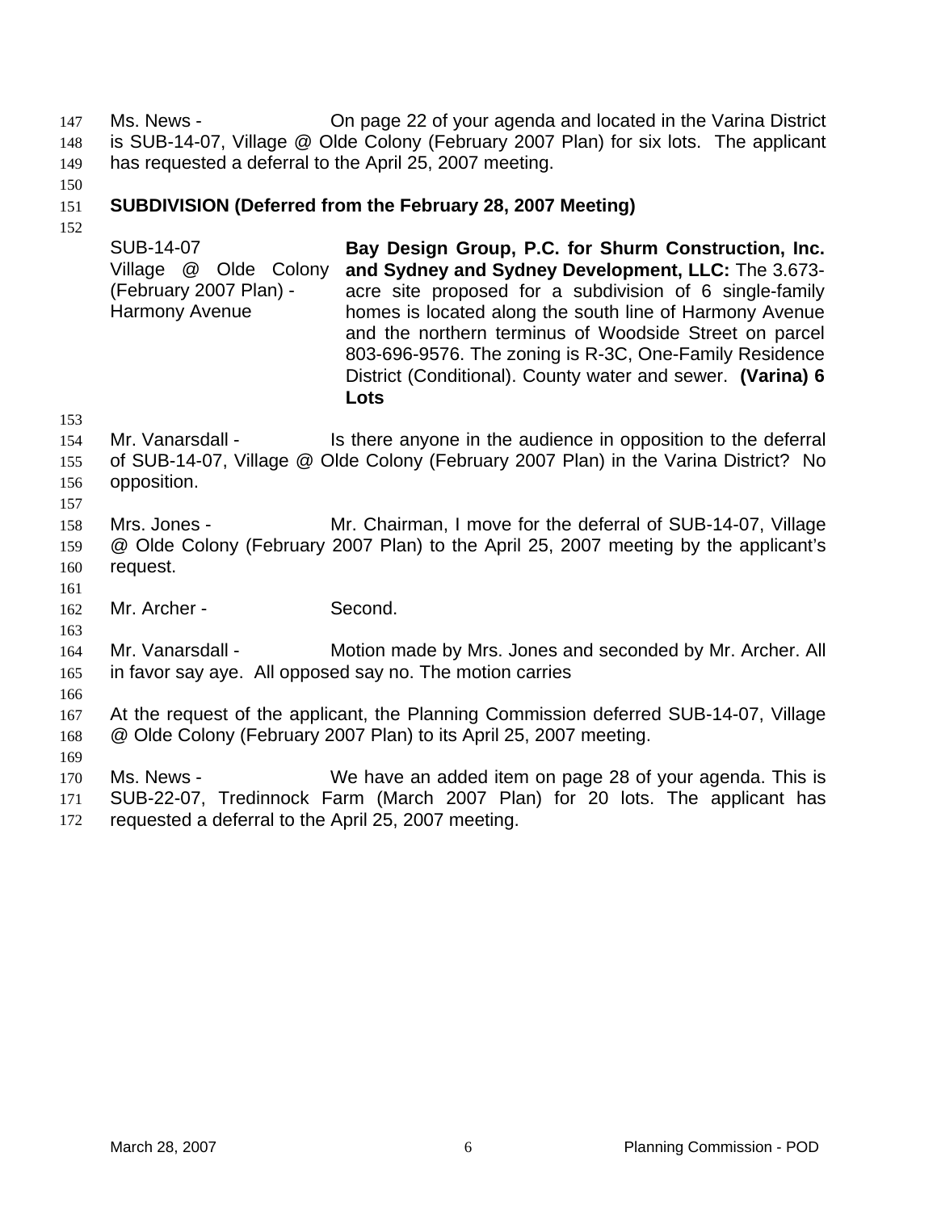Ms. News - On page 22 of your agenda and located in the Varina District is SUB-14-07, Village @ Olde Colony (February 2007 Plan) for six lots. The applicant has requested a deferral to the April 25, 2007 meeting.

**SUBDIVISION (Deferred from the February 28, 2007 Meeting)**

| | |
|---|---|
| SUB-14-07<br>Village @ Olde Colony (February 2007 Plan) - Harmony Avenue | **Bay Design Group, P.C. for Shurm Construction, Inc. and Sydney and Sydney Development, LLC:** The 3.673-acre site proposed for a subdivision of 6 single-family homes is located along the south line of Harmony Avenue and the northern terminus of Woodside Street on parcel 803-696-9576. The zoning is R-3C, One-Family Residence District (Conditional). County water and sewer. **(Varina) 6 Lots** |

Mr. Vanarsdall - Is there anyone in the audience in opposition to the deferral of SUB-14-07, Village @ Olde Colony (February 2007 Plan) in the Varina District? No opposition.

Mrs. Jones - Mr. Chairman, I move for the deferral of SUB-14-07, Village @ Olde Colony (February 2007 Plan) to the April 25, 2007 meeting by the applicant's request.

Mr. Archer - Second.

Mr. Vanarsdall - Motion made by Mrs. Jones and seconded by Mr. Archer. All in favor say aye. All opposed say no. The motion carries

At the request of the applicant, the Planning Commission deferred SUB-14-07, Village @ Olde Colony (February 2007 Plan) to its April 25, 2007 meeting.

Ms. News - We have an added item on page 28 of your agenda. This is SUB-22-07, Tredinnock Farm (March 2007 Plan) for 20 lots. The applicant has requested a deferral to the April 25, 2007 meeting.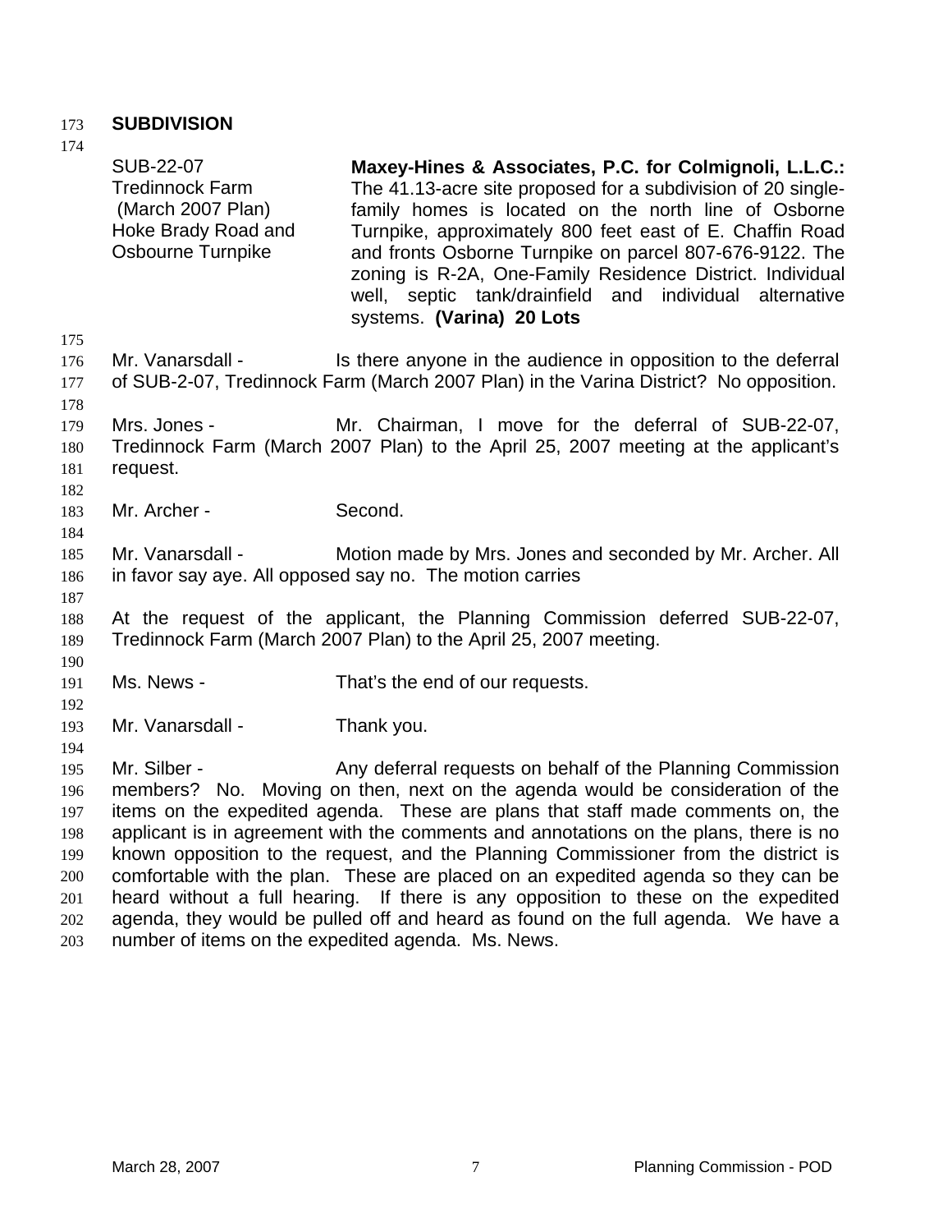## SUBDIVISION

| | |
|---|---|
| SUB-22-07<br>Tredinnock Farm<br>(March 2007 Plan)<br>Hoke Brady Road and<br>Osbourne Turnpike | **Maxey-Hines & Associates, P.C. for Colmignoli, L.L.C.:** The 41.13-acre site proposed for a subdivision of 20 single-family homes is located on the north line of Osborne Turnpike, approximately 800 feet east of E. Chaffin Road and fronts Osborne Turnpike on parcel 807-676-9122. The zoning is R-2A, One-Family Residence District. Individual well, septic tank/drainfield and individual alternative systems. **(Varina) 20 Lots** |

Mr. Vanarsdall - Is there anyone in the audience in opposition to the deferral of SUB-2-07, Tredinnock Farm (March 2007 Plan) in the Varina District? No opposition.

Mrs. Jones - Mr. Chairman, I move for the deferral of SUB-22-07, Tredinnock Farm (March 2007 Plan) to the April 25, 2007 meeting at the applicant's request.

Mr. Archer - Second.

Mr. Vanarsdall - Motion made by Mrs. Jones and seconded by Mr. Archer. All in favor say aye. All opposed say no. The motion carries

At the request of the applicant, the Planning Commission deferred SUB-22-07, Tredinnock Farm (March 2007 Plan) to the April 25, 2007 meeting.

Ms. News - That's the end of our requests.

Mr. Vanarsdall - Thank you.

Mr. Silber - Any deferral requests on behalf of the Planning Commission members? No. Moving on then, next on the agenda would be consideration of the items on the expedited agenda. These are plans that staff made comments on, the applicant is in agreement with the comments and annotations on the plans, there is no known opposition to the request, and the Planning Commissioner from the district is comfortable with the plan. These are placed on an expedited agenda so they can be heard without a full hearing. If there is any opposition to these on the expedited agenda, they would be pulled off and heard as found on the full agenda. We have a number of items on the expedited agenda. Ms. News.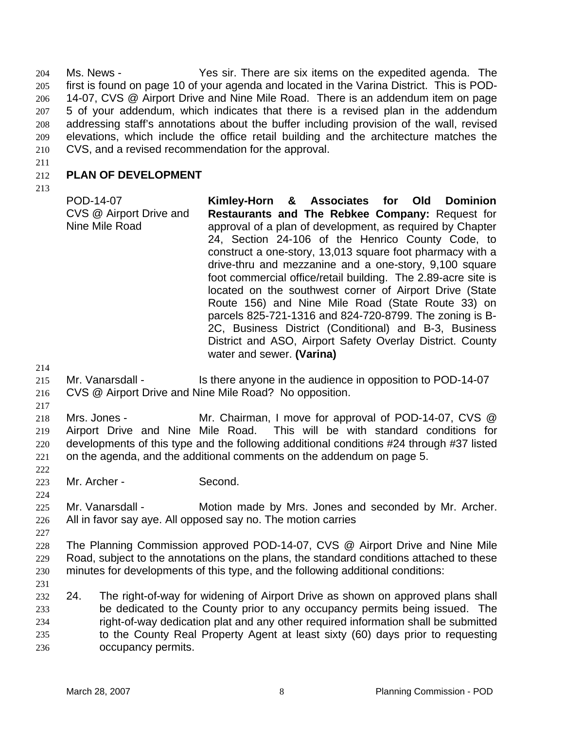Ms. News - Yes sir. There are six items on the expedited agenda. The first is found on page 10 of your agenda and located in the Varina District. This is POD-14-07, CVS @ Airport Drive and Nine Mile Road. There is an addendum item on page 5 of your addendum, which indicates that there is a revised plan in the addendum addressing staff's annotations about the buffer including provision of the wall, revised elevations, which include the office retail building and the architecture matches the CVS, and a revised recommendation for the approval.

## PLAN OF DEVELOPMENT

| POD-14-07<br>CVS @ Airport Drive and Nine Mile Road | **Kimley-Horn & Associates for Old Dominion Restaurants and The Rebkee Company:** Request for approval of a plan of development, as required by Chapter 24, Section 24-106 of the Henrico County Code, to construct a one-story, 13,013 square foot pharmacy with a drive-thru and mezzanine and a one-story, 9,100 square foot commercial office/retail building. The 2.89-acre site is located on the southwest corner of Airport Drive (State Route 156) and Nine Mile Road (State Route 33) on parcels 825-721-1316 and 824-720-8799. The zoning is B-2C, Business District (Conditional) and B-3, Business District and ASO, Airport Safety Overlay District. County water and sewer. **(Varina)** |
|---|---|

Mr. Vanarsdall - Is there anyone in the audience in opposition to POD-14-07 CVS @ Airport Drive and Nine Mile Road? No opposition.

Mrs. Jones - Mr. Chairman, I move for approval of POD-14-07, CVS @ Airport Drive and Nine Mile Road. This will be with standard conditions for developments of this type and the following additional conditions #24 through #37 listed on the agenda, and the additional comments on the addendum on page 5.

Mr. Archer - Second.

Mr. Vanarsdall - Motion made by Mrs. Jones and seconded by Mr. Archer. All in favor say aye. All opposed say no. The motion carries

The Planning Commission approved POD-14-07, CVS @ Airport Drive and Nine Mile Road, subject to the annotations on the plans, the standard conditions attached to these minutes for developments of this type, and the following additional conditions:

24. The right-of-way for widening of Airport Drive as shown on approved plans shall be dedicated to the County prior to any occupancy permits being issued. The right-of-way dedication plat and any other required information shall be submitted to the County Real Property Agent at least sixty (60) days prior to requesting occupancy permits.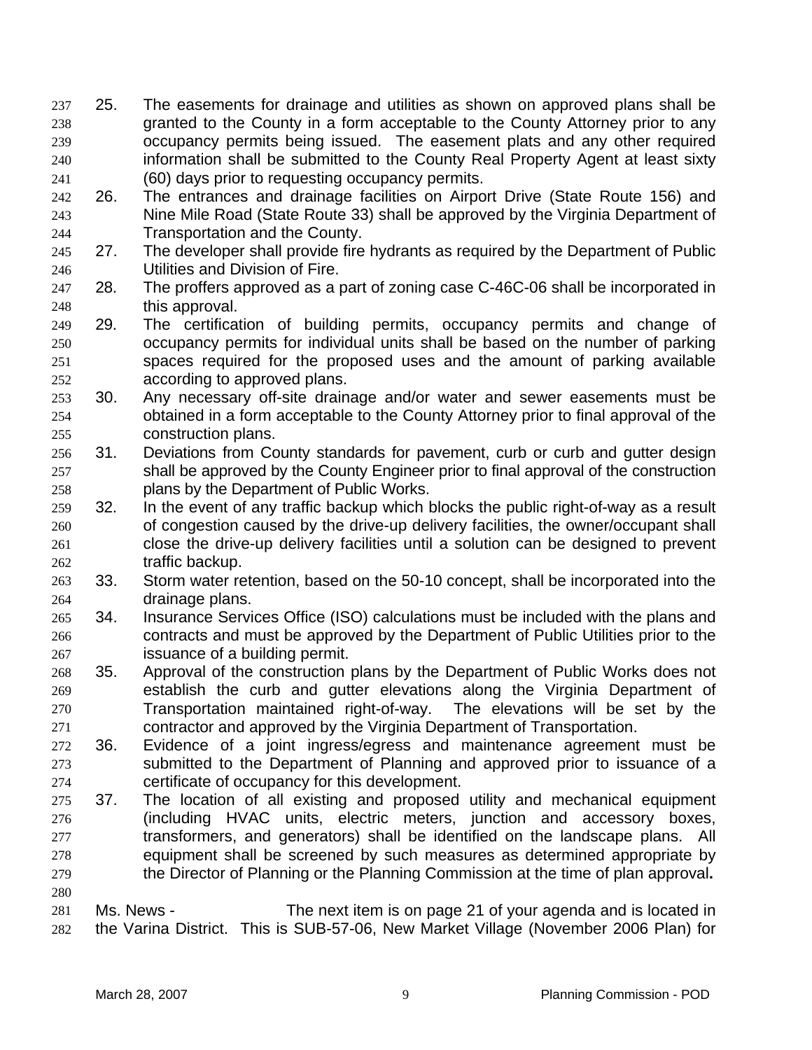25. The easements for drainage and utilities as shown on approved plans shall be granted to the County in a form acceptable to the County Attorney prior to any occupancy permits being issued. The easement plats and any other required information shall be submitted to the County Real Property Agent at least sixty (60) days prior to requesting occupancy permits.
26. The entrances and drainage facilities on Airport Drive (State Route 156) and Nine Mile Road (State Route 33) shall be approved by the Virginia Department of Transportation and the County.
27. The developer shall provide fire hydrants as required by the Department of Public Utilities and Division of Fire.
28. The proffers approved as a part of zoning case C-46C-06 shall be incorporated in this approval.
29. The certification of building permits, occupancy permits and change of occupancy permits for individual units shall be based on the number of parking spaces required for the proposed uses and the amount of parking available according to approved plans.
30. Any necessary off-site drainage and/or water and sewer easements must be obtained in a form acceptable to the County Attorney prior to final approval of the construction plans.
31. Deviations from County standards for pavement, curb or curb and gutter design shall be approved by the County Engineer prior to final approval of the construction plans by the Department of Public Works.
32. In the event of any traffic backup which blocks the public right-of-way as a result of congestion caused by the drive-up delivery facilities, the owner/occupant shall close the drive-up delivery facilities until a solution can be designed to prevent traffic backup.
33. Storm water retention, based on the 50-10 concept, shall be incorporated into the drainage plans.
34. Insurance Services Office (ISO) calculations must be included with the plans and contracts and must be approved by the Department of Public Utilities prior to the issuance of a building permit.
35. Approval of the construction plans by the Department of Public Works does not establish the curb and gutter elevations along the Virginia Department of Transportation maintained right-of-way. The elevations will be set by the contractor and approved by the Virginia Department of Transportation.
36. Evidence of a joint ingress/egress and maintenance agreement must be submitted to the Department of Planning and approved prior to issuance of a certificate of occupancy for this development.
37. The location of all existing and proposed utility and mechanical equipment (including HVAC units, electric meters, junction and accessory boxes, transformers, and generators) shall be identified on the landscape plans. All equipment shall be screened by such measures as determined appropriate by the Director of Planning or the Planning Commission at the time of plan approval**.**

Ms. News - The next item is on page 21 of your agenda and is located in the Varina District. This is SUB-57-06, New Market Village (November 2006 Plan) for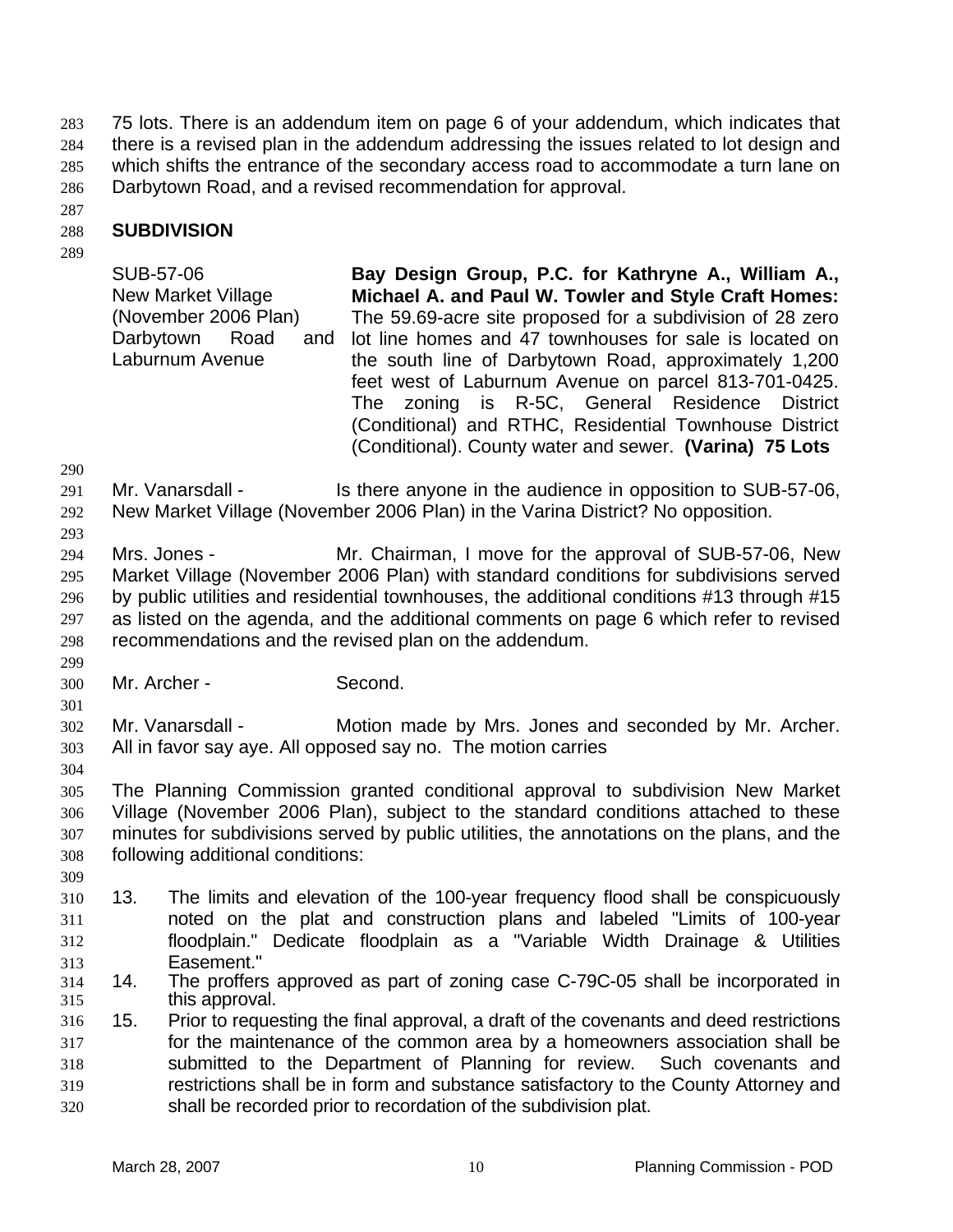75 lots. There is an addendum item on page 6 of your addendum, which indicates that there is a revised plan in the addendum addressing the issues related to lot design and which shifts the entrance of the secondary access road to accommodate a turn lane on Darbytown Road, and a revised recommendation for approval.

## SUBDIVISION

| | |
|---|---|
| SUB-57-06<br>New Market Village<br>(November 2006 Plan)<br>Darbytown Road and Laburnum Avenue | **Bay Design Group, P.C. for Kathryne A., William A., Michael A. and Paul W. Towler and Style Craft Homes:** The 59.69-acre site proposed for a subdivision of 28 zero lot line homes and 47 townhouses for sale is located on the south line of Darbytown Road, approximately 1,200 feet west of Laburnum Avenue on parcel 813-701-0425. The zoning is R-5C, General Residence District (Conditional) and RTHC, Residential Townhouse District (Conditional). County water and sewer. **(Varina) 75 Lots** |

Mr. Vanarsdall - Is there anyone in the audience in opposition to SUB-57-06, New Market Village (November 2006 Plan) in the Varina District? No opposition.

Mrs. Jones - Mr. Chairman, I move for the approval of SUB-57-06, New Market Village (November 2006 Plan) with standard conditions for subdivisions served by public utilities and residential townhouses, the additional conditions #13 through #15 as listed on the agenda, and the additional comments on page 6 which refer to revised recommendations and the revised plan on the addendum.

Mr. Archer - Second.

Mr. Vanarsdall - Motion made by Mrs. Jones and seconded by Mr. Archer. All in favor say aye. All opposed say no. The motion carries

The Planning Commission granted conditional approval to subdivision New Market Village (November 2006 Plan), subject to the standard conditions attached to these minutes for subdivisions served by public utilities, the annotations on the plans, and the following additional conditions:

13. The limits and elevation of the 100-year frequency flood shall be conspicuously noted on the plat and construction plans and labeled "Limits of 100-year floodplain." Dedicate floodplain as a "Variable Width Drainage & Utilities Easement."
14. The proffers approved as part of zoning case C-79C-05 shall be incorporated in this approval.
15. Prior to requesting the final approval, a draft of the covenants and deed restrictions for the maintenance of the common area by a homeowners association shall be submitted to the Department of Planning for review. Such covenants and restrictions shall be in form and substance satisfactory to the County Attorney and shall be recorded prior to recordation of the subdivision plat.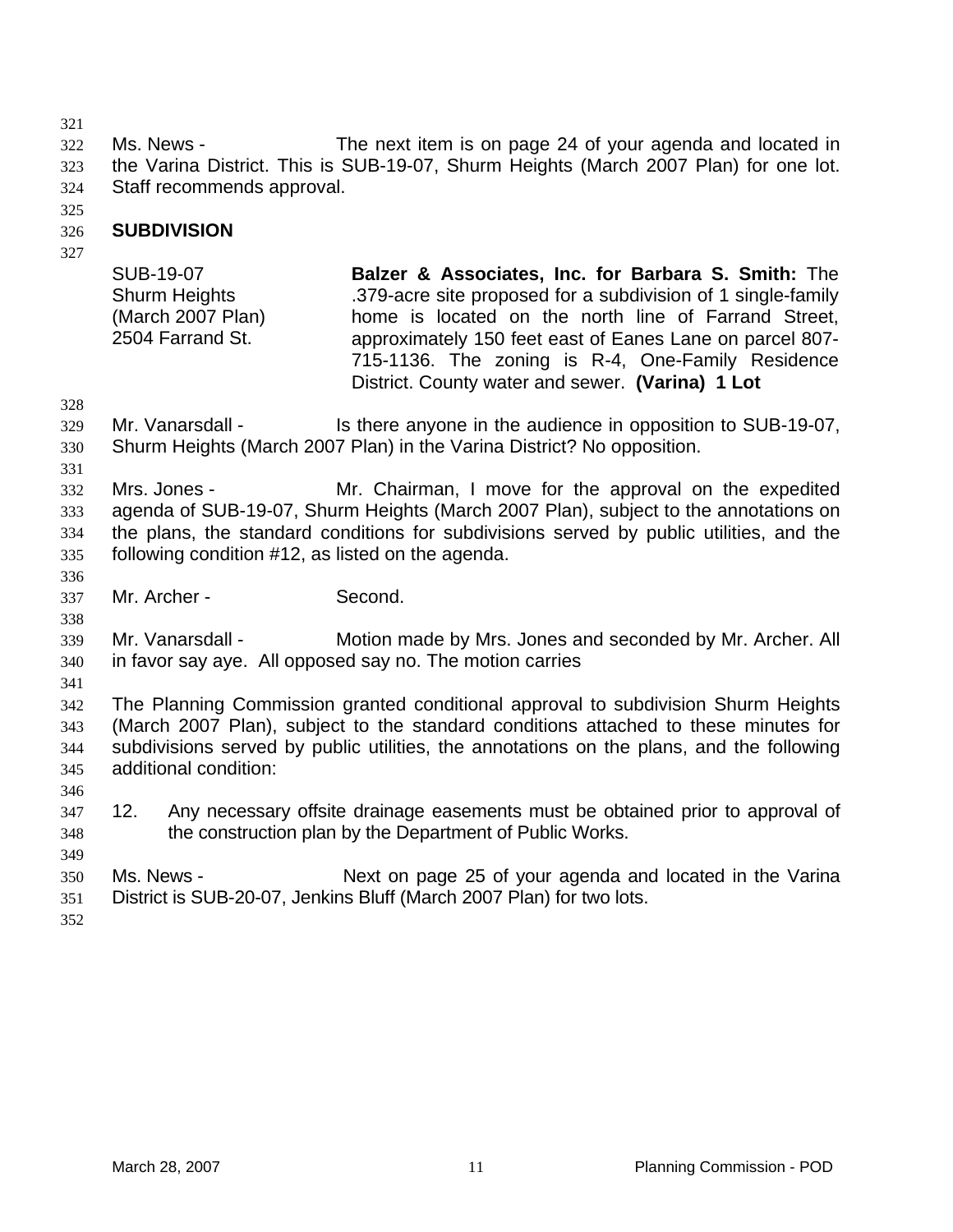Ms. News - The next item is on page 24 of your agenda and located in the Varina District. This is SUB-19-07, Shurm Heights (March 2007 Plan) for one lot. Staff recommends approval.

## SUBDIVISION

| | |
|---|---|
| SUB-19-07<br>Shurm Heights<br>(March 2007 Plan)<br>2504 Farrand St. | **Balzer & Associates, Inc. for Barbara S. Smith:** The .379-acre site proposed for a subdivision of 1 single-family home is located on the north line of Farrand Street, approximately 150 feet east of Eanes Lane on parcel 807-715-1136. The zoning is R-4, One-Family Residence District. County water and sewer. **(Varina) 1 Lot** |

Mr. Vanarsdall - Is there anyone in the audience in opposition to SUB-19-07, Shurm Heights (March 2007 Plan) in the Varina District? No opposition.

Mrs. Jones - Mr. Chairman, I move for the approval on the expedited agenda of SUB-19-07, Shurm Heights (March 2007 Plan), subject to the annotations on the plans, the standard conditions for subdivisions served by public utilities, and the following condition #12, as listed on the agenda.

Mr. Archer - Second.

Mr. Vanarsdall - Motion made by Mrs. Jones and seconded by Mr. Archer. All in favor say aye. All opposed say no. The motion carries

The Planning Commission granted conditional approval to subdivision Shurm Heights (March 2007 Plan), subject to the standard conditions attached to these minutes for subdivisions served by public utilities, the annotations on the plans, and the following additional condition:

12. Any necessary offsite drainage easements must be obtained prior to approval of the construction plan by the Department of Public Works.

Ms. News - Next on page 25 of your agenda and located in the Varina District is SUB-20-07, Jenkins Bluff (March 2007 Plan) for two lots.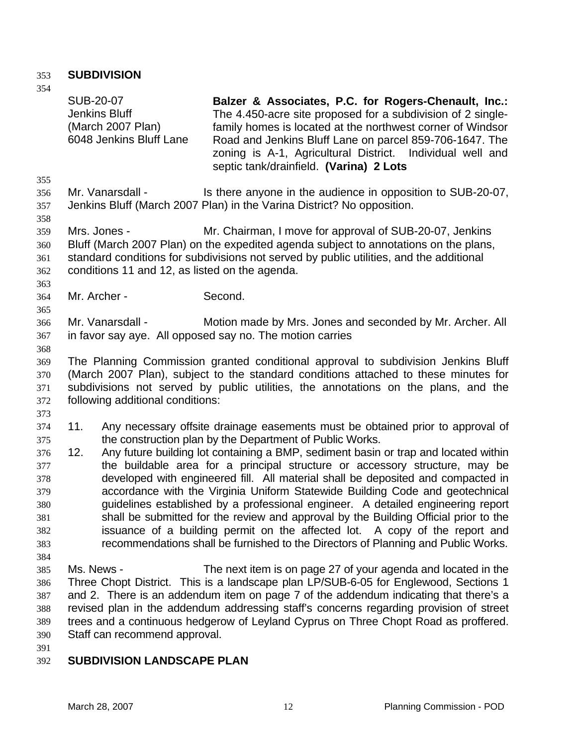**SUBDIVISION**

| | |
|---|---|
| SUB-20-07<br>Jenkins Bluff<br>(March 2007 Plan)<br>6048 Jenkins Bluff Lane | **Balzer & Associates, P.C. for Rogers-Chenault, Inc.:** The 4.450-acre site proposed for a subdivision of 2 single-family homes is located at the northwest corner of Windsor Road and Jenkins Bluff Lane on parcel 859-706-1647. The zoning is A-1, Agricultural District. Individual well and septic tank/drainfield. **(Varina) 2 Lots** |

Mr. Vanarsdall - Is there anyone in the audience in opposition to SUB-20-07, Jenkins Bluff (March 2007 Plan) in the Varina District? No opposition.

Mrs. Jones - Mr. Chairman, I move for approval of SUB-20-07, Jenkins Bluff (March 2007 Plan) on the expedited agenda subject to annotations on the plans, standard conditions for subdivisions not served by public utilities, and the additional conditions 11 and 12, as listed on the agenda.

Mr. Archer - Second.

Mr. Vanarsdall - Motion made by Mrs. Jones and seconded by Mr. Archer. All in favor say aye. All opposed say no. The motion carries

The Planning Commission granted conditional approval to subdivision Jenkins Bluff (March 2007 Plan), subject to the standard conditions attached to these minutes for subdivisions not served by public utilities, the annotations on the plans, and the following additional conditions:

11. Any necessary offsite drainage easements must be obtained prior to approval of the construction plan by the Department of Public Works.
12. Any future building lot containing a BMP, sediment basin or trap and located within the buildable area for a principal structure or accessory structure, may be developed with engineered fill. All material shall be deposited and compacted in accordance with the Virginia Uniform Statewide Building Code and geotechnical guidelines established by a professional engineer. A detailed engineering report shall be submitted for the review and approval by the Building Official prior to the issuance of a building permit on the affected lot. A copy of the report and recommendations shall be furnished to the Directors of Planning and Public Works.

Ms. News - The next item is on page 27 of your agenda and located in the Three Chopt District. This is a landscape plan LP/SUB-6-05 for Englewood, Sections 1 and 2. There is an addendum item on page 7 of the addendum indicating that there's a revised plan in the addendum addressing staff's concerns regarding provision of street trees and a continuous hedgerow of Leyland Cyprus on Three Chopt Road as proffered. Staff can recommend approval.

**SUBDIVISION LANDSCAPE PLAN**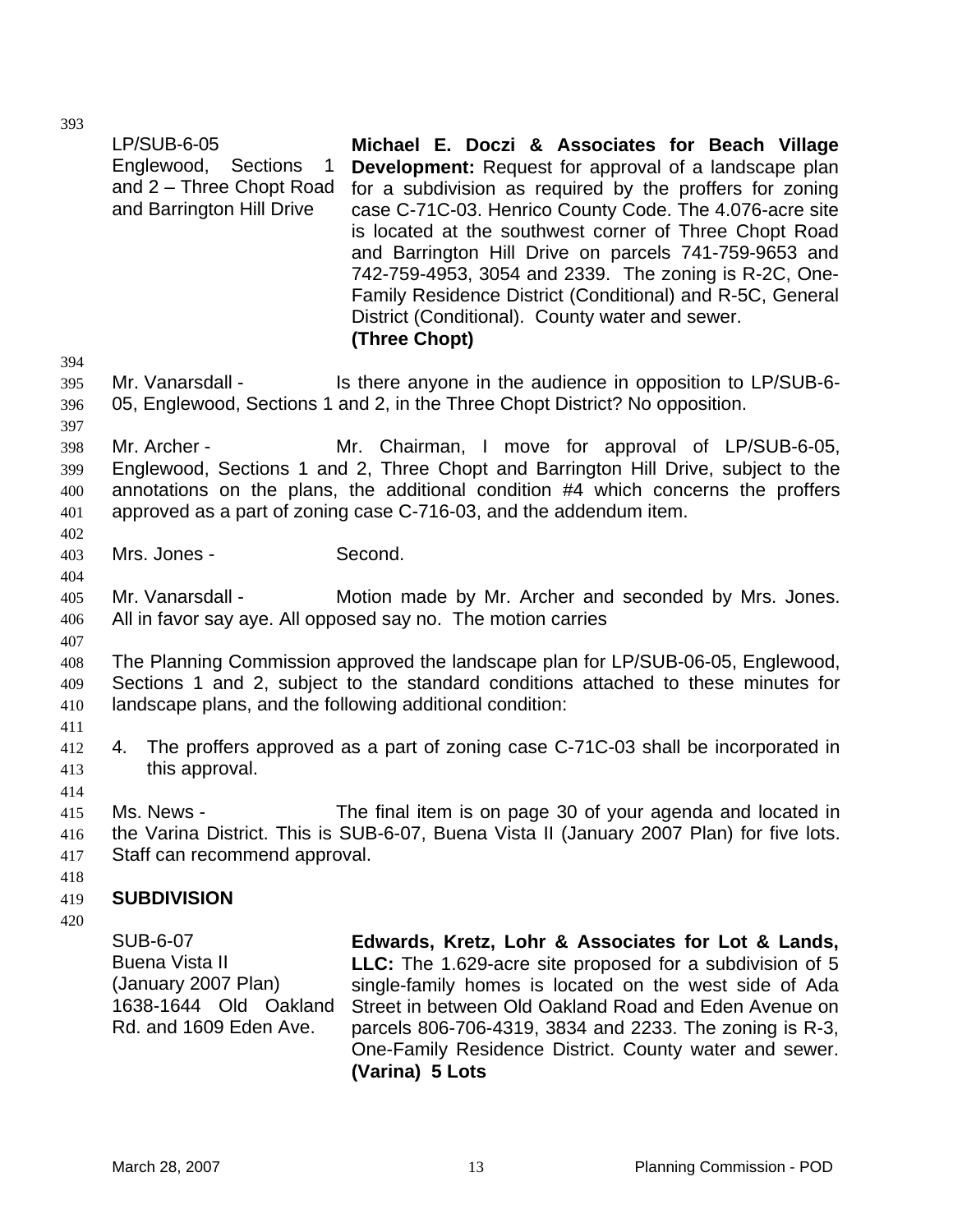| | |
|---|---|
| LP/SUB-6-05<br>Englewood, Sections 1 and 2 – Three Chopt Road and Barrington Hill Drive | **Michael E. Doczi & Associates for Beach Village Development:** Request for approval of a landscape plan for a subdivision as required by the proffers for zoning case C-71C-03. Henrico County Code. The 4.076-acre site is located at the southwest corner of Three Chopt Road and Barrington Hill Drive on parcels 741-759-9653 and 742-759-4953, 3054 and 2339. The zoning is R-2C, One-Family Residence District (Conditional) and R-5C, General District (Conditional). County water and sewer. **(Three Chopt)** |

Mr. Vanarsdall - Is there anyone in the audience in opposition to LP/SUB-6-05, Englewood, Sections 1 and 2, in the Three Chopt District? No opposition.

Mr. Archer - Mr. Chairman, I move for approval of LP/SUB-6-05, Englewood, Sections 1 and 2, Three Chopt and Barrington Hill Drive, subject to the annotations on the plans, the additional condition #4 which concerns the proffers approved as a part of zoning case C-716-03, and the addendum item.

Mrs. Jones - Second.

Mr. Vanarsdall - Motion made by Mr. Archer and seconded by Mrs. Jones. All in favor say aye. All opposed say no. The motion carries

The Planning Commission approved the landscape plan for LP/SUB-06-05, Englewood, Sections 1 and 2, subject to the standard conditions attached to these minutes for landscape plans, and the following additional condition:

4. The proffers approved as a part of zoning case C-71C-03 shall be incorporated in this approval.

Ms. News - The final item is on page 30 of your agenda and located in the Varina District. This is SUB-6-07, Buena Vista II (January 2007 Plan) for five lots. Staff can recommend approval.

## SUBDIVISION

| | |
|---|---|
| SUB-6-07<br>Buena Vista II<br>(January 2007 Plan)<br>1638-1644 Old Oakland Rd. and 1609 Eden Ave. | **Edwards, Kretz, Lohr & Associates for Lot & Lands, LLC:** The 1.629-acre site proposed for a subdivision of 5 single-family homes is located on the west side of Ada Street in between Old Oakland Road and Eden Avenue on parcels 806-706-4319, 3834 and 2233. The zoning is R-3, One-Family Residence District. County water and sewer. **(Varina) 5 Lots** |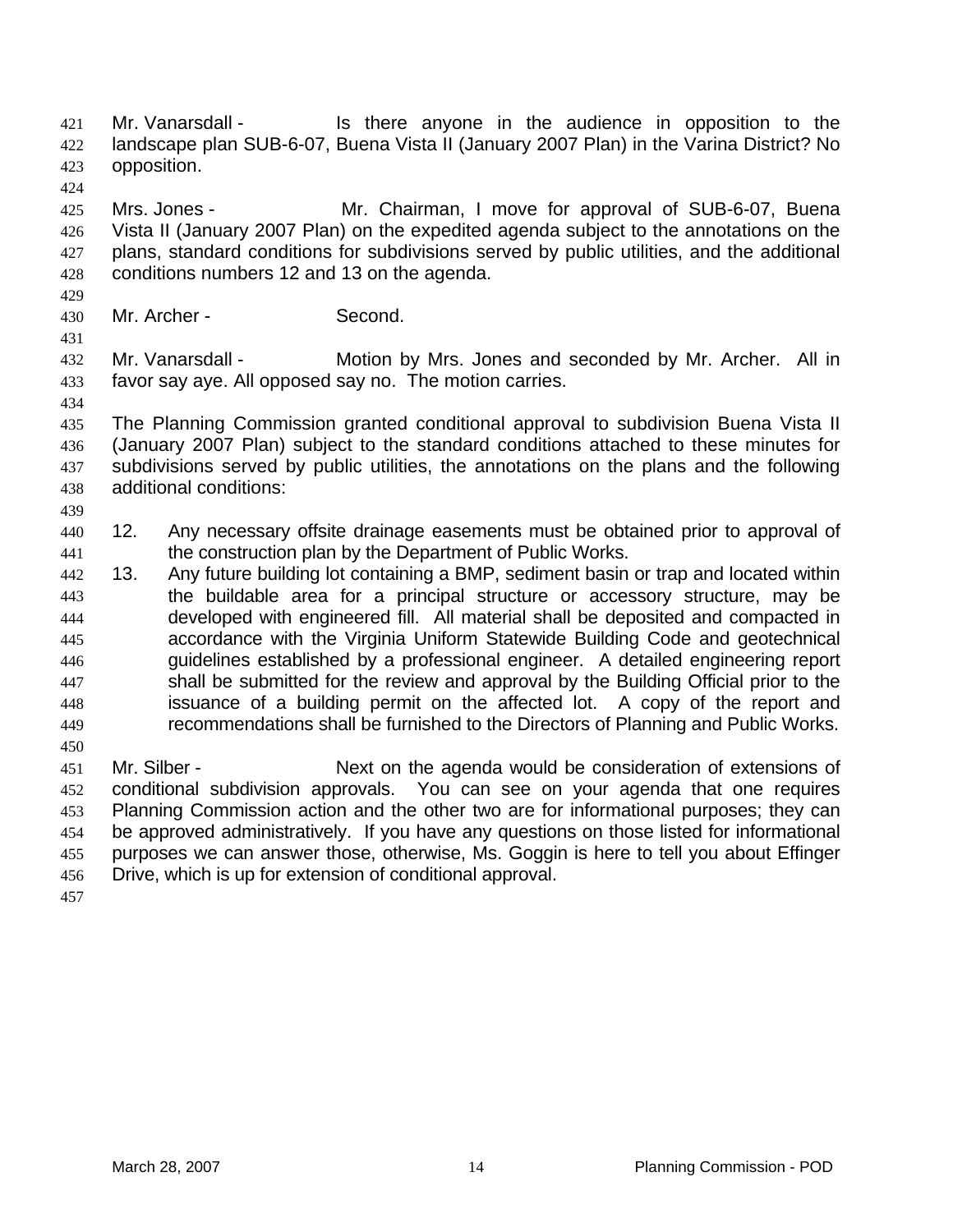Mr. Vanarsdall - Is there anyone in the audience in opposition to the landscape plan SUB-6-07, Buena Vista II (January 2007 Plan) in the Varina District? No opposition.

Mrs. Jones - Mr. Chairman, I move for approval of SUB-6-07, Buena Vista II (January 2007 Plan) on the expedited agenda subject to the annotations on the plans, standard conditions for subdivisions served by public utilities, and the additional conditions numbers 12 and 13 on the agenda.

Mr. Archer - Second.

Mr. Vanarsdall - Motion by Mrs. Jones and seconded by Mr. Archer. All in favor say aye. All opposed say no. The motion carries.

The Planning Commission granted conditional approval to subdivision Buena Vista II (January 2007 Plan) subject to the standard conditions attached to these minutes for subdivisions served by public utilities, the annotations on the plans and the following additional conditions:

12. Any necessary offsite drainage easements must be obtained prior to approval of the construction plan by the Department of Public Works.
13. Any future building lot containing a BMP, sediment basin or trap and located within the buildable area for a principal structure or accessory structure, may be developed with engineered fill. All material shall be deposited and compacted in accordance with the Virginia Uniform Statewide Building Code and geotechnical guidelines established by a professional engineer. A detailed engineering report shall be submitted for the review and approval by the Building Official prior to the issuance of a building permit on the affected lot. A copy of the report and recommendations shall be furnished to the Directors of Planning and Public Works.

Mr. Silber - Next on the agenda would be consideration of extensions of conditional subdivision approvals. You can see on your agenda that one requires Planning Commission action and the other two are for informational purposes; they can be approved administratively. If you have any questions on those listed for informational purposes we can answer those, otherwise, Ms. Goggin is here to tell you about Effinger Drive, which is up for extension of conditional approval.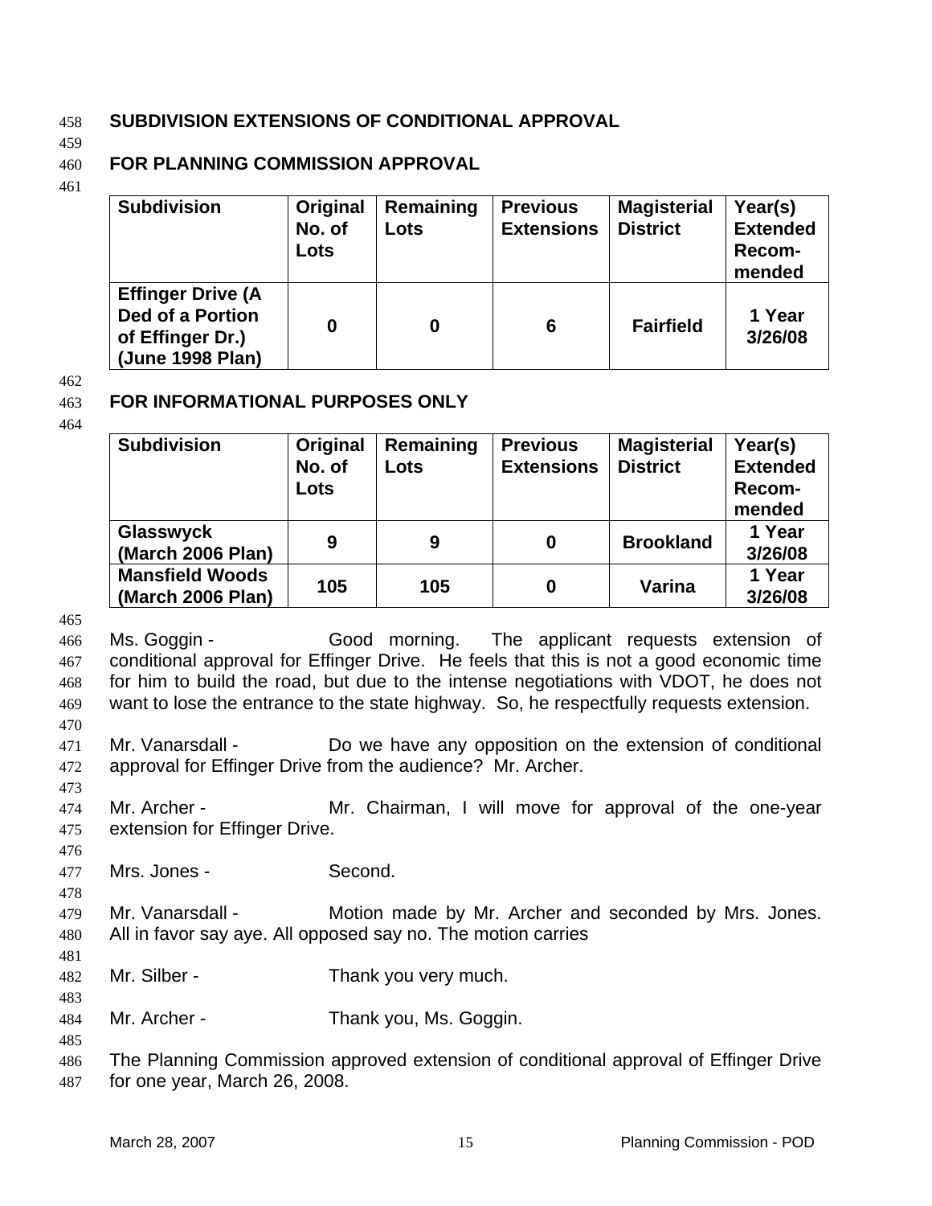## SUBDIVISION EXTENSIONS OF CONDITIONAL APPROVAL

### FOR PLANNING COMMISSION APPROVAL

| Subdivision | Original No. of Lots | Remaining Lots | Previous Extensions | Magisterial District | Year(s) Extended Recom-mended |
|---|---|---|---|---|---|
| **Effinger Drive (A Ded of a Portion of Effinger Dr.) (June 1998 Plan)** | **0** | **0** | **6** | **Fairfield** | **1 Year 3/26/08** |

### FOR INFORMATIONAL PURPOSES ONLY

| Subdivision | Original No. of Lots | Remaining Lots | Previous Extensions | Magisterial District | Year(s) Extended Recom-mended |
|---|---|---|---|---|---|
| **Glasswyck (March 2006 Plan)** | **9** | **9** | **0** | **Brookland** | **1 Year 3/26/08** |
| **Mansfield Woods (March 2006 Plan)** | **105** | **105** | **0** | **Varina** | **1 Year 3/26/08** |

Ms. Goggin - Good morning. The applicant requests extension of conditional approval for Effinger Drive. He feels that this is not a good economic time for him to build the road, but due to the intense negotiations with VDOT, he does not want to lose the entrance to the state highway. So, he respectfully requests extension.

Mr. Vanarsdall - Do we have any opposition on the extension of conditional approval for Effinger Drive from the audience? Mr. Archer.

Mr. Archer - Mr. Chairman, I will move for approval of the one-year extension for Effinger Drive.

Mrs. Jones - Second.

Mr. Vanarsdall - Motion made by Mr. Archer and seconded by Mrs. Jones. All in favor say aye. All opposed say no. The motion carries

Mr. Silber - Thank you very much.

Mr. Archer - Thank you, Ms. Goggin.

The Planning Commission approved extension of conditional approval of Effinger Drive for one year, March 26, 2008.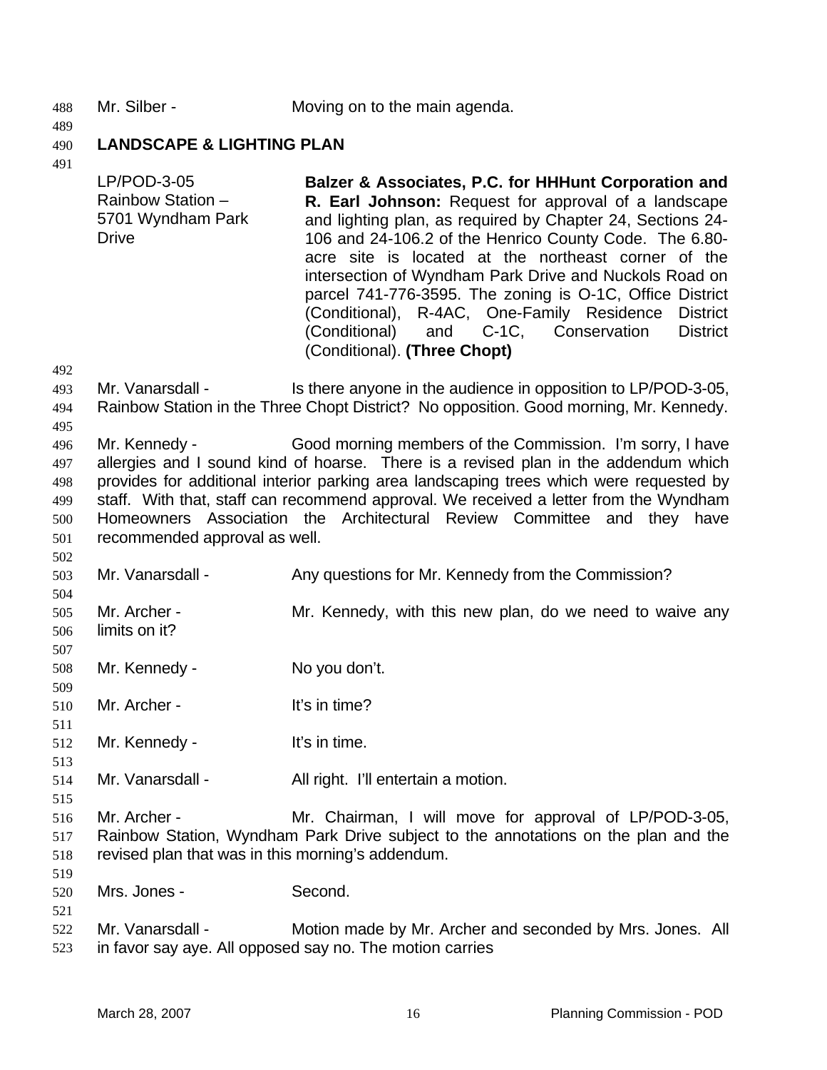Mr. Silber - Moving on to the main agenda.

## LANDSCAPE & LIGHTING PLAN

LP/POD-3-05
Rainbow Station –
5701 Wyndham Park
Drive

**Balzer & Associates, P.C. for HHHunt Corporation and R. Earl Johnson:** Request for approval of a landscape and lighting plan, as required by Chapter 24, Sections 24-106 and 24-106.2 of the Henrico County Code. The 6.80-acre site is located at the northeast corner of the intersection of Wyndham Park Drive and Nuckols Road on parcel 741-776-3595. The zoning is O-1C, Office District (Conditional), R-4AC, One-Family Residence District (Conditional) and C-1C, Conservation District (Conditional). **(Three Chopt)**

Mr. Vanarsdall - Is there anyone in the audience in opposition to LP/POD-3-05, Rainbow Station in the Three Chopt District? No opposition. Good morning, Mr. Kennedy.

Mr. Kennedy - Good morning members of the Commission. I'm sorry, I have allergies and I sound kind of hoarse. There is a revised plan in the addendum which provides for additional interior parking area landscaping trees which were requested by staff. With that, staff can recommend approval. We received a letter from the Wyndham Homeowners Association the Architectural Review Committee and they have recommended approval as well.

Mr. Vanarsdall - Any questions for Mr. Kennedy from the Commission?

Mr. Archer - Mr. Kennedy, with this new plan, do we need to waive any limits on it?

Mr. Kennedy - No you don't.

Mr. Archer - It's in time?

Mr. Kennedy - It's in time.

Mr. Vanarsdall - All right. I'll entertain a motion.

Mr. Archer - Mr. Chairman, I will move for approval of LP/POD-3-05, Rainbow Station, Wyndham Park Drive subject to the annotations on the plan and the revised plan that was in this morning's addendum.

Mrs. Jones - Second.

Mr. Vanarsdall - Motion made by Mr. Archer and seconded by Mrs. Jones. All in favor say aye. All opposed say no. The motion carries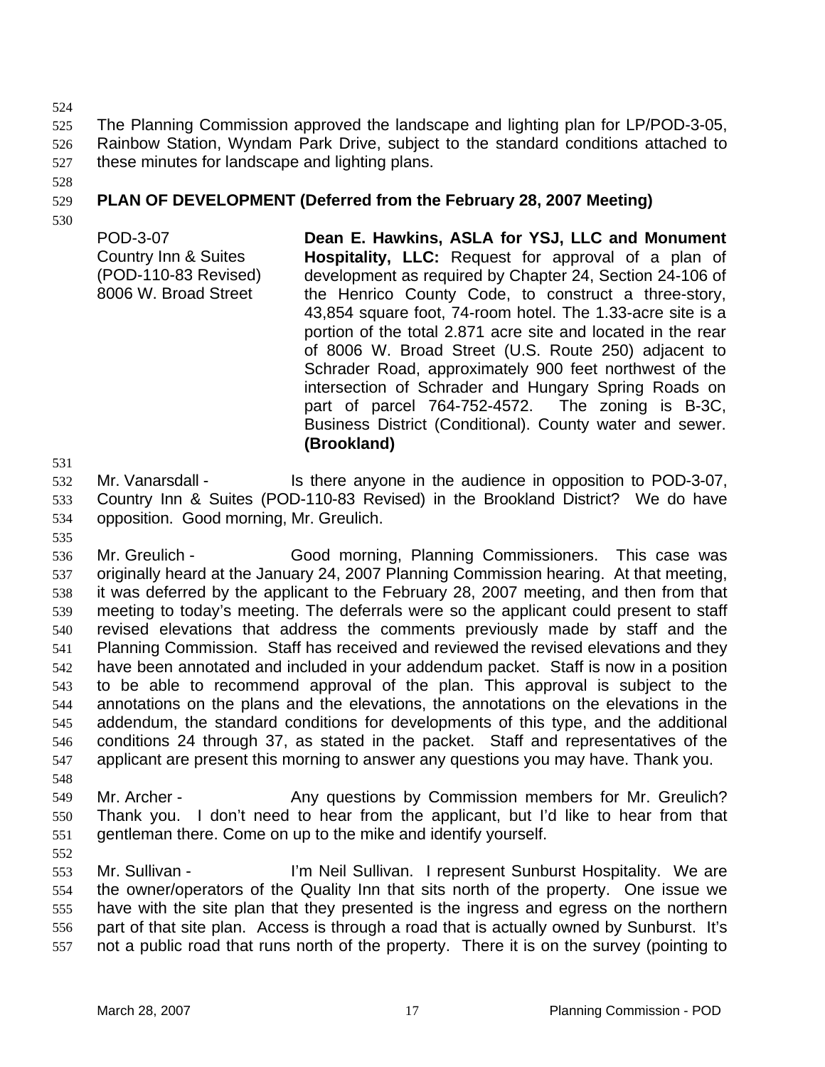The Planning Commission approved the landscape and lighting plan for LP/POD-3-05, Rainbow Station, Wyndam Park Drive, subject to the standard conditions attached to these minutes for landscape and lighting plans.

**PLAN OF DEVELOPMENT (Deferred from the February 28, 2007 Meeting)**

POD-3-07
Country Inn & Suites
(POD-110-83 Revised)
8006 W. Broad Street

**Dean E. Hawkins, ASLA for YSJ, LLC and Monument Hospitality, LLC:** Request for approval of a plan of development as required by Chapter 24, Section 24-106 of the Henrico County Code, to construct a three-story, 43,854 square foot, 74-room hotel. The 1.33-acre site is a portion of the total 2.871 acre site and located in the rear of 8006 W. Broad Street (U.S. Route 250) adjacent to Schrader Road, approximately 900 feet northwest of the intersection of Schrader and Hungary Spring Roads on part of parcel 764-752-4572. The zoning is B-3C, Business District (Conditional). County water and sewer. **(Brookland)**

Mr. Vanarsdall - Is there anyone in the audience in opposition to POD-3-07, Country Inn & Suites (POD-110-83 Revised) in the Brookland District? We do have opposition. Good morning, Mr. Greulich.

Mr. Greulich - Good morning, Planning Commissioners. This case was originally heard at the January 24, 2007 Planning Commission hearing. At that meeting, it was deferred by the applicant to the February 28, 2007 meeting, and then from that meeting to today's meeting. The deferrals were so the applicant could present to staff revised elevations that address the comments previously made by staff and the Planning Commission. Staff has received and reviewed the revised elevations and they have been annotated and included in your addendum packet. Staff is now in a position to be able to recommend approval of the plan. This approval is subject to the annotations on the plans and the elevations, the annotations on the elevations in the addendum, the standard conditions for developments of this type, and the additional conditions 24 through 37, as stated in the packet. Staff and representatives of the applicant are present this morning to answer any questions you may have. Thank you.

Mr. Archer - Any questions by Commission members for Mr. Greulich? Thank you. I don't need to hear from the applicant, but I'd like to hear from that gentleman there. Come on up to the mike and identify yourself.

Mr. Sullivan - I'm Neil Sullivan. I represent Sunburst Hospitality. We are the owner/operators of the Quality Inn that sits north of the property. One issue we have with the site plan that they presented is the ingress and egress on the northern part of that site plan. Access is through a road that is actually owned by Sunburst. It's not a public road that runs north of the property. There it is on the survey (pointing to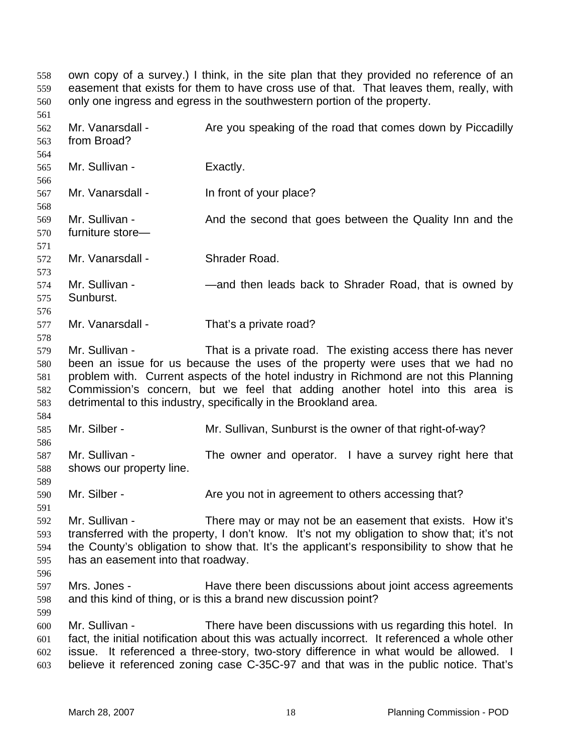own copy of a survey.) I think, in the site plan that they provided no reference of an easement that exists for them to have cross use of that. That leaves them, really, with only one ingress and egress in the southwestern portion of the property.

Mr. Vanarsdall - Are you speaking of the road that comes down by Piccadilly from Broad?

Mr. Sullivan - Exactly.

Mr. Vanarsdall - In front of your place?

Mr. Sullivan - And the second that goes between the Quality Inn and the furniture store—

Mr. Vanarsdall - Shrader Road.

Mr. Sullivan - —and then leads back to Shrader Road, that is owned by Sunburst.

Mr. Vanarsdall - That's a private road?

Mr. Sullivan - That is a private road. The existing access there has never been an issue for us because the uses of the property were uses that we had no problem with. Current aspects of the hotel industry in Richmond are not this Planning Commission's concern, but we feel that adding another hotel into this area is detrimental to this industry, specifically in the Brookland area.

Mr. Silber - Mr. Sullivan, Sunburst is the owner of that right-of-way?

Mr. Sullivan - The owner and operator. I have a survey right here that shows our property line.

Mr. Silber - Are you not in agreement to others accessing that?

Mr. Sullivan - There may or may not be an easement that exists. How it's transferred with the property, I don't know. It's not my obligation to show that; it's not the County's obligation to show that. It's the applicant's responsibility to show that he has an easement into that roadway.

Mrs. Jones - Have there been discussions about joint access agreements and this kind of thing, or is this a brand new discussion point?

Mr. Sullivan - There have been discussions with us regarding this hotel. In fact, the initial notification about this was actually incorrect. It referenced a whole other issue. It referenced a three-story, two-story difference in what would be allowed. I believe it referenced zoning case C-35C-97 and that was in the public notice. That's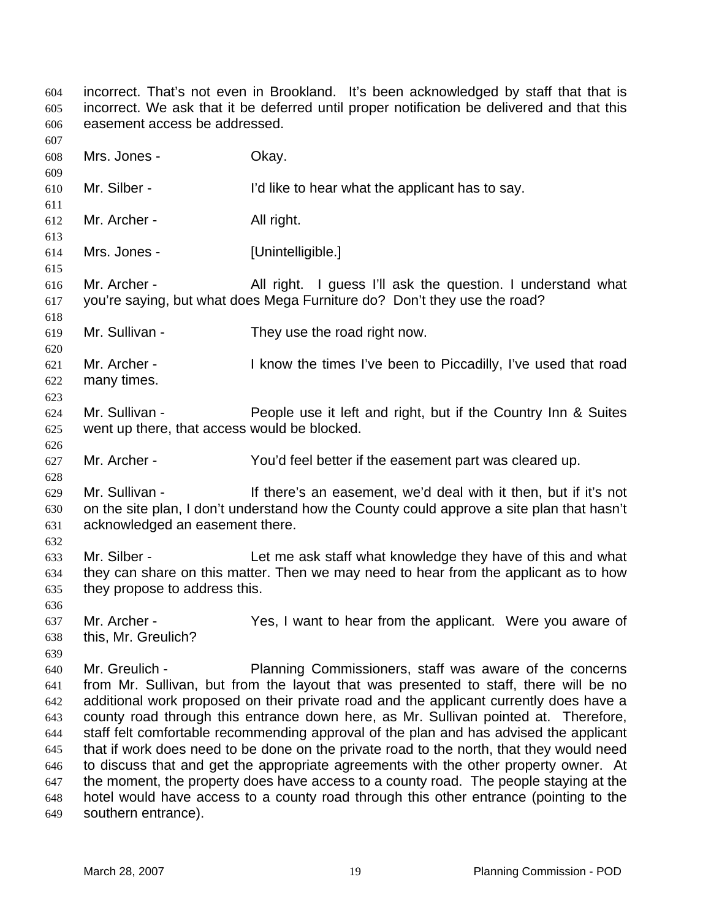incorrect. That's not even in Brookland. It's been acknowledged by staff that that is incorrect. We ask that it be deferred until proper notification be delivered and that this easement access be addressed.

Mrs. Jones - Okay.

Mr. Silber - I'd like to hear what the applicant has to say.

Mr. Archer - All right.

Mrs. Jones - [Unintelligible.]

Mr. Archer - All right. I guess I'll ask the question. I understand what you're saying, but what does Mega Furniture do? Don't they use the road?

Mr. Sullivan - They use the road right now.

Mr. Archer - I know the times I've been to Piccadilly, I've used that road many times.

Mr. Sullivan - People use it left and right, but if the Country Inn & Suites went up there, that access would be blocked.

Mr. Archer - You'd feel better if the easement part was cleared up.

Mr. Sullivan - If there's an easement, we'd deal with it then, but if it's not on the site plan, I don't understand how the County could approve a site plan that hasn't acknowledged an easement there.

Mr. Silber - Let me ask staff what knowledge they have of this and what they can share on this matter. Then we may need to hear from the applicant as to how they propose to address this.

Mr. Archer - Yes, I want to hear from the applicant. Were you aware of this, Mr. Greulich?

Mr. Greulich - Planning Commissioners, staff was aware of the concerns from Mr. Sullivan, but from the layout that was presented to staff, there will be no additional work proposed on their private road and the applicant currently does have a county road through this entrance down here, as Mr. Sullivan pointed at. Therefore, staff felt comfortable recommending approval of the plan and has advised the applicant that if work does need to be done on the private road to the north, that they would need to discuss that and get the appropriate agreements with the other property owner. At the moment, the property does have access to a county road. The people staying at the hotel would have access to a county road through this other entrance (pointing to the southern entrance).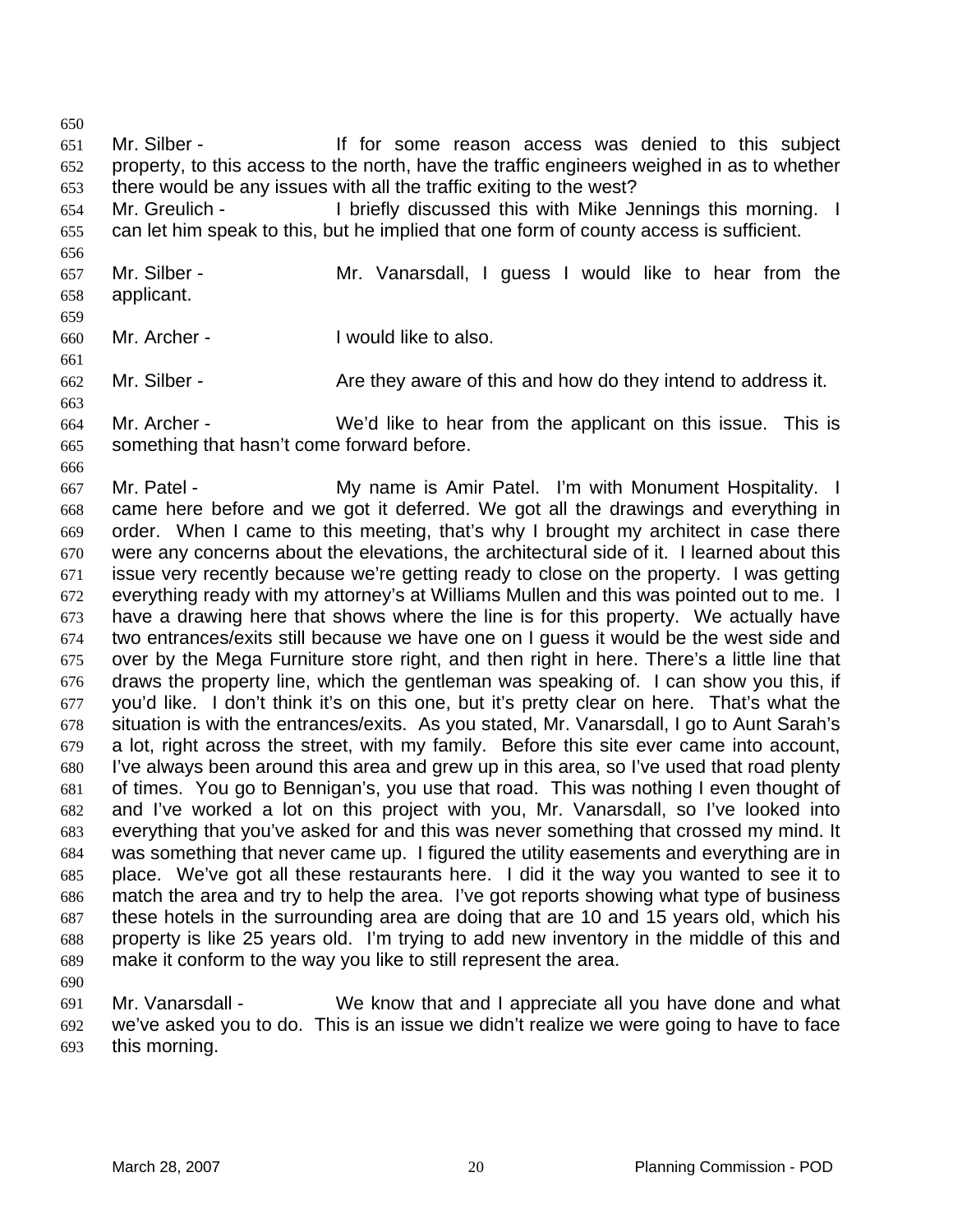Mr. Silber - If for some reason access was denied to this subject property, to this access to the north, have the traffic engineers weighed in as to whether there would be any issues with all the traffic exiting to the west?

Mr. Greulich - I briefly discussed this with Mike Jennings this morning. I can let him speak to this, but he implied that one form of county access is sufficient.

Mr. Silber - Mr. Vanarsdall, I guess I would like to hear from the applicant.

Mr. Archer - I would like to also.

Mr. Silber - Are they aware of this and how do they intend to address it.

Mr. Archer - We'd like to hear from the applicant on this issue. This is something that hasn't come forward before.

Mr. Patel - My name is Amir Patel. I'm with Monument Hospitality. I came here before and we got it deferred. We got all the drawings and everything in order. When I came to this meeting, that's why I brought my architect in case there were any concerns about the elevations, the architectural side of it. I learned about this issue very recently because we're getting ready to close on the property. I was getting everything ready with my attorney's at Williams Mullen and this was pointed out to me. I have a drawing here that shows where the line is for this property. We actually have two entrances/exits still because we have one on I guess it would be the west side and over by the Mega Furniture store right, and then right in here. There's a little line that draws the property line, which the gentleman was speaking of. I can show you this, if you'd like. I don't think it's on this one, but it's pretty clear on here. That's what the situation is with the entrances/exits. As you stated, Mr. Vanarsdall, I go to Aunt Sarah's a lot, right across the street, with my family. Before this site ever came into account, I've always been around this area and grew up in this area, so I've used that road plenty of times. You go to Bennigan's, you use that road. This was nothing I even thought of and I've worked a lot on this project with you, Mr. Vanarsdall, so I've looked into everything that you've asked for and this was never something that crossed my mind. It was something that never came up. I figured the utility easements and everything are in place. We've got all these restaurants here. I did it the way you wanted to see it to match the area and try to help the area. I've got reports showing what type of business these hotels in the surrounding area are doing that are 10 and 15 years old, which his property is like 25 years old. I'm trying to add new inventory in the middle of this and make it conform to the way you like to still represent the area.

Mr. Vanarsdall - We know that and I appreciate all you have done and what we've asked you to do. This is an issue we didn't realize we were going to have to face this morning.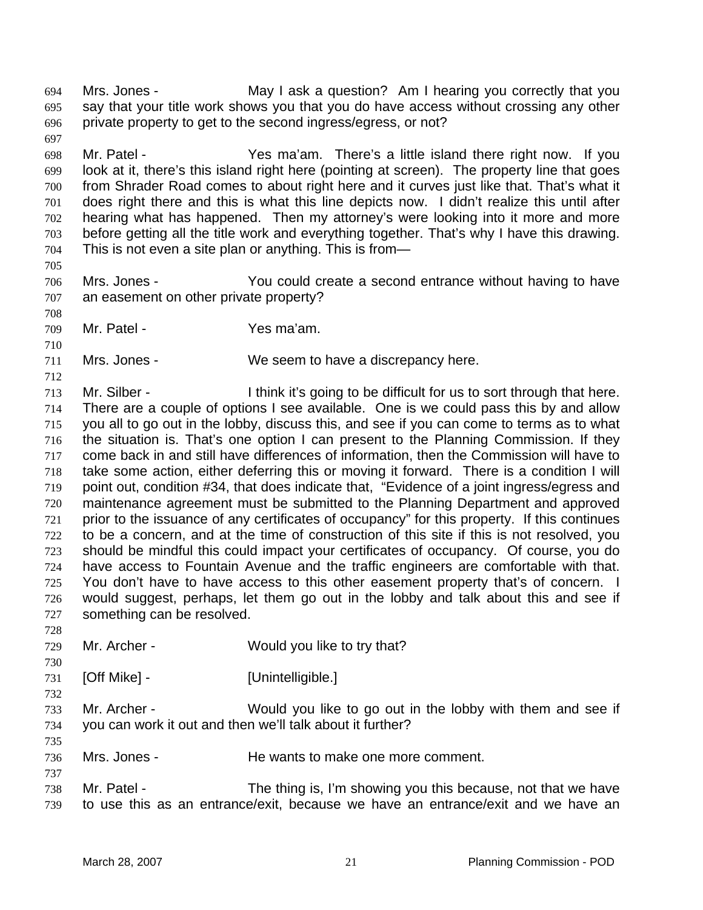Mrs. Jones - May I ask a question? Am I hearing you correctly that you say that your title work shows you that you do have access without crossing any other private property to get to the second ingress/egress, or not?

Mr. Patel - Yes ma'am. There's a little island there right now. If you look at it, there's this island right here (pointing at screen). The property line that goes from Shrader Road comes to about right here and it curves just like that. That's what it does right there and this is what this line depicts now. I didn't realize this until after hearing what has happened. Then my attorney's were looking into it more and more before getting all the title work and everything together. That's why I have this drawing. This is not even a site plan or anything. This is from—

Mrs. Jones - You could create a second entrance without having to have an easement on other private property?

Mr. Patel - Yes ma'am.

Mrs. Jones - We seem to have a discrepancy here.

Mr. Silber - I think it's going to be difficult for us to sort through that here. There are a couple of options I see available. One is we could pass this by and allow you all to go out in the lobby, discuss this, and see if you can come to terms as to what the situation is. That's one option I can present to the Planning Commission. If they come back in and still have differences of information, then the Commission will have to take some action, either deferring this or moving it forward. There is a condition I will point out, condition #34, that does indicate that, "Evidence of a joint ingress/egress and maintenance agreement must be submitted to the Planning Department and approved prior to the issuance of any certificates of occupancy" for this property. If this continues to be a concern, and at the time of construction of this site if this is not resolved, you should be mindful this could impact your certificates of occupancy. Of course, you do have access to Fountain Avenue and the traffic engineers are comfortable with that. You don't have to have access to this other easement property that's of concern. I would suggest, perhaps, let them go out in the lobby and talk about this and see if something can be resolved.

Mr. Archer - Would you like to try that?

[Off Mike] - [Unintelligible.]

Mr. Archer - Would you like to go out in the lobby with them and see if you can work it out and then we'll talk about it further?

Mrs. Jones - He wants to make one more comment.

Mr. Patel - The thing is, I'm showing you this because, not that we have to use this as an entrance/exit, because we have an entrance/exit and we have an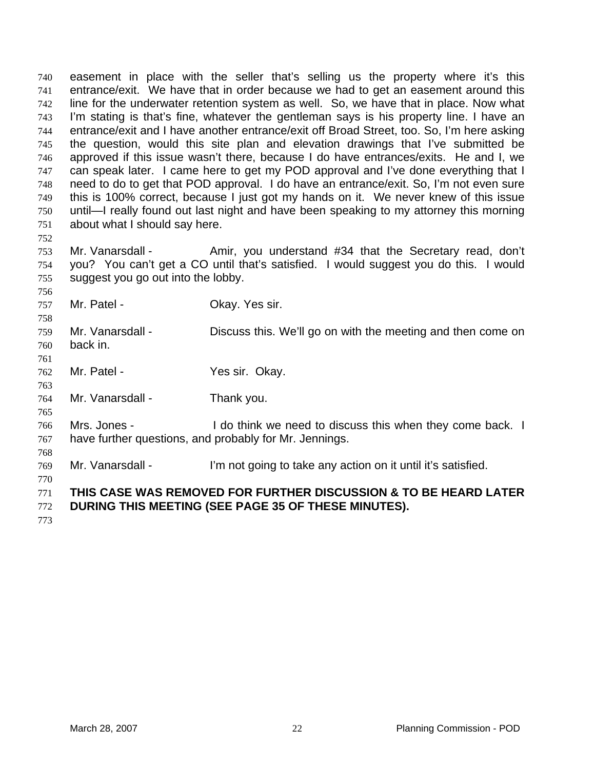easement in place with the seller that's selling us the property where it's this entrance/exit. We have that in order because we had to get an easement around this line for the underwater retention system as well. So, we have that in place. Now what I'm stating is that's fine, whatever the gentleman says is his property line. I have an entrance/exit and I have another entrance/exit off Broad Street, too. So, I'm here asking the question, would this site plan and elevation drawings that I've submitted be approved if this issue wasn't there, because I do have entrances/exits. He and I, we can speak later. I came here to get my POD approval and I've done everything that I need to do to get that POD approval. I do have an entrance/exit. So, I'm not even sure this is 100% correct, because I just got my hands on it. We never knew of this issue until—I really found out last night and have been speaking to my attorney this morning about what I should say here.

Mr. Vanarsdall - Amir, you understand #34 that the Secretary read, don't you? You can't get a CO until that's satisfied. I would suggest you do this. I would suggest you go out into the lobby.

Mr. Patel - Okay. Yes sir.

Mr. Vanarsdall - Discuss this. We'll go on with the meeting and then come on back in.

Mr. Patel - Yes sir. Okay.

Mr. Vanarsdall - Thank you.

Mrs. Jones - I do think we need to discuss this when they come back. I have further questions, and probably for Mr. Jennings.

Mr. Vanarsdall - I'm not going to take any action on it until it's satisfied.

**THIS CASE WAS REMOVED FOR FURTHER DISCUSSION & TO BE HEARD LATER DURING THIS MEETING (SEE PAGE 35 OF THESE MINUTES).**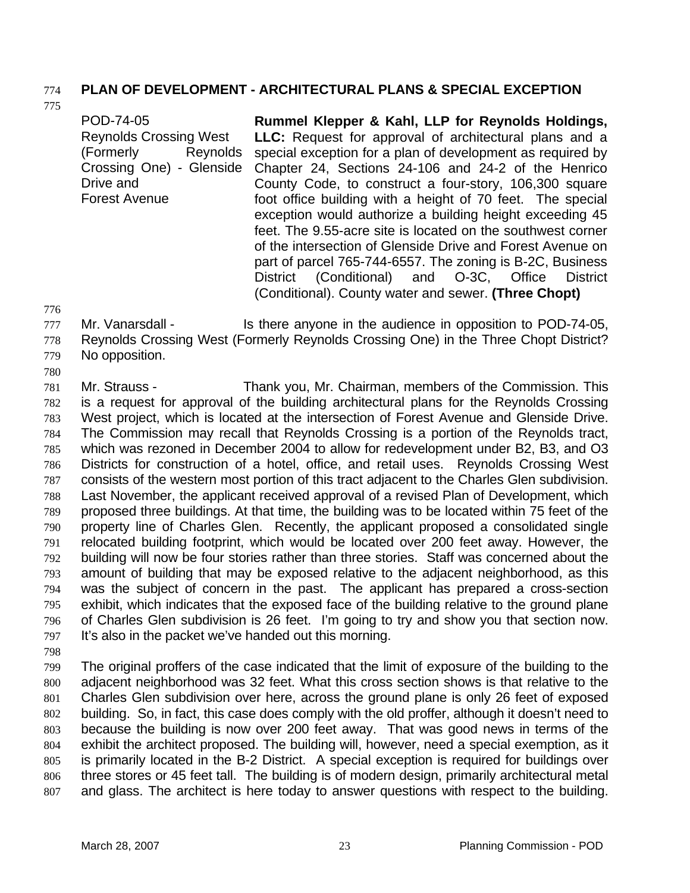## PLAN OF DEVELOPMENT - ARCHITECTURAL PLANS & SPECIAL EXCEPTION

| | |
|---|---|
| POD-74-05<br>Reynolds Crossing West (Formerly Reynolds Crossing One) - Glenside Drive and Forest Avenue | **Rummel Klepper & Kahl, LLP for Reynolds Holdings, LLC:** Request for approval of architectural plans and a special exception for a plan of development as required by Chapter 24, Sections 24-106 and 24-2 of the Henrico County Code, to construct a four-story, 106,300 square foot office building with a height of 70 feet. The special exception would authorize a building height exceeding 45 feet. The 9.55-acre site is located on the southwest corner of the intersection of Glenside Drive and Forest Avenue on part of parcel 765-744-6557. The zoning is B-2C, Business District (Conditional) and O-3C, Office District (Conditional). County water and sewer. **(Three Chopt)** |

Mr. Vanarsdall - Is there anyone in the audience in opposition to POD-74-05, Reynolds Crossing West (Formerly Reynolds Crossing One) in the Three Chopt District? No opposition.

Mr. Strauss - Thank you, Mr. Chairman, members of the Commission. This is a request for approval of the building architectural plans for the Reynolds Crossing West project, which is located at the intersection of Forest Avenue and Glenside Drive. The Commission may recall that Reynolds Crossing is a portion of the Reynolds tract, which was rezoned in December 2004 to allow for redevelopment under B2, B3, and O3 Districts for construction of a hotel, office, and retail uses. Reynolds Crossing West consists of the western most portion of this tract adjacent to the Charles Glen subdivision. Last November, the applicant received approval of a revised Plan of Development, which proposed three buildings. At that time, the building was to be located within 75 feet of the property line of Charles Glen. Recently, the applicant proposed a consolidated single relocated building footprint, which would be located over 200 feet away. However, the building will now be four stories rather than three stories. Staff was concerned about the amount of building that may be exposed relative to the adjacent neighborhood, as this was the subject of concern in the past. The applicant has prepared a cross-section exhibit, which indicates that the exposed face of the building relative to the ground plane of Charles Glen subdivision is 26 feet. I'm going to try and show you that section now. It's also in the packet we've handed out this morning.

The original proffers of the case indicated that the limit of exposure of the building to the adjacent neighborhood was 32 feet. What this cross section shows is that relative to the Charles Glen subdivision over here, across the ground plane is only 26 feet of exposed building. So, in fact, this case does comply with the old proffer, although it doesn't need to because the building is now over 200 feet away. That was good news in terms of the exhibit the architect proposed. The building will, however, need a special exemption, as it is primarily located in the B-2 District. A special exception is required for buildings over three stores or 45 feet tall. The building is of modern design, primarily architectural metal and glass. The architect is here today to answer questions with respect to the building.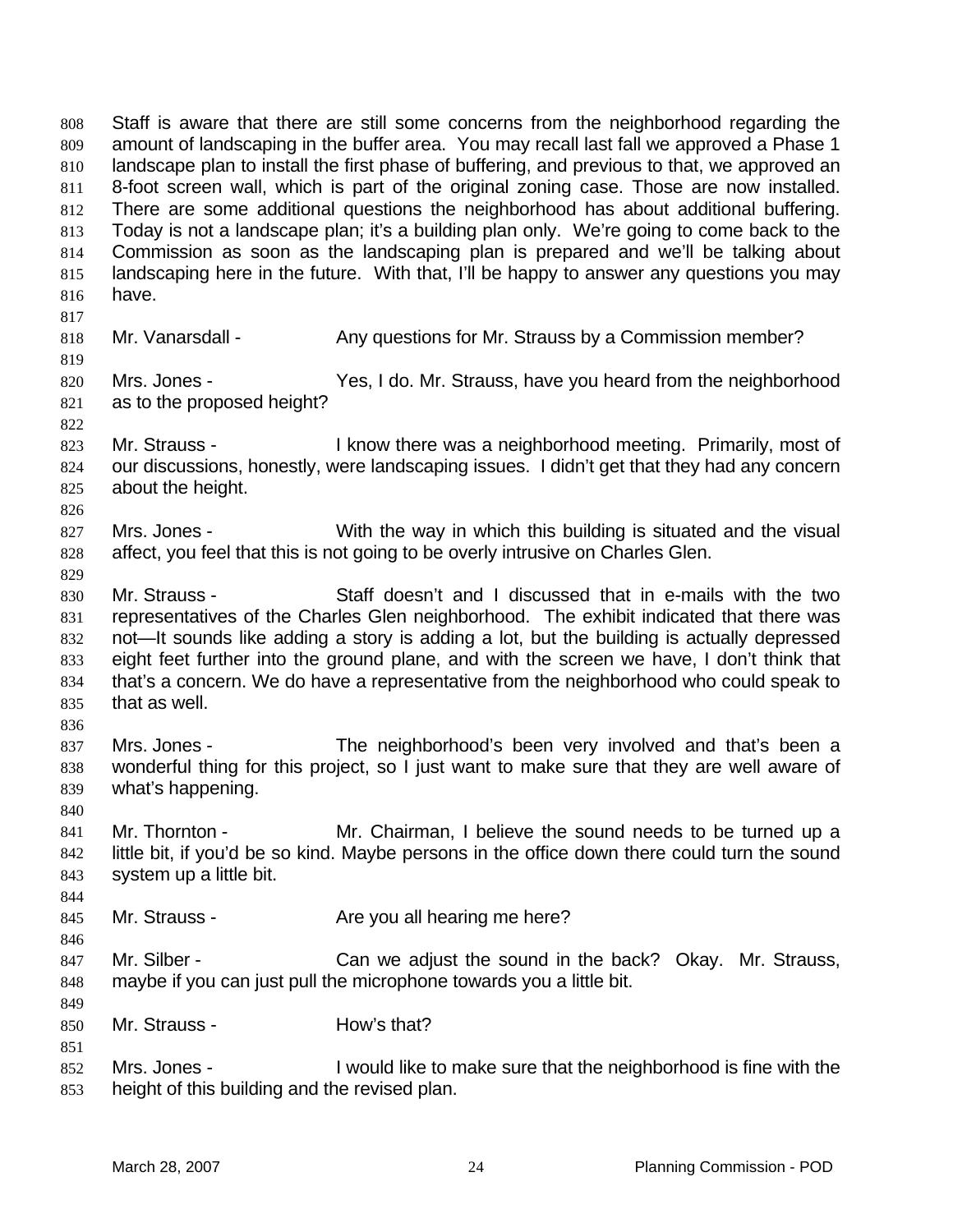Staff is aware that there are still some concerns from the neighborhood regarding the amount of landscaping in the buffer area. You may recall last fall we approved a Phase 1 landscape plan to install the first phase of buffering, and previous to that, we approved an 8-foot screen wall, which is part of the original zoning case. Those are now installed. There are some additional questions the neighborhood has about additional buffering. Today is not a landscape plan; it's a building plan only. We're going to come back to the Commission as soon as the landscaping plan is prepared and we'll be talking about landscaping here in the future. With that, I'll be happy to answer any questions you may have.

Mr. Vanarsdall - Any questions for Mr. Strauss by a Commission member?

Mrs. Jones - Yes, I do. Mr. Strauss, have you heard from the neighborhood as to the proposed height?

Mr. Strauss - I know there was a neighborhood meeting. Primarily, most of our discussions, honestly, were landscaping issues. I didn't get that they had any concern about the height.

Mrs. Jones - With the way in which this building is situated and the visual affect, you feel that this is not going to be overly intrusive on Charles Glen.

Mr. Strauss - Staff doesn't and I discussed that in e-mails with the two representatives of the Charles Glen neighborhood. The exhibit indicated that there was not—It sounds like adding a story is adding a lot, but the building is actually depressed eight feet further into the ground plane, and with the screen we have, I don't think that that's a concern. We do have a representative from the neighborhood who could speak to that as well.

Mrs. Jones - The neighborhood's been very involved and that's been a wonderful thing for this project, so I just want to make sure that they are well aware of what's happening.

Mr. Thornton - Mr. Chairman, I believe the sound needs to be turned up a little bit, if you'd be so kind. Maybe persons in the office down there could turn the sound system up a little bit.

Mr. Strauss - Are you all hearing me here?

Mr. Silber - Can we adjust the sound in the back? Okay. Mr. Strauss, maybe if you can just pull the microphone towards you a little bit.

Mr. Strauss - How's that?

Mrs. Jones - I would like to make sure that the neighborhood is fine with the height of this building and the revised plan.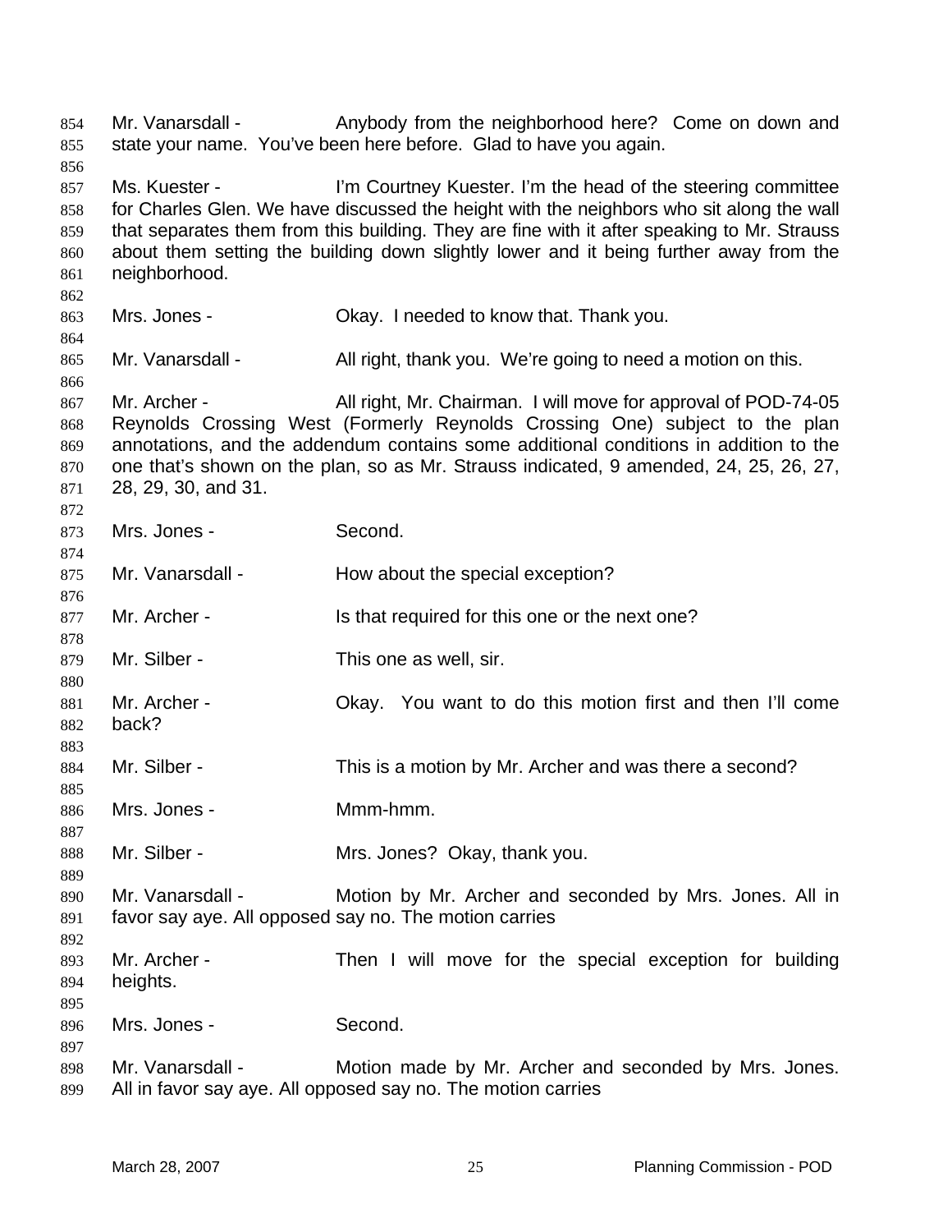Mr. Vanarsdall - Anybody from the neighborhood here? Come on down and state your name. You've been here before. Glad to have you again.

Ms. Kuester - I'm Courtney Kuester. I'm the head of the steering committee for Charles Glen. We have discussed the height with the neighbors who sit along the wall that separates them from this building. They are fine with it after speaking to Mr. Strauss about them setting the building down slightly lower and it being further away from the neighborhood.

Mrs. Jones - Okay. I needed to know that. Thank you.

Mr. Vanarsdall - All right, thank you. We're going to need a motion on this.

Mr. Archer - All right, Mr. Chairman. I will move for approval of POD-74-05 Reynolds Crossing West (Formerly Reynolds Crossing One) subject to the plan annotations, and the addendum contains some additional conditions in addition to the one that's shown on the plan, so as Mr. Strauss indicated, 9 amended, 24, 25, 26, 27, 28, 29, 30, and 31.

Mrs. Jones - Second.

Mr. Vanarsdall - How about the special exception?

Mr. Archer - Is that required for this one or the next one?

Mr. Silber - This one as well, sir.

Mr. Archer - Okay. You want to do this motion first and then I'll come back?

Mr. Silber - This is a motion by Mr. Archer and was there a second?

Mrs. Jones - Mmm-hmm.

Mr. Silber - Mrs. Jones? Okay, thank you.

Mr. Vanarsdall - Motion by Mr. Archer and seconded by Mrs. Jones. All in favor say aye. All opposed say no. The motion carries

Mr. Archer - Then I will move for the special exception for building heights.

Mrs. Jones - Second.

Mr. Vanarsdall - Motion made by Mr. Archer and seconded by Mrs. Jones. All in favor say aye. All opposed say no. The motion carries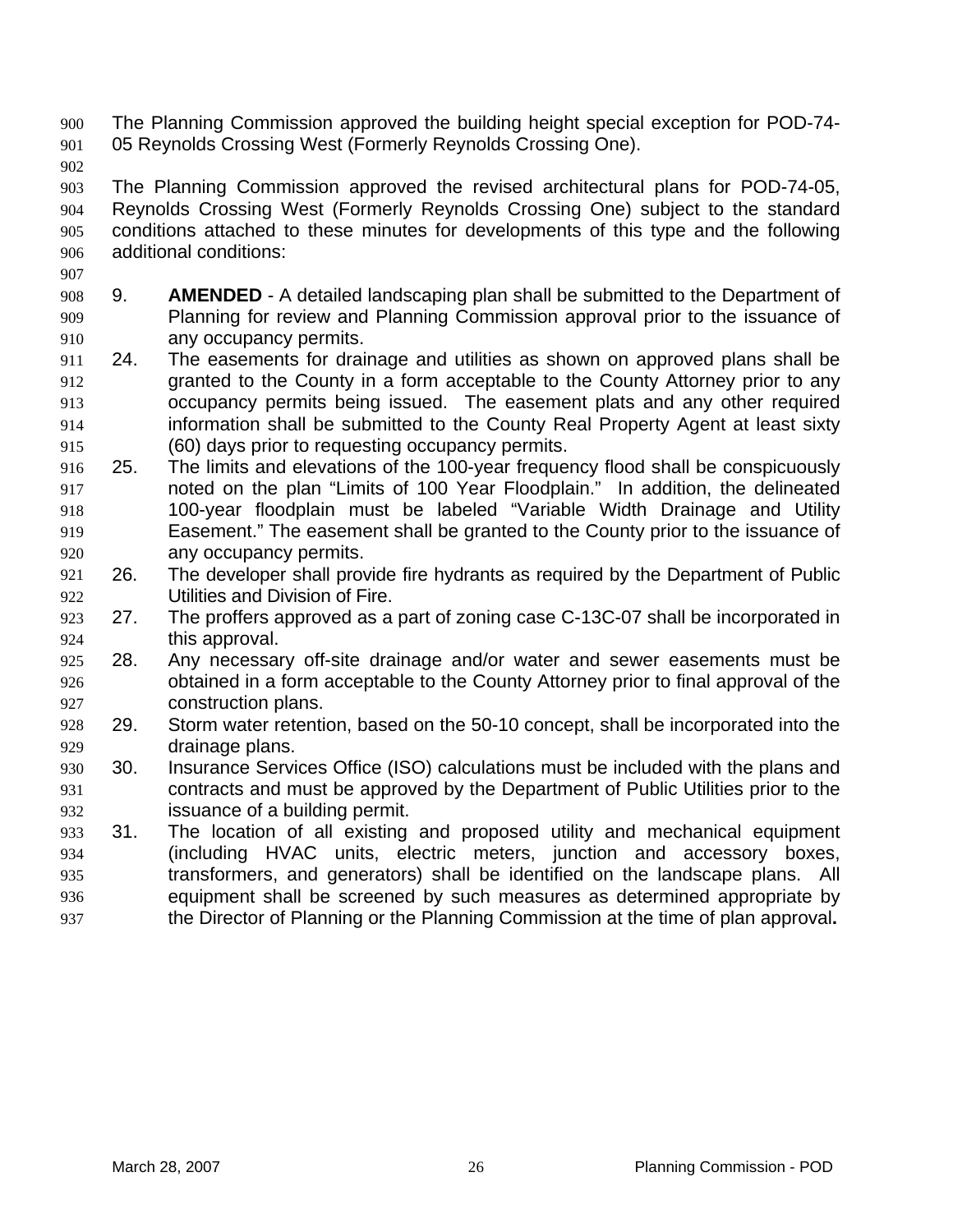The Planning Commission approved the building height special exception for POD-74-05 Reynolds Crossing West (Formerly Reynolds Crossing One).

The Planning Commission approved the revised architectural plans for POD-74-05, Reynolds Crossing West (Formerly Reynolds Crossing One) subject to the standard conditions attached to these minutes for developments of this type and the following additional conditions:

9. **AMENDED** - A detailed landscaping plan shall be submitted to the Department of Planning for review and Planning Commission approval prior to the issuance of any occupancy permits.
24. The easements for drainage and utilities as shown on approved plans shall be granted to the County in a form acceptable to the County Attorney prior to any occupancy permits being issued. The easement plats and any other required information shall be submitted to the County Real Property Agent at least sixty (60) days prior to requesting occupancy permits.
25. The limits and elevations of the 100-year frequency flood shall be conspicuously noted on the plan "Limits of 100 Year Floodplain." In addition, the delineated 100-year floodplain must be labeled "Variable Width Drainage and Utility Easement." The easement shall be granted to the County prior to the issuance of any occupancy permits.
26. The developer shall provide fire hydrants as required by the Department of Public Utilities and Division of Fire.
27. The proffers approved as a part of zoning case C-13C-07 shall be incorporated in this approval.
28. Any necessary off-site drainage and/or water and sewer easements must be obtained in a form acceptable to the County Attorney prior to final approval of the construction plans.
29. Storm water retention, based on the 50-10 concept, shall be incorporated into the drainage plans.
30. Insurance Services Office (ISO) calculations must be included with the plans and contracts and must be approved by the Department of Public Utilities prior to the issuance of a building permit.
31. The location of all existing and proposed utility and mechanical equipment (including HVAC units, electric meters, junction and accessory boxes, transformers, and generators) shall be identified on the landscape plans. All equipment shall be screened by such measures as determined appropriate by the Director of Planning or the Planning Commission at the time of plan approval**.**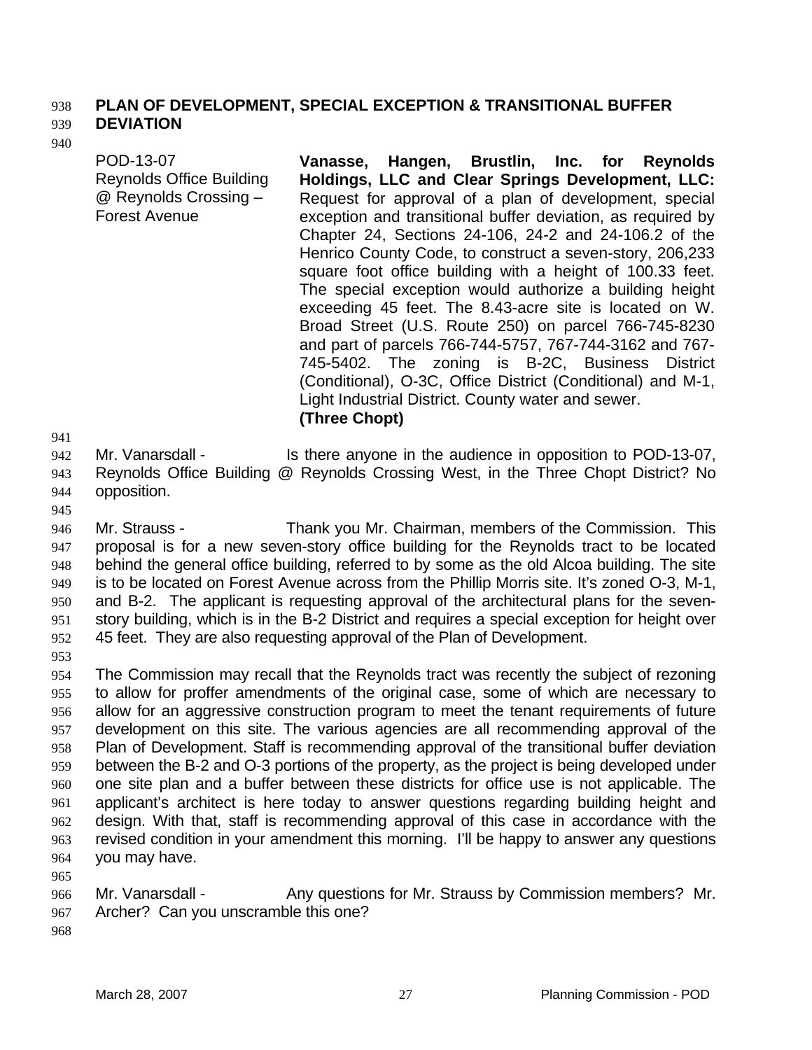**PLAN OF DEVELOPMENT, SPECIAL EXCEPTION & TRANSITIONAL BUFFER DEVIATION**

| | |
|---|---|
| POD-13-07<br>Reynolds Office Building @ Reynolds Crossing – Forest Avenue | **Vanasse, Hangen, Brustlin, Inc. for Reynolds Holdings, LLC and Clear Springs Development, LLC:** Request for approval of a plan of development, special exception and transitional buffer deviation, as required by Chapter 24, Sections 24-106, 24-2 and 24-106.2 of the Henrico County Code, to construct a seven-story, 206,233 square foot office building with a height of 100.33 feet. The special exception would authorize a building height exceeding 45 feet. The 8.43-acre site is located on W. Broad Street (U.S. Route 250) on parcel 766-745-8230 and part of parcels 766-744-5757, 767-744-3162 and 767-745-5402. The zoning is B-2C, Business District (Conditional), O-3C, Office District (Conditional) and M-1, Light Industrial District. County water and sewer. **(Three Chopt)** |

Mr. Vanarsdall - Is there anyone in the audience in opposition to POD-13-07, Reynolds Office Building @ Reynolds Crossing West, in the Three Chopt District? No opposition.

Mr. Strauss - Thank you Mr. Chairman, members of the Commission. This proposal is for a new seven-story office building for the Reynolds tract to be located behind the general office building, referred to by some as the old Alcoa building. The site is to be located on Forest Avenue across from the Phillip Morris site. It's zoned O-3, M-1, and B-2. The applicant is requesting approval of the architectural plans for the seven-story building, which is in the B-2 District and requires a special exception for height over 45 feet. They are also requesting approval of the Plan of Development.

The Commission may recall that the Reynolds tract was recently the subject of rezoning to allow for proffer amendments of the original case, some of which are necessary to allow for an aggressive construction program to meet the tenant requirements of future development on this site. The various agencies are all recommending approval of the Plan of Development. Staff is recommending approval of the transitional buffer deviation between the B-2 and O-3 portions of the property, as the project is being developed under one site plan and a buffer between these districts for office use is not applicable. The applicant's architect is here today to answer questions regarding building height and design. With that, staff is recommending approval of this case in accordance with the revised condition in your amendment this morning. I'll be happy to answer any questions you may have.

Mr. Vanarsdall - Any questions for Mr. Strauss by Commission members? Mr. Archer? Can you unscramble this one?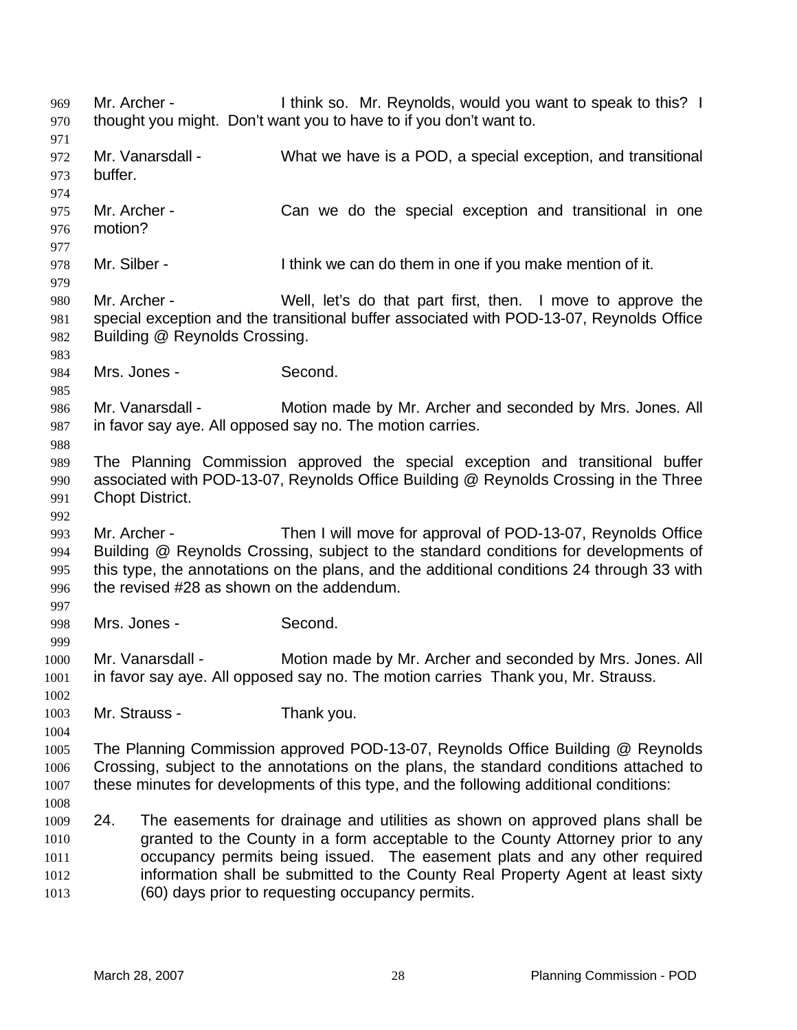Mr. Archer - I think so. Mr. Reynolds, would you want to speak to this? I thought you might. Don't want you to have to if you don't want to.

Mr. Vanarsdall - What we have is a POD, a special exception, and transitional buffer.

Mr. Archer - Can we do the special exception and transitional in one motion?

Mr. Silber - I think we can do them in one if you make mention of it.

Mr. Archer - Well, let's do that part first, then. I move to approve the special exception and the transitional buffer associated with POD-13-07, Reynolds Office Building @ Reynolds Crossing.

Mrs. Jones - Second.

Mr. Vanarsdall - Motion made by Mr. Archer and seconded by Mrs. Jones. All in favor say aye. All opposed say no. The motion carries.

The Planning Commission approved the special exception and transitional buffer associated with POD-13-07, Reynolds Office Building @ Reynolds Crossing in the Three Chopt District.

Mr. Archer - Then I will move for approval of POD-13-07, Reynolds Office Building @ Reynolds Crossing, subject to the standard conditions for developments of this type, the annotations on the plans, and the additional conditions 24 through 33 with the revised #28 as shown on the addendum.

Mrs. Jones - Second.

Mr. Vanarsdall - Motion made by Mr. Archer and seconded by Mrs. Jones. All in favor say aye. All opposed say no. The motion carries Thank you, Mr. Strauss.

Mr. Strauss - Thank you.

The Planning Commission approved POD-13-07, Reynolds Office Building @ Reynolds Crossing, subject to the annotations on the plans, the standard conditions attached to these minutes for developments of this type, and the following additional conditions:

24. The easements for drainage and utilities as shown on approved plans shall be granted to the County in a form acceptable to the County Attorney prior to any occupancy permits being issued. The easement plats and any other required information shall be submitted to the County Real Property Agent at least sixty (60) days prior to requesting occupancy permits.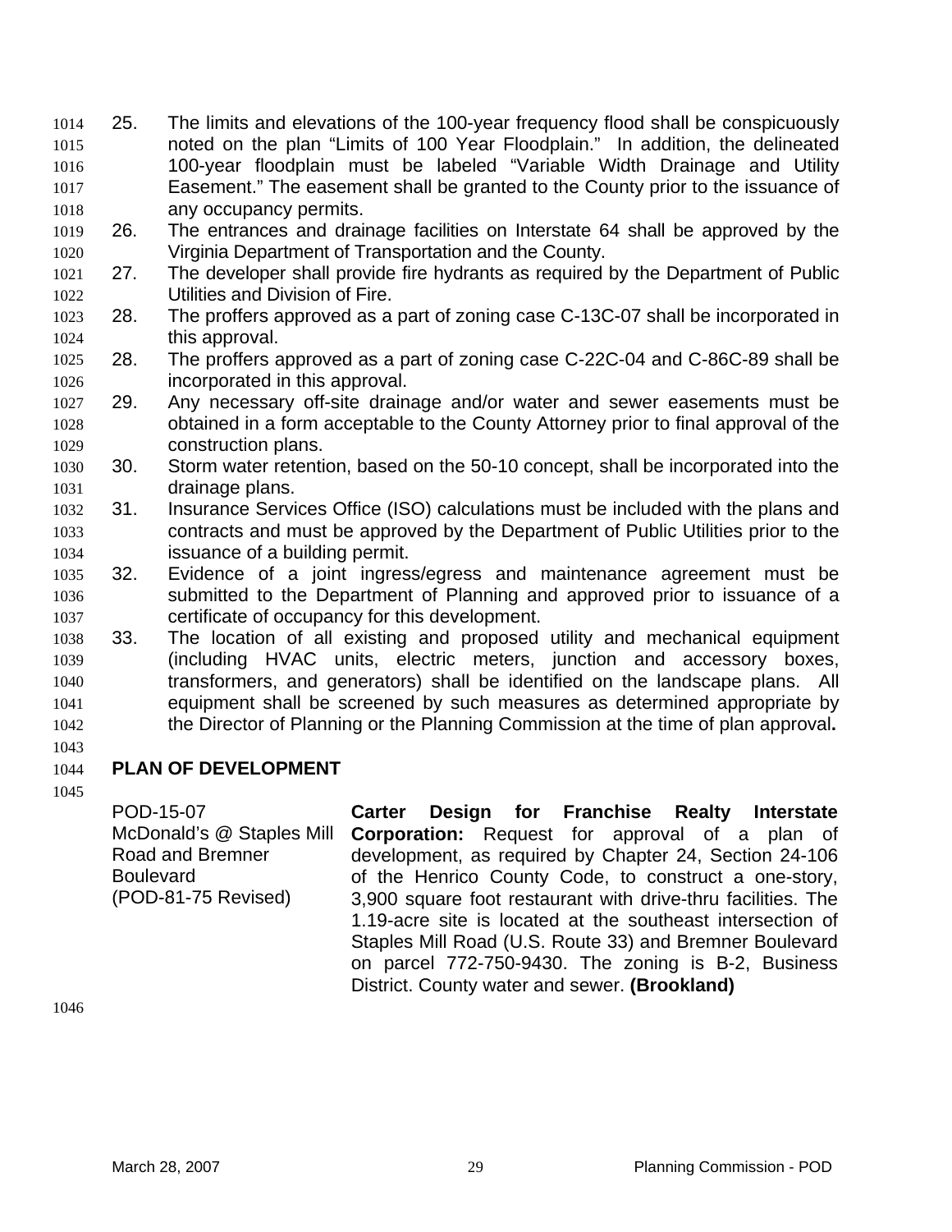25. The limits and elevations of the 100-year frequency flood shall be conspicuously noted on the plan "Limits of 100 Year Floodplain." In addition, the delineated 100-year floodplain must be labeled "Variable Width Drainage and Utility Easement." The easement shall be granted to the County prior to the issuance of any occupancy permits.
26. The entrances and drainage facilities on Interstate 64 shall be approved by the Virginia Department of Transportation and the County.
27. The developer shall provide fire hydrants as required by the Department of Public Utilities and Division of Fire.
28. The proffers approved as a part of zoning case C-13C-07 shall be incorporated in this approval.
28. The proffers approved as a part of zoning case C-22C-04 and C-86C-89 shall be incorporated in this approval.
29. Any necessary off-site drainage and/or water and sewer easements must be obtained in a form acceptable to the County Attorney prior to final approval of the construction plans.
30. Storm water retention, based on the 50-10 concept, shall be incorporated into the drainage plans.
31. Insurance Services Office (ISO) calculations must be included with the plans and contracts and must be approved by the Department of Public Utilities prior to the issuance of a building permit.
32. Evidence of a joint ingress/egress and maintenance agreement must be submitted to the Department of Planning and approved prior to issuance of a certificate of occupancy for this development.
33. The location of all existing and proposed utility and mechanical equipment (including HVAC units, electric meters, junction and accessory boxes, transformers, and generators) shall be identified on the landscape plans. All equipment shall be screened by such measures as determined appropriate by the Director of Planning or the Planning Commission at the time of plan approval**.**

## PLAN OF DEVELOPMENT

POD-15-07
McDonald's @ Staples Mill Road and Bremner Boulevard
(POD-81-75 Revised)

**Carter Design for Franchise Realty Interstate Corporation:** Request for approval of a plan of development, as required by Chapter 24, Section 24-106 of the Henrico County Code, to construct a one-story, 3,900 square foot restaurant with drive-thru facilities. The 1.19-acre site is located at the southeast intersection of Staples Mill Road (U.S. Route 33) and Bremner Boulevard on parcel 772-750-9430. The zoning is B-2, Business District. County water and sewer. **(Brookland)**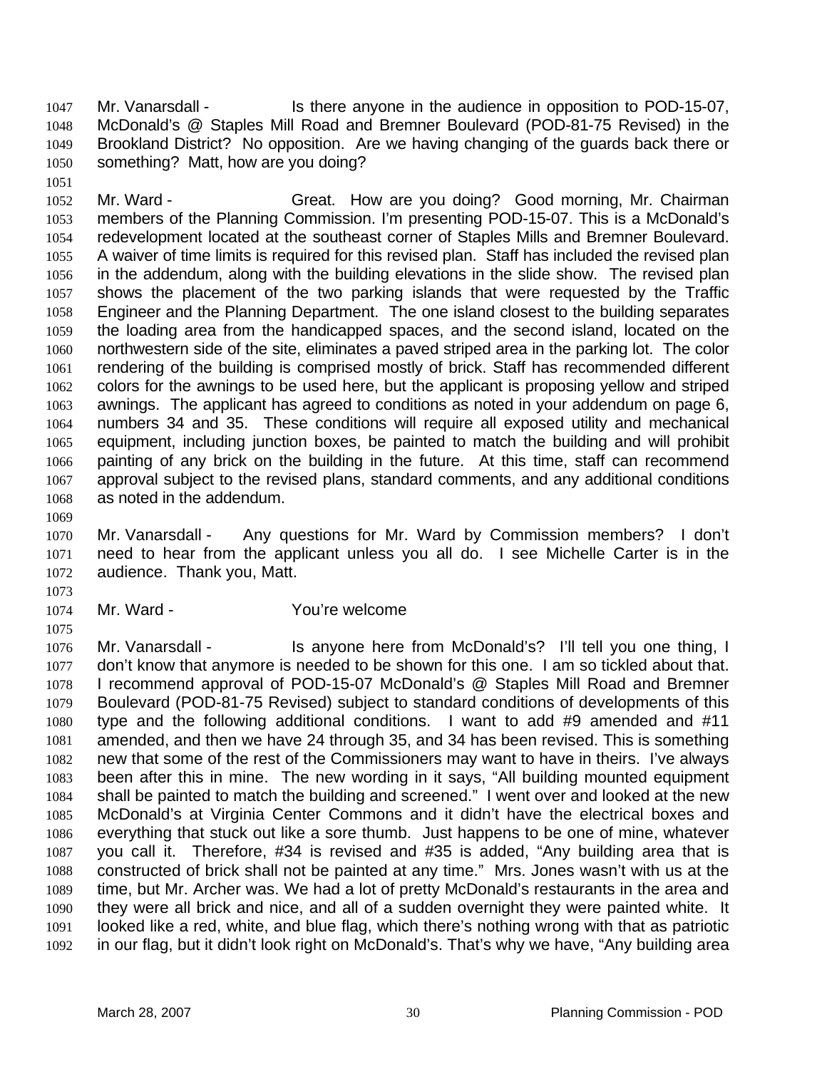Mr. Vanarsdall - Is there anyone in the audience in opposition to POD-15-07, McDonald's @ Staples Mill Road and Bremner Boulevard (POD-81-75 Revised) in the Brookland District? No opposition. Are we having changing of the guards back there or something? Matt, how are you doing?

Mr. Ward - Great. How are you doing? Good morning, Mr. Chairman members of the Planning Commission. I'm presenting POD-15-07. This is a McDonald's redevelopment located at the southeast corner of Staples Mills and Bremner Boulevard. A waiver of time limits is required for this revised plan. Staff has included the revised plan in the addendum, along with the building elevations in the slide show. The revised plan shows the placement of the two parking islands that were requested by the Traffic Engineer and the Planning Department. The one island closest to the building separates the loading area from the handicapped spaces, and the second island, located on the northwestern side of the site, eliminates a paved striped area in the parking lot. The color rendering of the building is comprised mostly of brick. Staff has recommended different colors for the awnings to be used here, but the applicant is proposing yellow and striped awnings. The applicant has agreed to conditions as noted in your addendum on page 6, numbers 34 and 35. These conditions will require all exposed utility and mechanical equipment, including junction boxes, be painted to match the building and will prohibit painting of any brick on the building in the future. At this time, staff can recommend approval subject to the revised plans, standard comments, and any additional conditions as noted in the addendum.

Mr. Vanarsdall - Any questions for Mr. Ward by Commission members? I don't need to hear from the applicant unless you all do. I see Michelle Carter is in the audience. Thank you, Matt.

Mr. Ward - You're welcome

Mr. Vanarsdall - Is anyone here from McDonald's? I'll tell you one thing, I don't know that anymore is needed to be shown for this one. I am so tickled about that. I recommend approval of POD-15-07 McDonald's @ Staples Mill Road and Bremner Boulevard (POD-81-75 Revised) subject to standard conditions of developments of this type and the following additional conditions. I want to add #9 amended and #11 amended, and then we have 24 through 35, and 34 has been revised. This is something new that some of the rest of the Commissioners may want to have in theirs. I've always been after this in mine. The new wording in it says, "All building mounted equipment shall be painted to match the building and screened." I went over and looked at the new McDonald's at Virginia Center Commons and it didn't have the electrical boxes and everything that stuck out like a sore thumb. Just happens to be one of mine, whatever you call it. Therefore, #34 is revised and #35 is added, "Any building area that is constructed of brick shall not be painted at any time." Mrs. Jones wasn't with us at the time, but Mr. Archer was. We had a lot of pretty McDonald's restaurants in the area and they were all brick and nice, and all of a sudden overnight they were painted white. It looked like a red, white, and blue flag, which there's nothing wrong with that as patriotic in our flag, but it didn't look right on McDonald's. That's why we have, "Any building area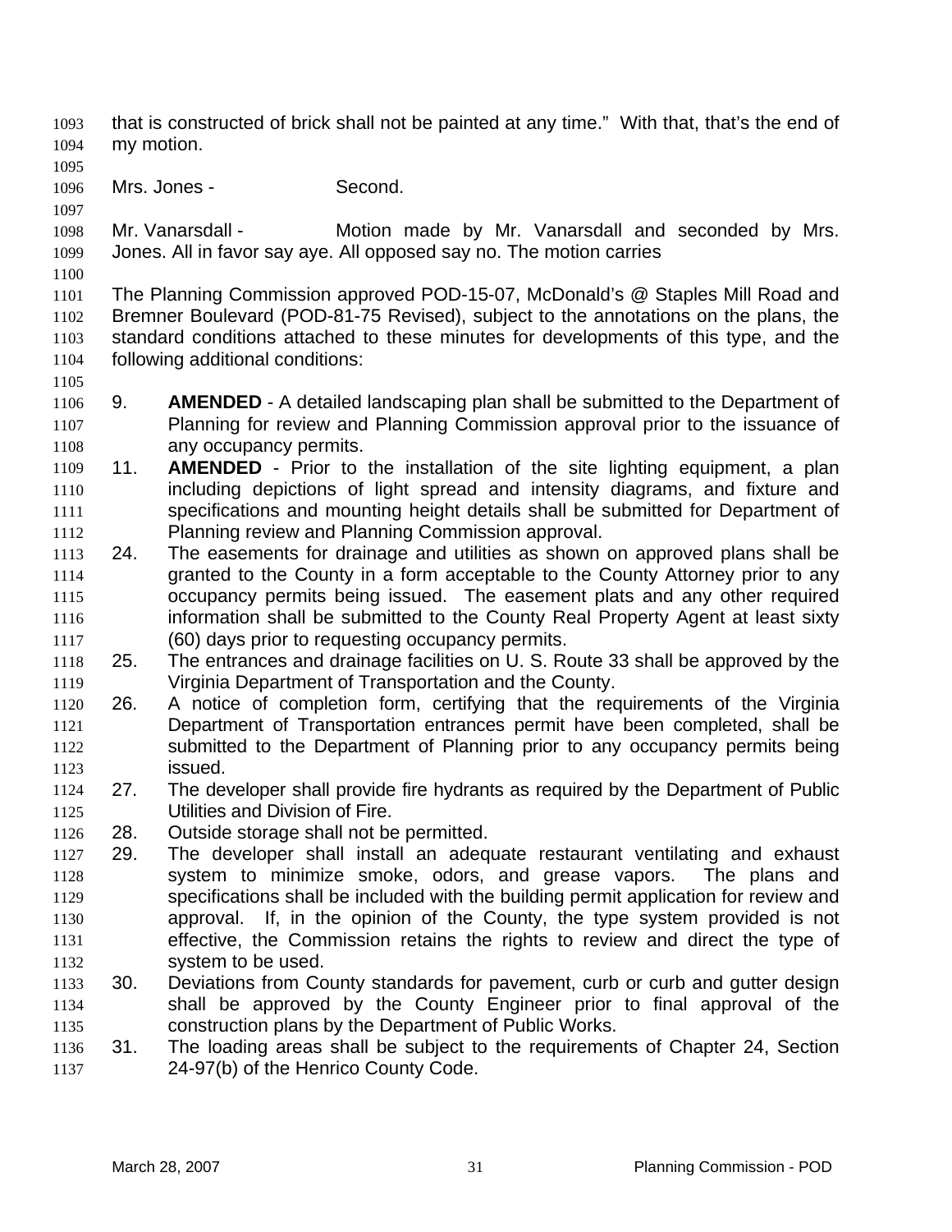that is constructed of brick shall not be painted at any time." With that, that's the end of my motion.

Mrs. Jones - Second.

Mr. Vanarsdall - Motion made by Mr. Vanarsdall and seconded by Mrs. Jones. All in favor say aye. All opposed say no. The motion carries

The Planning Commission approved POD-15-07, McDonald's @ Staples Mill Road and Bremner Boulevard (POD-81-75 Revised), subject to the annotations on the plans, the standard conditions attached to these minutes for developments of this type, and the following additional conditions:

9. **AMENDED** - A detailed landscaping plan shall be submitted to the Department of Planning for review and Planning Commission approval prior to the issuance of any occupancy permits.
11. **AMENDED** - Prior to the installation of the site lighting equipment, a plan including depictions of light spread and intensity diagrams, and fixture and specifications and mounting height details shall be submitted for Department of Planning review and Planning Commission approval.
24. The easements for drainage and utilities as shown on approved plans shall be granted to the County in a form acceptable to the County Attorney prior to any occupancy permits being issued. The easement plats and any other required information shall be submitted to the County Real Property Agent at least sixty (60) days prior to requesting occupancy permits.
25. The entrances and drainage facilities on U. S. Route 33 shall be approved by the Virginia Department of Transportation and the County.
26. A notice of completion form, certifying that the requirements of the Virginia Department of Transportation entrances permit have been completed, shall be submitted to the Department of Planning prior to any occupancy permits being issued.
27. The developer shall provide fire hydrants as required by the Department of Public Utilities and Division of Fire.
28. Outside storage shall not be permitted.
29. The developer shall install an adequate restaurant ventilating and exhaust system to minimize smoke, odors, and grease vapors. The plans and specifications shall be included with the building permit application for review and approval. If, in the opinion of the County, the type system provided is not effective, the Commission retains the rights to review and direct the type of system to be used.
30. Deviations from County standards for pavement, curb or curb and gutter design shall be approved by the County Engineer prior to final approval of the construction plans by the Department of Public Works.
31. The loading areas shall be subject to the requirements of Chapter 24, Section 24-97(b) of the Henrico County Code.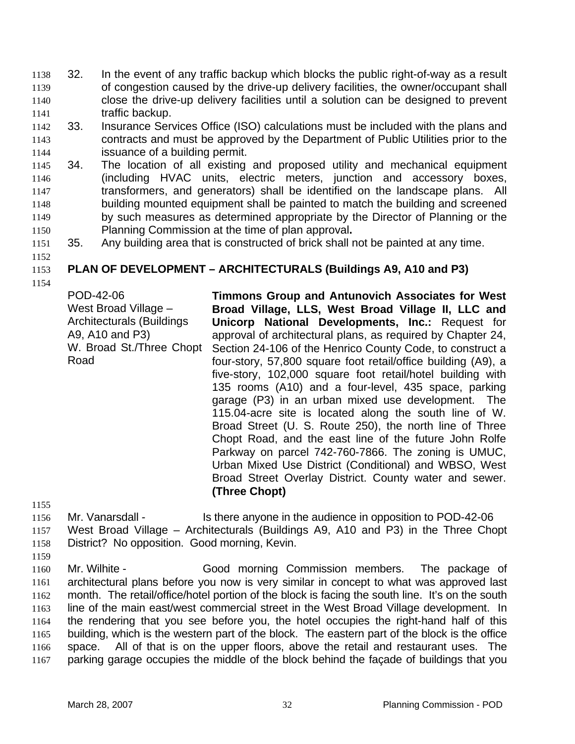32. In the event of any traffic backup which blocks the public right-of-way as a result of congestion caused by the drive-up delivery facilities, the owner/occupant shall close the drive-up delivery facilities until a solution can be designed to prevent traffic backup.
33. Insurance Services Office (ISO) calculations must be included with the plans and contracts and must be approved by the Department of Public Utilities prior to the issuance of a building permit.
34. The location of all existing and proposed utility and mechanical equipment (including HVAC units, electric meters, junction and accessory boxes, transformers, and generators) shall be identified on the landscape plans. All building mounted equipment shall be painted to match the building and screened by such measures as determined appropriate by the Director of Planning or the Planning Commission at the time of plan approval**.**
35. Any building area that is constructed of brick shall not be painted at any time.

**PLAN OF DEVELOPMENT – ARCHITECTURALS (Buildings A9, A10 and P3)**

POD-42-06
West Broad Village – Architecturals (Buildings A9, A10 and P3)
W. Broad St./Three Chopt Road

**Timmons Group and Antunovich Associates for West Broad Village, LLS, West Broad Village II, LLC and Unicorp National Developments, Inc.:** Request for approval of architectural plans, as required by Chapter 24, Section 24-106 of the Henrico County Code, to construct a four-story, 57,800 square foot retail/office building (A9), a five-story, 102,000 square foot retail/hotel building with 135 rooms (A10) and a four-level, 435 space, parking garage (P3) in an urban mixed use development. The 115.04-acre site is located along the south line of W. Broad Street (U. S. Route 250), the north line of Three Chopt Road, and the east line of the future John Rolfe Parkway on parcel 742-760-7866. The zoning is UMUC, Urban Mixed Use District (Conditional) and WBSO, West Broad Street Overlay District. County water and sewer. **(Three Chopt)**

Mr. Vanarsdall - Is there anyone in the audience in opposition to POD-42-06 West Broad Village – Architecturals (Buildings A9, A10 and P3) in the Three Chopt District? No opposition. Good morning, Kevin.

Mr. Wilhite - Good morning Commission members. The package of architectural plans before you now is very similar in concept to what was approved last month. The retail/office/hotel portion of the block is facing the south line. It's on the south line of the main east/west commercial street in the West Broad Village development. In the rendering that you see before you, the hotel occupies the right-hand half of this building, which is the western part of the block. The eastern part of the block is the office space. All of that is on the upper floors, above the retail and restaurant uses. The parking garage occupies the middle of the block behind the façade of buildings that you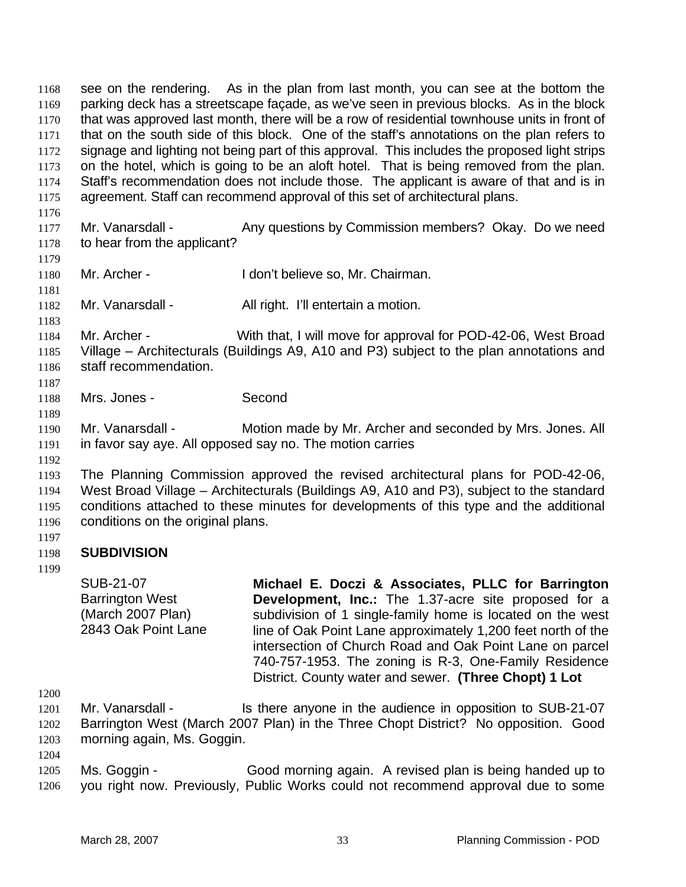see on the rendering. As in the plan from last month, you can see at the bottom the parking deck has a streetscape façade, as we've seen in previous blocks. As in the block that was approved last month, there will be a row of residential townhouse units in front of that on the south side of this block. One of the staff's annotations on the plan refers to signage and lighting not being part of this approval. This includes the proposed light strips on the hotel, which is going to be an aloft hotel. That is being removed from the plan. Staff's recommendation does not include those. The applicant is aware of that and is in agreement. Staff can recommend approval of this set of architectural plans.

Mr. Vanarsdall - Any questions by Commission members? Okay. Do we need to hear from the applicant?

Mr. Archer - I don't believe so, Mr. Chairman.

Mr. Vanarsdall - All right. I'll entertain a motion.

Mr. Archer - With that, I will move for approval for POD-42-06, West Broad Village – Architecturals (Buildings A9, A10 and P3) subject to the plan annotations and staff recommendation.

Mrs. Jones - Second

Mr. Vanarsdall - Motion made by Mr. Archer and seconded by Mrs. Jones. All in favor say aye. All opposed say no. The motion carries

The Planning Commission approved the revised architectural plans for POD-42-06, West Broad Village – Architecturals (Buildings A9, A10 and P3), subject to the standard conditions attached to these minutes for developments of this type and the additional conditions on the original plans.

## SUBDIVISION

SUB-21-07
Barrington West
(March 2007 Plan)
2843 Oak Point Lane

**Michael E. Doczi & Associates, PLLC for Barrington Development, Inc.:** The 1.37-acre site proposed for a subdivision of 1 single-family home is located on the west line of Oak Point Lane approximately 1,200 feet north of the intersection of Church Road and Oak Point Lane on parcel 740-757-1953. The zoning is R-3, One-Family Residence District. County water and sewer. **(Three Chopt) 1 Lot**

Mr. Vanarsdall - Is there anyone in the audience in opposition to SUB-21-07 Barrington West (March 2007 Plan) in the Three Chopt District? No opposition. Good morning again, Ms. Goggin.

Ms. Goggin - Good morning again. A revised plan is being handed up to you right now. Previously, Public Works could not recommend approval due to some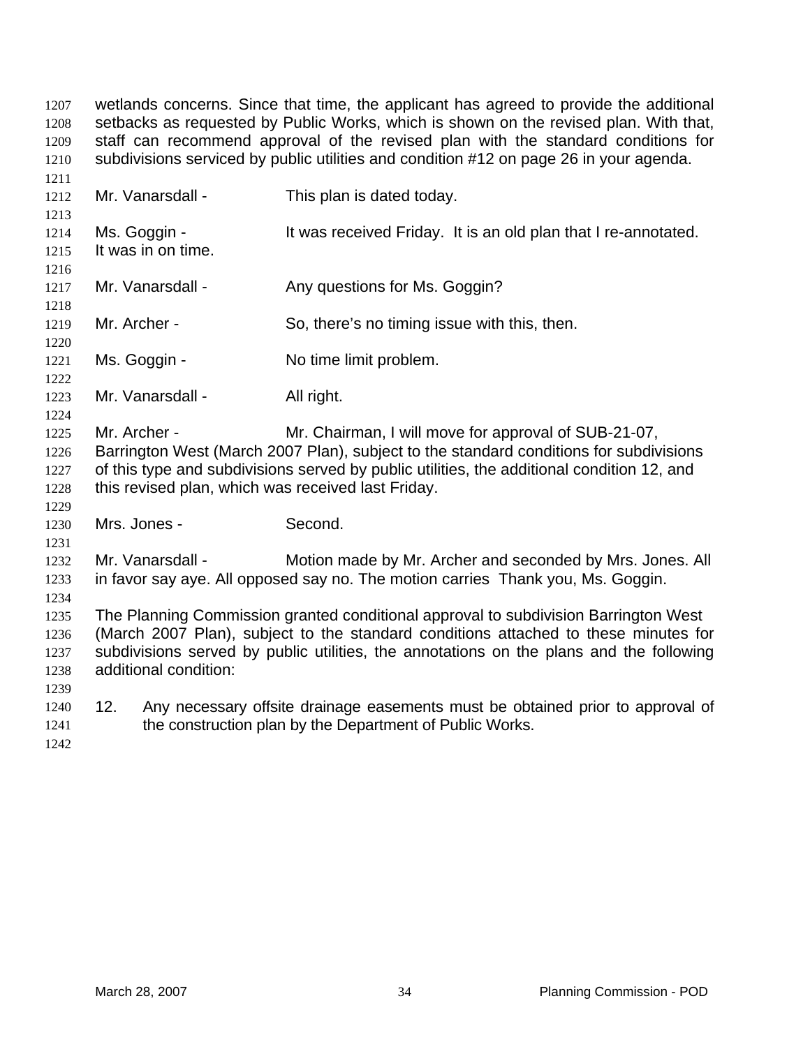wetlands concerns. Since that time, the applicant has agreed to provide the additional setbacks as requested by Public Works, which is shown on the revised plan. With that, staff can recommend approval of the revised plan with the standard conditions for subdivisions serviced by public utilities and condition #12 on page 26 in your agenda.

Mr. Vanarsdall - This plan is dated today.

Ms. Goggin - It was received Friday. It is an old plan that I re-annotated. It was in on time.

Mr. Vanarsdall - Any questions for Ms. Goggin?

Mr. Archer - So, there's no timing issue with this, then.

Ms. Goggin - No time limit problem.

Mr. Vanarsdall - All right.

Mr. Archer - Mr. Chairman, I will move for approval of SUB-21-07, Barrington West (March 2007 Plan), subject to the standard conditions for subdivisions of this type and subdivisions served by public utilities, the additional condition 12, and this revised plan, which was received last Friday.

Mrs. Jones - Second.

Mr. Vanarsdall - Motion made by Mr. Archer and seconded by Mrs. Jones. All in favor say aye. All opposed say no. The motion carries Thank you, Ms. Goggin.

The Planning Commission granted conditional approval to subdivision Barrington West (March 2007 Plan), subject to the standard conditions attached to these minutes for subdivisions served by public utilities, the annotations on the plans and the following additional condition:

12. Any necessary offsite drainage easements must be obtained prior to approval of the construction plan by the Department of Public Works.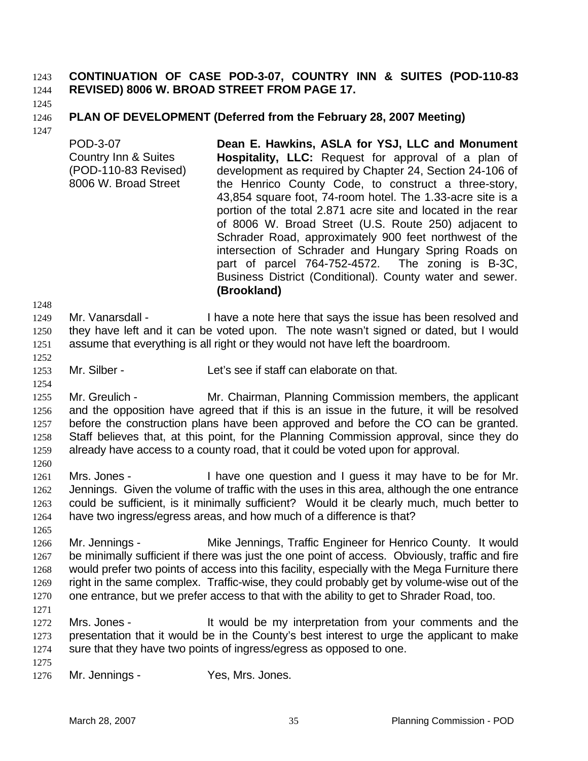**CONTINUATION OF CASE POD-3-07, COUNTRY INN & SUITES (POD-110-83 REVISED) 8006 W. BROAD STREET FROM PAGE 17.**

**PLAN OF DEVELOPMENT (Deferred from the February 28, 2007 Meeting)**

| | |
|---|---|
| POD-3-07<br>Country Inn & Suites<br>(POD-110-83 Revised)<br>8006 W. Broad Street | **Dean E. Hawkins, ASLA for YSJ, LLC and Monument Hospitality, LLC:** Request for approval of a plan of development as required by Chapter 24, Section 24-106 of the Henrico County Code, to construct a three-story, 43,854 square foot, 74-room hotel. The 1.33-acre site is a portion of the total 2.871 acre site and located in the rear of 8006 W. Broad Street (U.S. Route 250) adjacent to Schrader Road, approximately 900 feet northwest of the intersection of Schrader and Hungary Spring Roads on part of parcel 764-752-4572. The zoning is B-3C, Business District (Conditional). County water and sewer. **(Brookland)** |

Mr. Vanarsdall - I have a note here that says the issue has been resolved and they have left and it can be voted upon. The note wasn't signed or dated, but I would assume that everything is all right or they would not have left the boardroom.

Mr. Silber - Let's see if staff can elaborate on that.

Mr. Greulich - Mr. Chairman, Planning Commission members, the applicant and the opposition have agreed that if this is an issue in the future, it will be resolved before the construction plans have been approved and before the CO can be granted. Staff believes that, at this point, for the Planning Commission approval, since they do already have access to a county road, that it could be voted upon for approval.

Mrs. Jones - I have one question and I guess it may have to be for Mr. Jennings. Given the volume of traffic with the uses in this area, although the one entrance could be sufficient, is it minimally sufficient? Would it be clearly much, much better to have two ingress/egress areas, and how much of a difference is that?

Mr. Jennings - Mike Jennings, Traffic Engineer for Henrico County. It would be minimally sufficient if there was just the one point of access. Obviously, traffic and fire would prefer two points of access into this facility, especially with the Mega Furniture there right in the same complex. Traffic-wise, they could probably get by volume-wise out of the one entrance, but we prefer access to that with the ability to get to Shrader Road, too.

Mrs. Jones - It would be my interpretation from your comments and the presentation that it would be in the County's best interest to urge the applicant to make sure that they have two points of ingress/egress as opposed to one.

Mr. Jennings - Yes, Mrs. Jones.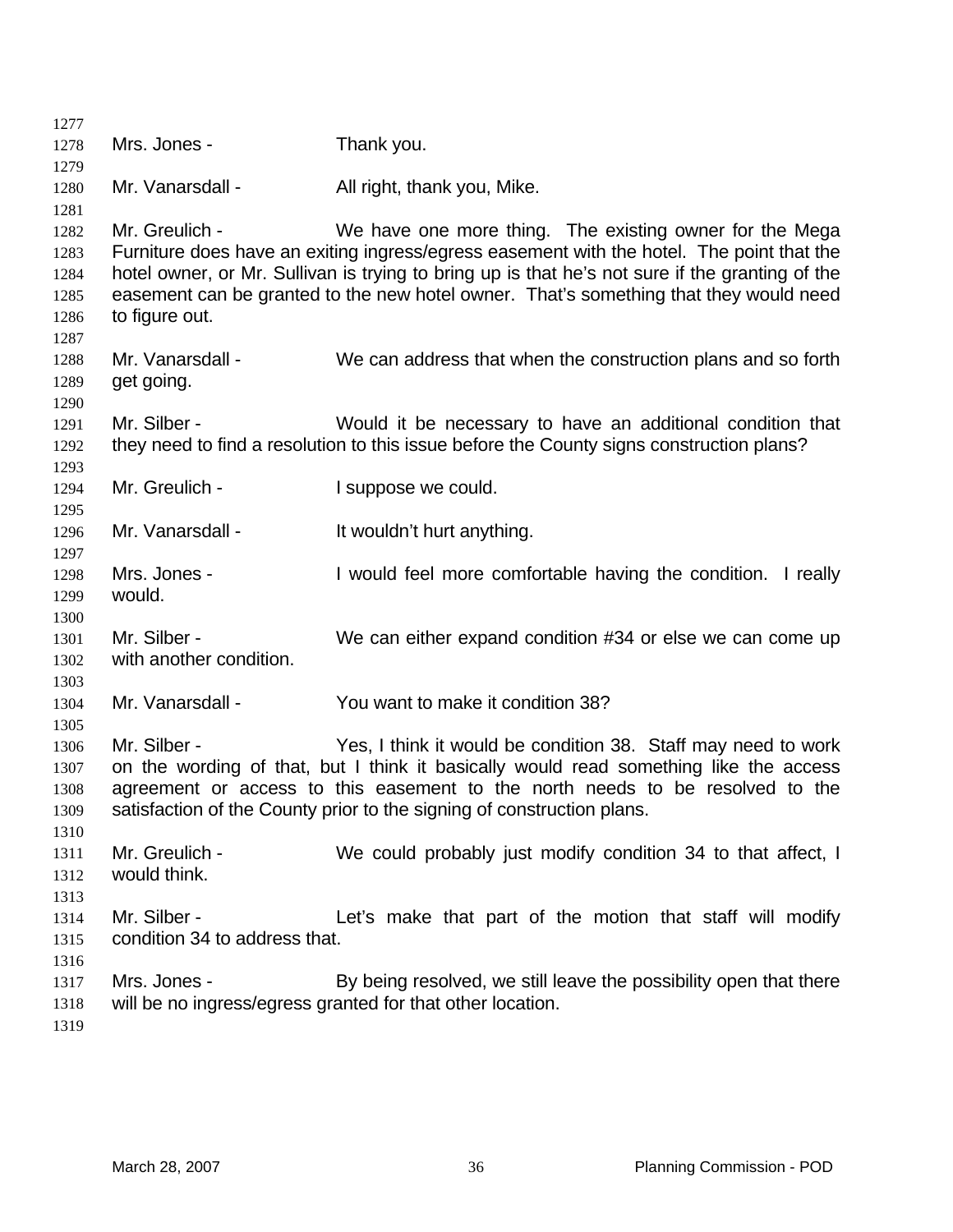Mrs. Jones - Thank you.

Mr. Vanarsdall - All right, thank you, Mike.

Mr. Greulich - We have one more thing. The existing owner for the Mega Furniture does have an exiting ingress/egress easement with the hotel. The point that the hotel owner, or Mr. Sullivan is trying to bring up is that he's not sure if the granting of the easement can be granted to the new hotel owner. That's something that they would need to figure out.

Mr. Vanarsdall - We can address that when the construction plans and so forth get going.

Mr. Silber - Would it be necessary to have an additional condition that they need to find a resolution to this issue before the County signs construction plans?

Mr. Greulich - I suppose we could.

Mr. Vanarsdall - It wouldn't hurt anything.

Mrs. Jones - I would feel more comfortable having the condition. I really would.

Mr. Silber - We can either expand condition #34 or else we can come up with another condition.

Mr. Vanarsdall - You want to make it condition 38?

Mr. Silber - Yes, I think it would be condition 38. Staff may need to work on the wording of that, but I think it basically would read something like the access agreement or access to this easement to the north needs to be resolved to the satisfaction of the County prior to the signing of construction plans.

Mr. Greulich - We could probably just modify condition 34 to that affect, I would think.

Mr. Silber - Let's make that part of the motion that staff will modify condition 34 to address that.

Mrs. Jones - By being resolved, we still leave the possibility open that there will be no ingress/egress granted for that other location.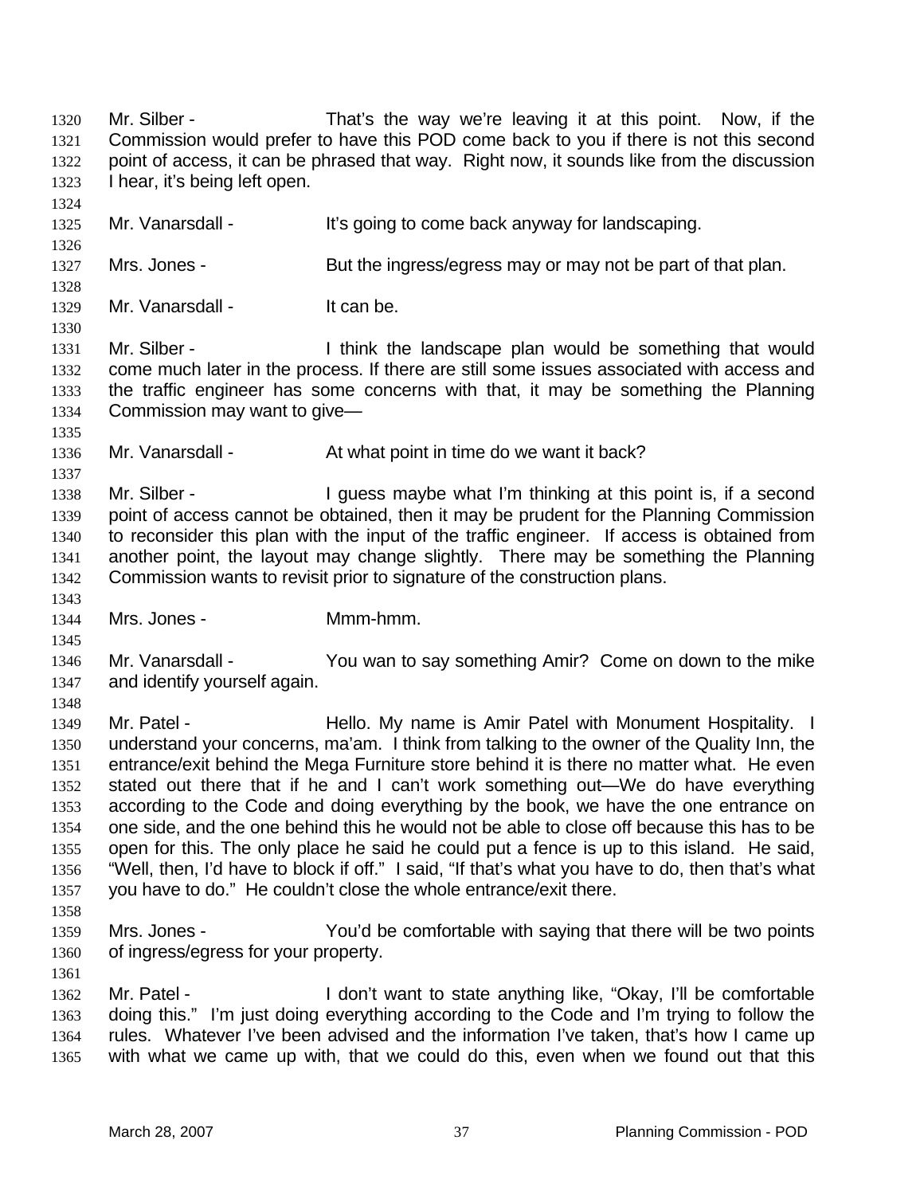Mr. Silber - That's the way we're leaving it at this point. Now, if the Commission would prefer to have this POD come back to you if there is not this second point of access, it can be phrased that way. Right now, it sounds like from the discussion I hear, it's being left open.

Mr. Vanarsdall - It's going to come back anyway for landscaping.

Mrs. Jones - But the ingress/egress may or may not be part of that plan.

Mr. Vanarsdall - It can be.

Mr. Silber - I think the landscape plan would be something that would come much later in the process. If there are still some issues associated with access and the traffic engineer has some concerns with that, it may be something the Planning Commission may want to give—

Mr. Vanarsdall - At what point in time do we want it back?

Mr. Silber - I guess maybe what I'm thinking at this point is, if a second point of access cannot be obtained, then it may be prudent for the Planning Commission to reconsider this plan with the input of the traffic engineer. If access is obtained from another point, the layout may change slightly. There may be something the Planning Commission wants to revisit prior to signature of the construction plans.

Mrs. Jones - Mmm-hmm.

Mr. Vanarsdall - You wan to say something Amir? Come on down to the mike and identify yourself again.

Mr. Patel - Hello. My name is Amir Patel with Monument Hospitality. I understand your concerns, ma'am. I think from talking to the owner of the Quality Inn, the entrance/exit behind the Mega Furniture store behind it is there no matter what. He even stated out there that if he and I can't work something out—We do have everything according to the Code and doing everything by the book, we have the one entrance on one side, and the one behind this he would not be able to close off because this has to be open for this. The only place he said he could put a fence is up to this island. He said, "Well, then, I'd have to block if off." I said, "If that's what you have to do, then that's what you have to do." He couldn't close the whole entrance/exit there.

Mrs. Jones - You'd be comfortable with saying that there will be two points of ingress/egress for your property.

Mr. Patel - I don't want to state anything like, "Okay, I'll be comfortable doing this." I'm just doing everything according to the Code and I'm trying to follow the rules. Whatever I've been advised and the information I've taken, that's how I came up with what we came up with, that we could do this, even when we found out that this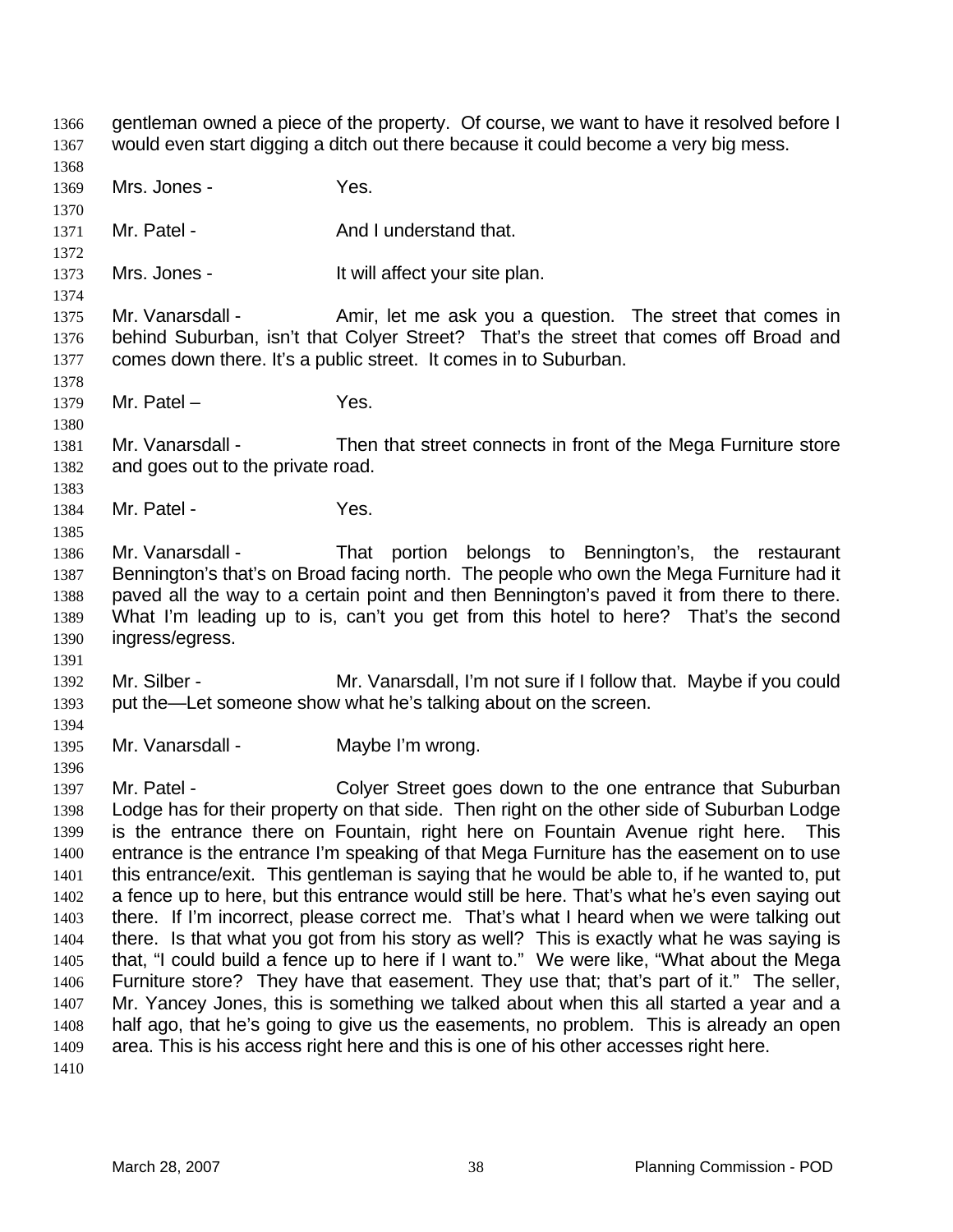gentleman owned a piece of the property. Of course, we want to have it resolved before I would even start digging a ditch out there because it could become a very big mess.

Mrs. Jones - Yes.

Mr. Patel - And I understand that.

Mrs. Jones - It will affect your site plan.

Mr. Vanarsdall - Amir, let me ask you a question. The street that comes in behind Suburban, isn't that Colyer Street? That's the street that comes off Broad and comes down there. It's a public street. It comes in to Suburban.

Mr. Patel – Yes.

Mr. Vanarsdall - Then that street connects in front of the Mega Furniture store and goes out to the private road.

Mr. Patel - Yes.

Mr. Vanarsdall - That portion belongs to Bennington's, the restaurant Bennington's that's on Broad facing north. The people who own the Mega Furniture had it paved all the way to a certain point and then Bennington's paved it from there to there. What I'm leading up to is, can't you get from this hotel to here? That's the second ingress/egress.

Mr. Silber - Mr. Vanarsdall, I'm not sure if I follow that. Maybe if you could put the—Let someone show what he's talking about on the screen.

Mr. Vanarsdall - Maybe I'm wrong.

Mr. Patel - Colyer Street goes down to the one entrance that Suburban Lodge has for their property on that side. Then right on the other side of Suburban Lodge is the entrance there on Fountain, right here on Fountain Avenue right here. This entrance is the entrance I'm speaking of that Mega Furniture has the easement on to use this entrance/exit. This gentleman is saying that he would be able to, if he wanted to, put a fence up to here, but this entrance would still be here. That's what he's even saying out there. If I'm incorrect, please correct me. That's what I heard when we were talking out there. Is that what you got from his story as well? This is exactly what he was saying is that, "I could build a fence up to here if I want to." We were like, "What about the Mega Furniture store? They have that easement. They use that; that's part of it." The seller, Mr. Yancey Jones, this is something we talked about when this all started a year and a half ago, that he's going to give us the easements, no problem. This is already an open area. This is his access right here and this is one of his other accesses right here.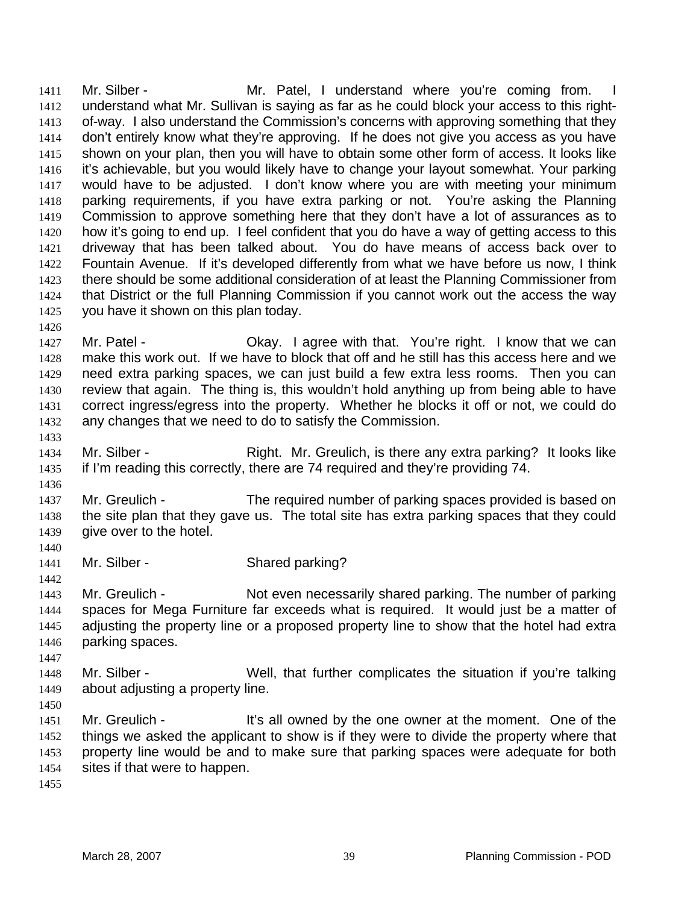Mr. Silber - Mr. Patel, I understand where you're coming from. I understand what Mr. Sullivan is saying as far as he could block your access to this right-of-way. I also understand the Commission's concerns with approving something that they don't entirely know what they're approving. If he does not give you access as you have shown on your plan, then you will have to obtain some other form of access. It looks like it's achievable, but you would likely have to change your layout somewhat. Your parking would have to be adjusted. I don't know where you are with meeting your minimum parking requirements, if you have extra parking or not. You're asking the Planning Commission to approve something here that they don't have a lot of assurances as to how it's going to end up. I feel confident that you do have a way of getting access to this driveway that has been talked about. You do have means of access back over to Fountain Avenue. If it's developed differently from what we have before us now, I think there should be some additional consideration of at least the Planning Commissioner from that District or the full Planning Commission if you cannot work out the access the way you have it shown on this plan today.

Mr. Patel - Okay. I agree with that. You're right. I know that we can make this work out. If we have to block that off and he still has this access here and we need extra parking spaces, we can just build a few extra less rooms. Then you can review that again. The thing is, this wouldn't hold anything up from being able to have correct ingress/egress into the property. Whether he blocks it off or not, we could do any changes that we need to do to satisfy the Commission.

Mr. Silber - Right. Mr. Greulich, is there any extra parking? It looks like if I'm reading this correctly, there are 74 required and they're providing 74.

Mr. Greulich - The required number of parking spaces provided is based on the site plan that they gave us. The total site has extra parking spaces that they could give over to the hotel.

Mr. Silber - Shared parking?

Mr. Greulich - Not even necessarily shared parking. The number of parking spaces for Mega Furniture far exceeds what is required. It would just be a matter of adjusting the property line or a proposed property line to show that the hotel had extra parking spaces.

Mr. Silber - Well, that further complicates the situation if you're talking about adjusting a property line.

Mr. Greulich - It's all owned by the one owner at the moment. One of the things we asked the applicant to show is if they were to divide the property where that property line would be and to make sure that parking spaces were adequate for both sites if that were to happen.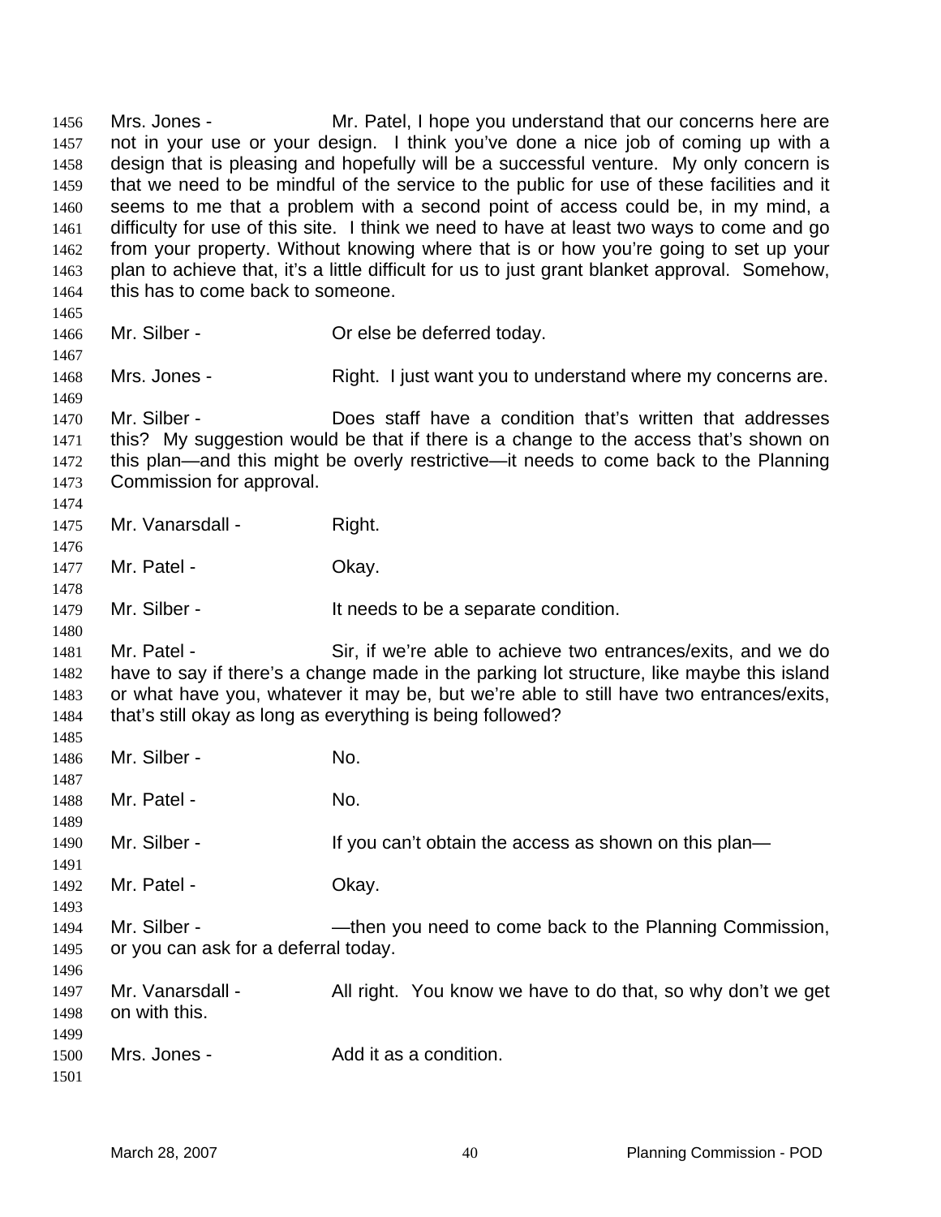Mrs. Jones - Mr. Patel, I hope you understand that our concerns here are not in your use or your design. I think you've done a nice job of coming up with a design that is pleasing and hopefully will be a successful venture. My only concern is that we need to be mindful of the service to the public for use of these facilities and it seems to me that a problem with a second point of access could be, in my mind, a difficulty for use of this site. I think we need to have at least two ways to come and go from your property. Without knowing where that is or how you're going to set up your plan to achieve that, it's a little difficult for us to just grant blanket approval. Somehow, this has to come back to someone.

Mr. Silber - Or else be deferred today.

Mrs. Jones - Right. I just want you to understand where my concerns are.

Mr. Silber - Does staff have a condition that's written that addresses this? My suggestion would be that if there is a change to the access that's shown on this plan—and this might be overly restrictive—it needs to come back to the Planning Commission for approval.

Mr. Vanarsdall - Right.

Mr. Patel - Okay.

Mr. Silber - It needs to be a separate condition.

Mr. Patel - Sir, if we're able to achieve two entrances/exits, and we do have to say if there's a change made in the parking lot structure, like maybe this island or what have you, whatever it may be, but we're able to still have two entrances/exits, that's still okay as long as everything is being followed?

Mr. Silber - No.

Mr. Patel - No.

Mr. Silber - If you can't obtain the access as shown on this plan—

Mr. Patel - Okay.

Mr. Silber - —then you need to come back to the Planning Commission, or you can ask for a deferral today.

Mr. Vanarsdall - All right. You know we have to do that, so why don't we get on with this.

Mrs. Jones - Add it as a condition.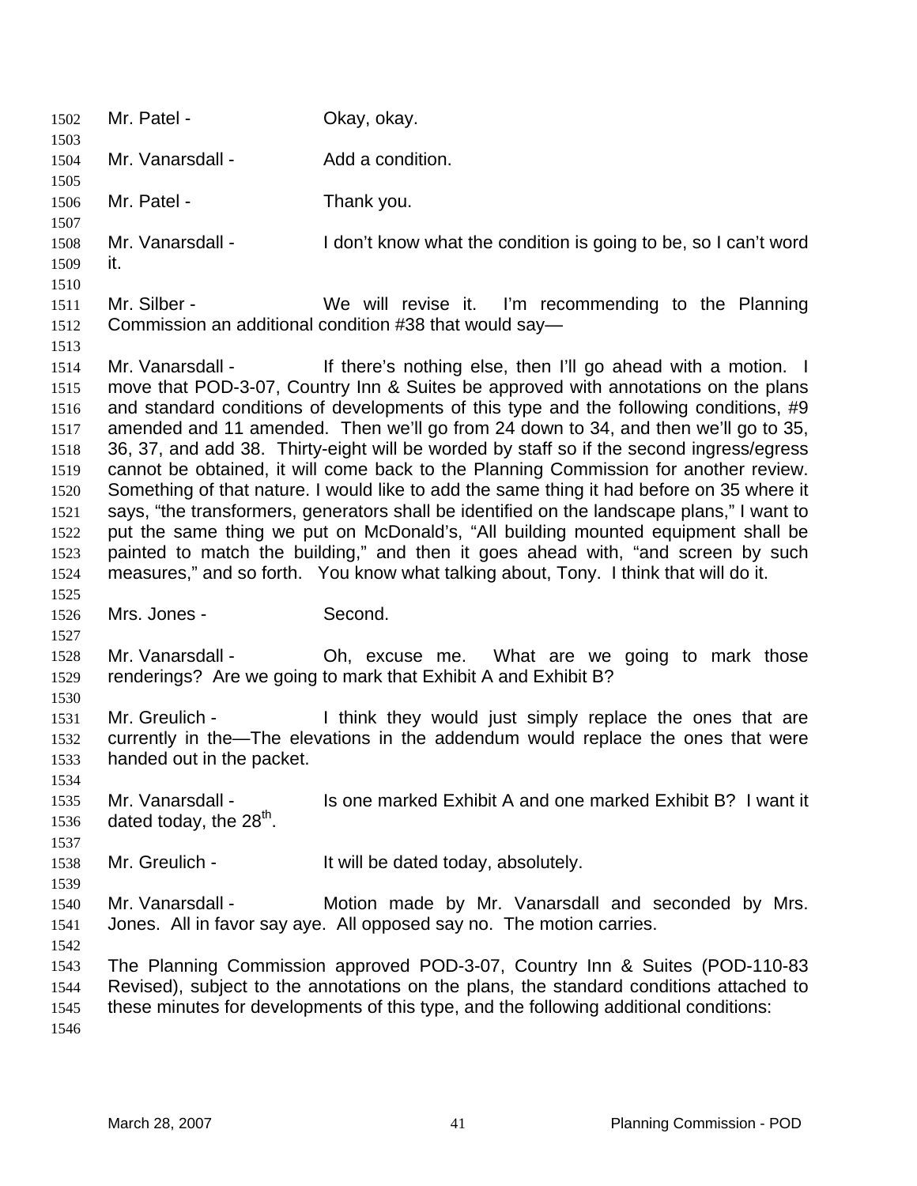Mr. Patel - Okay, okay.

Mr. Vanarsdall - Add a condition.

Mr. Patel - Thank you.

Mr. Vanarsdall - I don't know what the condition is going to be, so I can't word it.

Mr. Silber - We will revise it. I'm recommending to the Planning Commission an additional condition #38 that would say—

Mr. Vanarsdall - If there's nothing else, then I'll go ahead with a motion. I move that POD-3-07, Country Inn & Suites be approved with annotations on the plans and standard conditions of developments of this type and the following conditions, #9 amended and 11 amended. Then we'll go from 24 down to 34, and then we'll go to 35, 36, 37, and add 38. Thirty-eight will be worded by staff so if the second ingress/egress cannot be obtained, it will come back to the Planning Commission for another review. Something of that nature. I would like to add the same thing it had before on 35 where it says, "the transformers, generators shall be identified on the landscape plans," I want to put the same thing we put on McDonald's, "All building mounted equipment shall be painted to match the building," and then it goes ahead with, "and screen by such measures," and so forth. You know what talking about, Tony. I think that will do it.

Mrs. Jones - Second.

Mr. Vanarsdall - Oh, excuse me. What are we going to mark those renderings? Are we going to mark that Exhibit A and Exhibit B?

Mr. Greulich - I think they would just simply replace the ones that are currently in the—The elevations in the addendum would replace the ones that were handed out in the packet.

Mr. Vanarsdall - Is one marked Exhibit A and one marked Exhibit B? I want it dated today, the 28th.

Mr. Greulich - It will be dated today, absolutely.

Mr. Vanarsdall - Motion made by Mr. Vanarsdall and seconded by Mrs. Jones. All in favor say aye. All opposed say no. The motion carries.

The Planning Commission approved POD-3-07, Country Inn & Suites (POD-110-83 Revised), subject to the annotations on the plans, the standard conditions attached to these minutes for developments of this type, and the following additional conditions: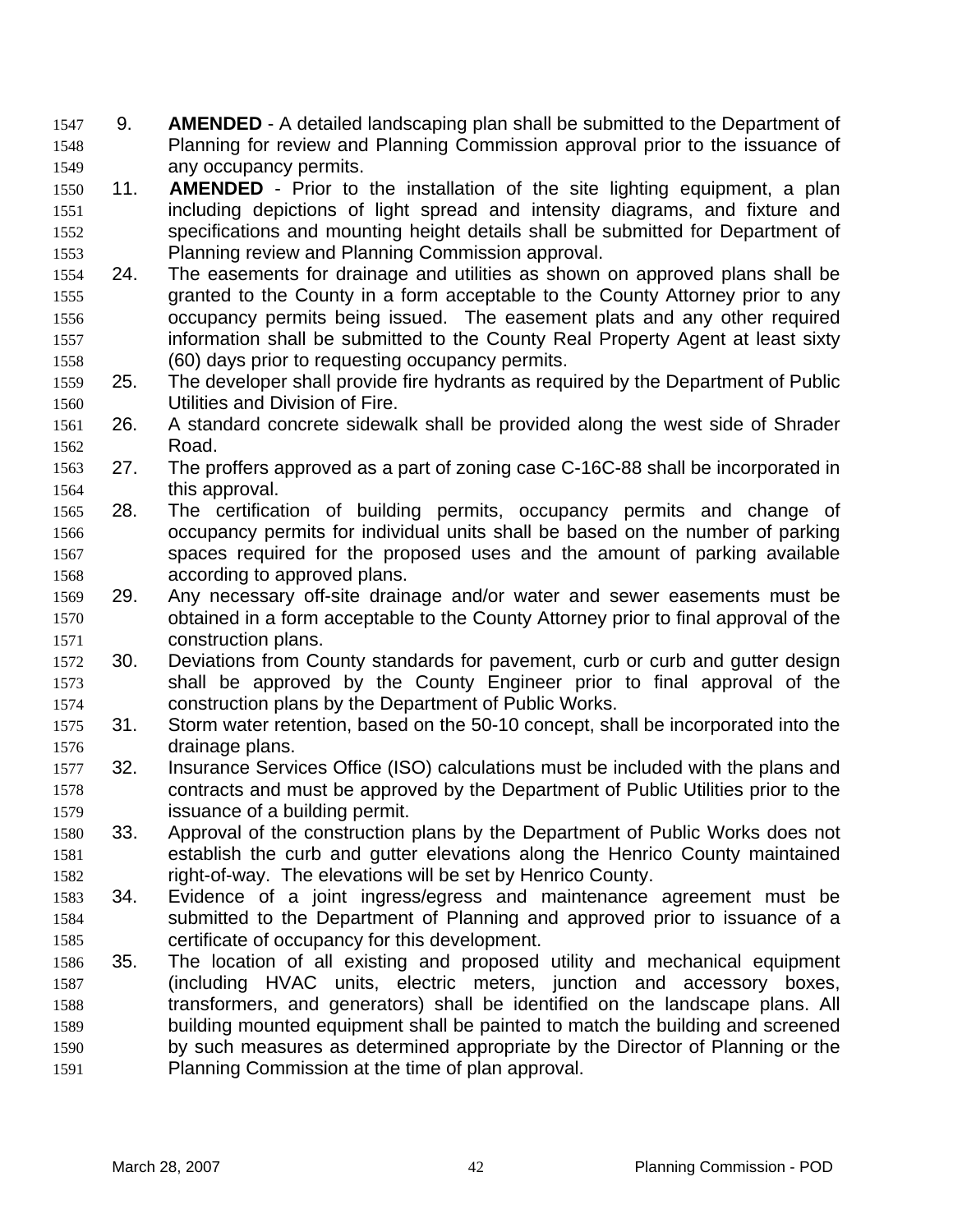9. **AMENDED** - A detailed landscaping plan shall be submitted to the Department of Planning for review and Planning Commission approval prior to the issuance of any occupancy permits.
11. **AMENDED** - Prior to the installation of the site lighting equipment, a plan including depictions of light spread and intensity diagrams, and fixture and specifications and mounting height details shall be submitted for Department of Planning review and Planning Commission approval.
24. The easements for drainage and utilities as shown on approved plans shall be granted to the County in a form acceptable to the County Attorney prior to any occupancy permits being issued. The easement plats and any other required information shall be submitted to the County Real Property Agent at least sixty (60) days prior to requesting occupancy permits.
25. The developer shall provide fire hydrants as required by the Department of Public Utilities and Division of Fire.
26. A standard concrete sidewalk shall be provided along the west side of Shrader Road.
27. The proffers approved as a part of zoning case C-16C-88 shall be incorporated in this approval.
28. The certification of building permits, occupancy permits and change of occupancy permits for individual units shall be based on the number of parking spaces required for the proposed uses and the amount of parking available according to approved plans.
29. Any necessary off-site drainage and/or water and sewer easements must be obtained in a form acceptable to the County Attorney prior to final approval of the construction plans.
30. Deviations from County standards for pavement, curb or curb and gutter design shall be approved by the County Engineer prior to final approval of the construction plans by the Department of Public Works.
31. Storm water retention, based on the 50-10 concept, shall be incorporated into the drainage plans.
32. Insurance Services Office (ISO) calculations must be included with the plans and contracts and must be approved by the Department of Public Utilities prior to the issuance of a building permit.
33. Approval of the construction plans by the Department of Public Works does not establish the curb and gutter elevations along the Henrico County maintained right-of-way. The elevations will be set by Henrico County.
34. Evidence of a joint ingress/egress and maintenance agreement must be submitted to the Department of Planning and approved prior to issuance of a certificate of occupancy for this development.
35. The location of all existing and proposed utility and mechanical equipment (including HVAC units, electric meters, junction and accessory boxes, transformers, and generators) shall be identified on the landscape plans. All building mounted equipment shall be painted to match the building and screened by such measures as determined appropriate by the Director of Planning or the Planning Commission at the time of plan approval.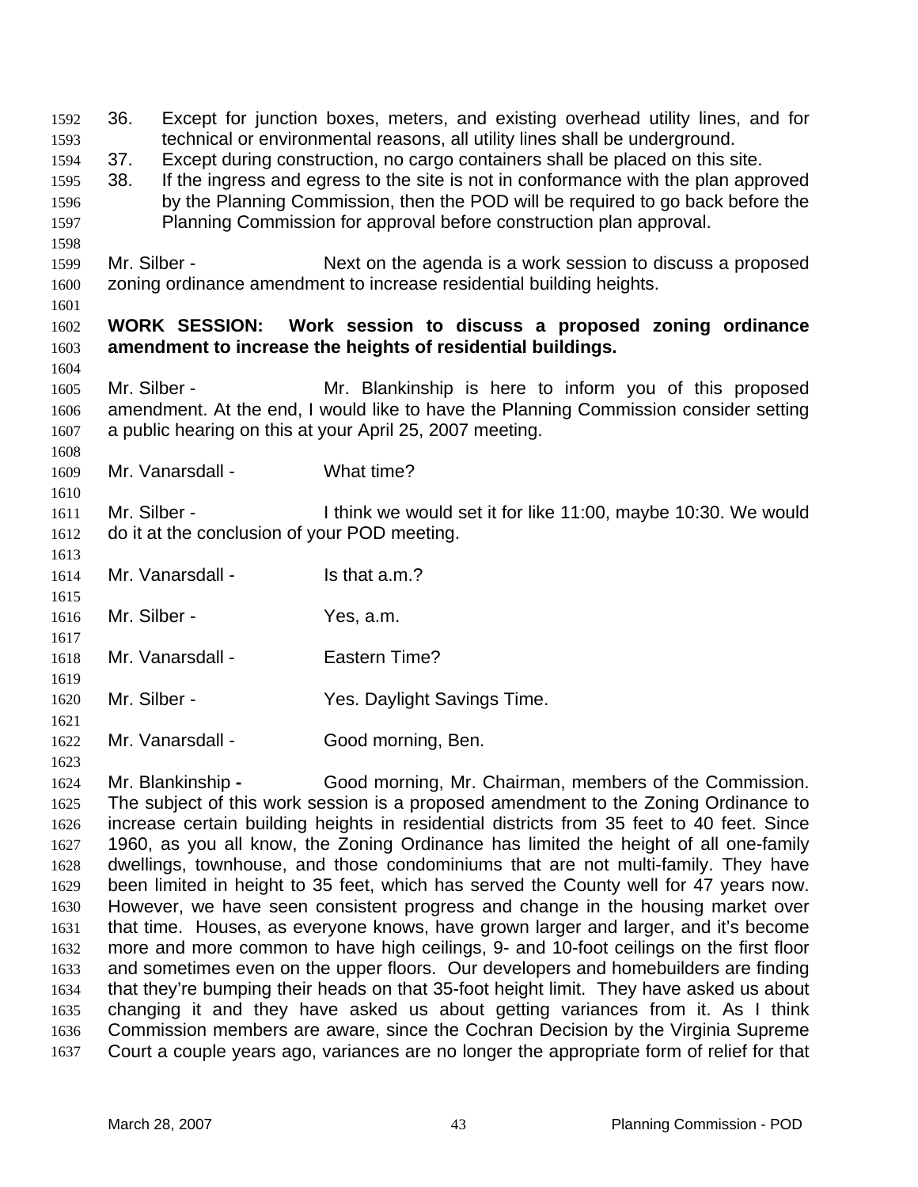36. Except for junction boxes, meters, and existing overhead utility lines, and for technical or environmental reasons, all utility lines shall be underground.
37. Except during construction, no cargo containers shall be placed on this site.
38. If the ingress and egress to the site is not in conformance with the plan approved by the Planning Commission, then the POD will be required to go back before the Planning Commission for approval before construction plan approval.

Mr. Silber - Next on the agenda is a work session to discuss a proposed zoning ordinance amendment to increase residential building heights.

**WORK SESSION: Work session to discuss a proposed zoning ordinance amendment to increase the heights of residential buildings.**

Mr. Silber - Mr. Blankinship is here to inform you of this proposed amendment. At the end, I would like to have the Planning Commission consider setting a public hearing on this at your April 25, 2007 meeting.

Mr. Vanarsdall - What time?

Mr. Silber - I think we would set it for like 11:00, maybe 10:30. We would do it at the conclusion of your POD meeting.

Mr. Vanarsdall - Is that a.m.?

Mr. Silber - Yes, a.m.

Mr. Vanarsdall - Eastern Time?

Mr. Silber - Yes. Daylight Savings Time.

Mr. Vanarsdall - Good morning, Ben.

Mr. Blankinship - Good morning, Mr. Chairman, members of the Commission. The subject of this work session is a proposed amendment to the Zoning Ordinance to increase certain building heights in residential districts from 35 feet to 40 feet. Since 1960, as you all know, the Zoning Ordinance has limited the height of all one-family dwellings, townhouse, and those condominiums that are not multi-family. They have been limited in height to 35 feet, which has served the County well for 47 years now. However, we have seen consistent progress and change in the housing market over that time. Houses, as everyone knows, have grown larger and larger, and it's become more and more common to have high ceilings, 9- and 10-foot ceilings on the first floor and sometimes even on the upper floors. Our developers and homebuilders are finding that they're bumping their heads on that 35-foot height limit. They have asked us about changing it and they have asked us about getting variances from it. As I think Commission members are aware, since the Cochran Decision by the Virginia Supreme Court a couple years ago, variances are no longer the appropriate form of relief for that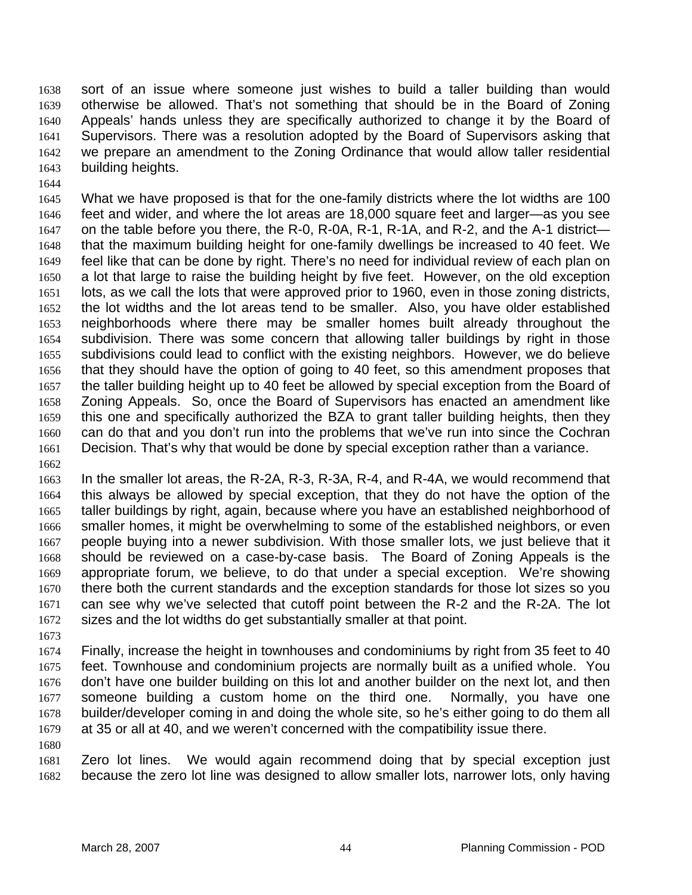sort of an issue where someone just wishes to build a taller building than would otherwise be allowed. That's not something that should be in the Board of Zoning Appeals' hands unless they are specifically authorized to change it by the Board of Supervisors. There was a resolution adopted by the Board of Supervisors asking that we prepare an amendment to the Zoning Ordinance that would allow taller residential building heights.

What we have proposed is that for the one-family districts where the lot widths are 100 feet and wider, and where the lot areas are 18,000 square feet and larger—as you see on the table before you there, the R-0, R-0A, R-1, R-1A, and R-2, and the A-1 district—that the maximum building height for one-family dwellings be increased to 40 feet. We feel like that can be done by right. There's no need for individual review of each plan on a lot that large to raise the building height by five feet. However, on the old exception lots, as we call the lots that were approved prior to 1960, even in those zoning districts, the lot widths and the lot areas tend to be smaller. Also, you have older established neighborhoods where there may be smaller homes built already throughout the subdivision. There was some concern that allowing taller buildings by right in those subdivisions could lead to conflict with the existing neighbors. However, we do believe that they should have the option of going to 40 feet, so this amendment proposes that the taller building height up to 40 feet be allowed by special exception from the Board of Zoning Appeals. So, once the Board of Supervisors has enacted an amendment like this one and specifically authorized the BZA to grant taller building heights, then they can do that and you don't run into the problems that we've run into since the Cochran Decision. That's why that would be done by special exception rather than a variance.

In the smaller lot areas, the R-2A, R-3, R-3A, R-4, and R-4A, we would recommend that this always be allowed by special exception, that they do not have the option of the taller buildings by right, again, because where you have an established neighborhood of smaller homes, it might be overwhelming to some of the established neighbors, or even people buying into a newer subdivision. With those smaller lots, we just believe that it should be reviewed on a case-by-case basis. The Board of Zoning Appeals is the appropriate forum, we believe, to do that under a special exception. We're showing there both the current standards and the exception standards for those lot sizes so you can see why we've selected that cutoff point between the R-2 and the R-2A. The lot sizes and the lot widths do get substantially smaller at that point.

Finally, increase the height in townhouses and condominiums by right from 35 feet to 40 feet. Townhouse and condominium projects are normally built as a unified whole. You don't have one builder building on this lot and another builder on the next lot, and then someone building a custom home on the third one. Normally, you have one builder/developer coming in and doing the whole site, so he's either going to do them all at 35 or all at 40, and we weren't concerned with the compatibility issue there.

Zero lot lines. We would again recommend doing that by special exception just because the zero lot line was designed to allow smaller lots, narrower lots, only having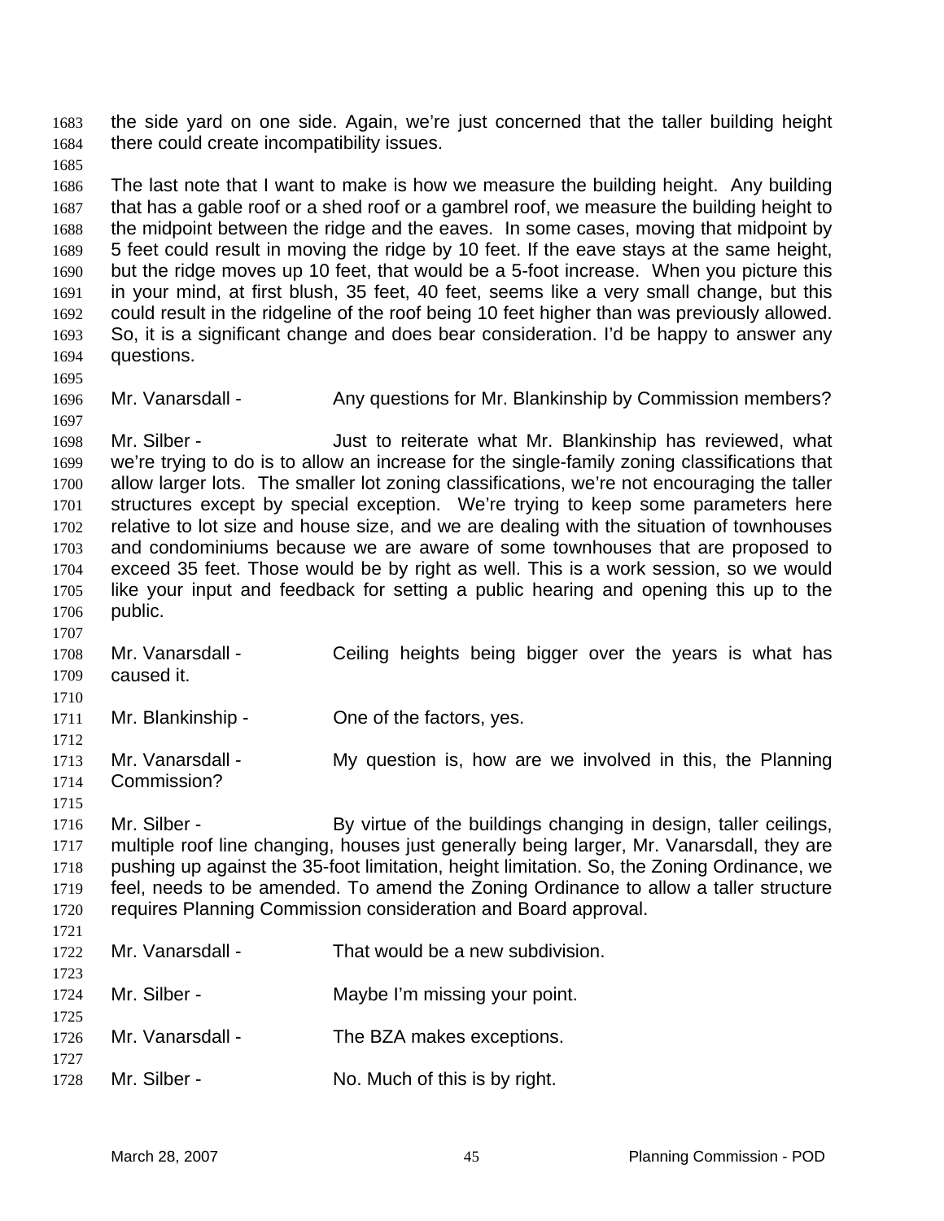the side yard on one side. Again, we're just concerned that the taller building height there could create incompatibility issues.

The last note that I want to make is how we measure the building height. Any building that has a gable roof or a shed roof or a gambrel roof, we measure the building height to the midpoint between the ridge and the eaves. In some cases, moving that midpoint by 5 feet could result in moving the ridge by 10 feet. If the eave stays at the same height, but the ridge moves up 10 feet, that would be a 5-foot increase. When you picture this in your mind, at first blush, 35 feet, 40 feet, seems like a very small change, but this could result in the ridgeline of the roof being 10 feet higher than was previously allowed. So, it is a significant change and does bear consideration. I'd be happy to answer any questions.

Mr. Vanarsdall - Any questions for Mr. Blankinship by Commission members?

Mr. Silber - Just to reiterate what Mr. Blankinship has reviewed, what we're trying to do is to allow an increase for the single-family zoning classifications that allow larger lots. The smaller lot zoning classifications, we're not encouraging the taller structures except by special exception. We're trying to keep some parameters here relative to lot size and house size, and we are dealing with the situation of townhouses and condominiums because we are aware of some townhouses that are proposed to exceed 35 feet. Those would be by right as well. This is a work session, so we would like your input and feedback for setting a public hearing and opening this up to the public.

Mr. Vanarsdall - Ceiling heights being bigger over the years is what has caused it.

Mr. Blankinship - One of the factors, yes.

Mr. Vanarsdall - My question is, how are we involved in this, the Planning Commission?

Mr. Silber - By virtue of the buildings changing in design, taller ceilings, multiple roof line changing, houses just generally being larger, Mr. Vanarsdall, they are pushing up against the 35-foot limitation, height limitation. So, the Zoning Ordinance, we feel, needs to be amended. To amend the Zoning Ordinance to allow a taller structure requires Planning Commission consideration and Board approval.

Mr. Vanarsdall - That would be a new subdivision.

Mr. Silber - Maybe I'm missing your point.

Mr. Vanarsdall - The BZA makes exceptions.

Mr. Silber - No. Much of this is by right.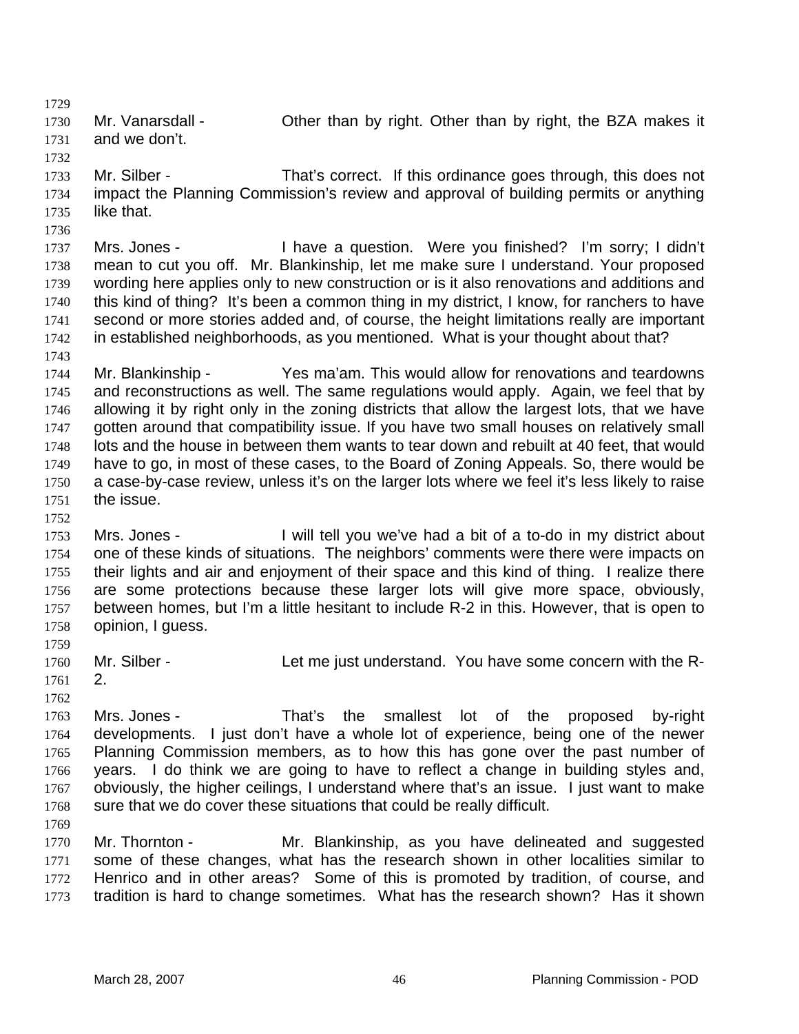Mr. Vanarsdall - Other than by right. Other than by right, the BZA makes it and we don't.

Mr. Silber - That's correct. If this ordinance goes through, this does not impact the Planning Commission's review and approval of building permits or anything like that.

Mrs. Jones - I have a question. Were you finished? I'm sorry; I didn't mean to cut you off. Mr. Blankinship, let me make sure I understand. Your proposed wording here applies only to new construction or is it also renovations and additions and this kind of thing? It's been a common thing in my district, I know, for ranchers to have second or more stories added and, of course, the height limitations really are important in established neighborhoods, as you mentioned. What is your thought about that?

Mr. Blankinship - Yes ma'am. This would allow for renovations and teardowns and reconstructions as well. The same regulations would apply. Again, we feel that by allowing it by right only in the zoning districts that allow the largest lots, that we have gotten around that compatibility issue. If you have two small houses on relatively small lots and the house in between them wants to tear down and rebuilt at 40 feet, that would have to go, in most of these cases, to the Board of Zoning Appeals. So, there would be a case-by-case review, unless it's on the larger lots where we feel it's less likely to raise the issue.

Mrs. Jones - I will tell you we've had a bit of a to-do in my district about one of these kinds of situations. The neighbors' comments were there were impacts on their lights and air and enjoyment of their space and this kind of thing. I realize there are some protections because these larger lots will give more space, obviously, between homes, but I'm a little hesitant to include R-2 in this. However, that is open to opinion, I guess.

Mr. Silber - Let me just understand. You have some concern with the R-2.

Mrs. Jones - That's the smallest lot of the proposed by-right developments. I just don't have a whole lot of experience, being one of the newer Planning Commission members, as to how this has gone over the past number of years. I do think we are going to have to reflect a change in building styles and, obviously, the higher ceilings, I understand where that's an issue. I just want to make sure that we do cover these situations that could be really difficult.

Mr. Thornton - Mr. Blankinship, as you have delineated and suggested some of these changes, what has the research shown in other localities similar to Henrico and in other areas? Some of this is promoted by tradition, of course, and tradition is hard to change sometimes. What has the research shown? Has it shown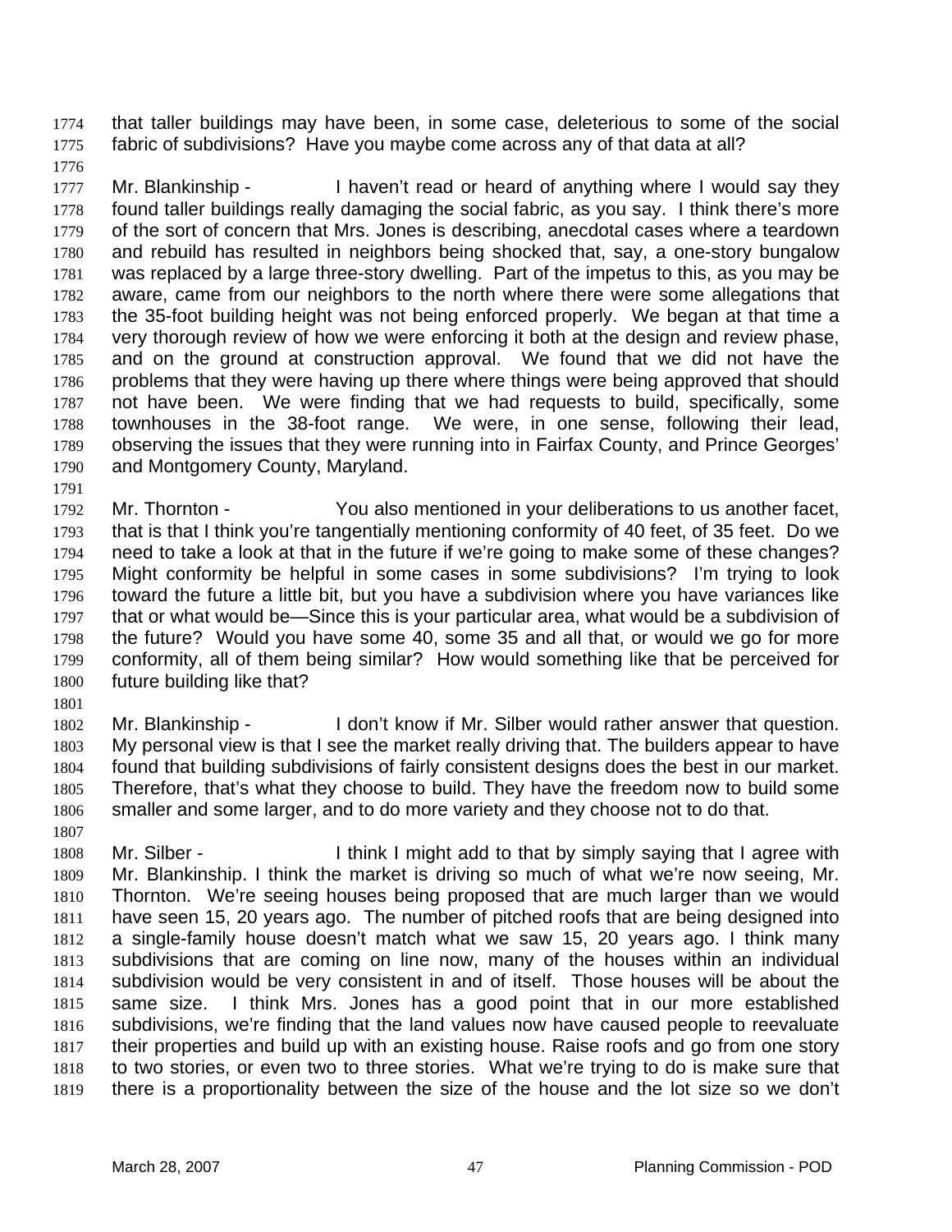that taller buildings may have been, in some case, deleterious to some of the social fabric of subdivisions? Have you maybe come across any of that data at all?

Mr. Blankinship - I haven't read or heard of anything where I would say they found taller buildings really damaging the social fabric, as you say. I think there's more of the sort of concern that Mrs. Jones is describing, anecdotal cases where a teardown and rebuild has resulted in neighbors being shocked that, say, a one-story bungalow was replaced by a large three-story dwelling. Part of the impetus to this, as you may be aware, came from our neighbors to the north where there were some allegations that the 35-foot building height was not being enforced properly. We began at that time a very thorough review of how we were enforcing it both at the design and review phase, and on the ground at construction approval. We found that we did not have the problems that they were having up there where things were being approved that should not have been. We were finding that we had requests to build, specifically, some townhouses in the 38-foot range. We were, in one sense, following their lead, observing the issues that they were running into in Fairfax County, and Prince Georges' and Montgomery County, Maryland.

Mr. Thornton - You also mentioned in your deliberations to us another facet, that is that I think you're tangentially mentioning conformity of 40 feet, of 35 feet. Do we need to take a look at that in the future if we're going to make some of these changes? Might conformity be helpful in some cases in some subdivisions? I'm trying to look toward the future a little bit, but you have a subdivision where you have variances like that or what would be—Since this is your particular area, what would be a subdivision of the future? Would you have some 40, some 35 and all that, or would we go for more conformity, all of them being similar? How would something like that be perceived for future building like that?

Mr. Blankinship - I don't know if Mr. Silber would rather answer that question. My personal view is that I see the market really driving that. The builders appear to have found that building subdivisions of fairly consistent designs does the best in our market. Therefore, that's what they choose to build. They have the freedom now to build some smaller and some larger, and to do more variety and they choose not to do that.

Mr. Silber - I think I might add to that by simply saying that I agree with Mr. Blankinship. I think the market is driving so much of what we're now seeing, Mr. Thornton. We're seeing houses being proposed that are much larger than we would have seen 15, 20 years ago. The number of pitched roofs that are being designed into a single-family house doesn't match what we saw 15, 20 years ago. I think many subdivisions that are coming on line now, many of the houses within an individual subdivision would be very consistent in and of itself. Those houses will be about the same size. I think Mrs. Jones has a good point that in our more established subdivisions, we're finding that the land values now have caused people to reevaluate their properties and build up with an existing house. Raise roofs and go from one story to two stories, or even two to three stories. What we're trying to do is make sure that there is a proportionality between the size of the house and the lot size so we don't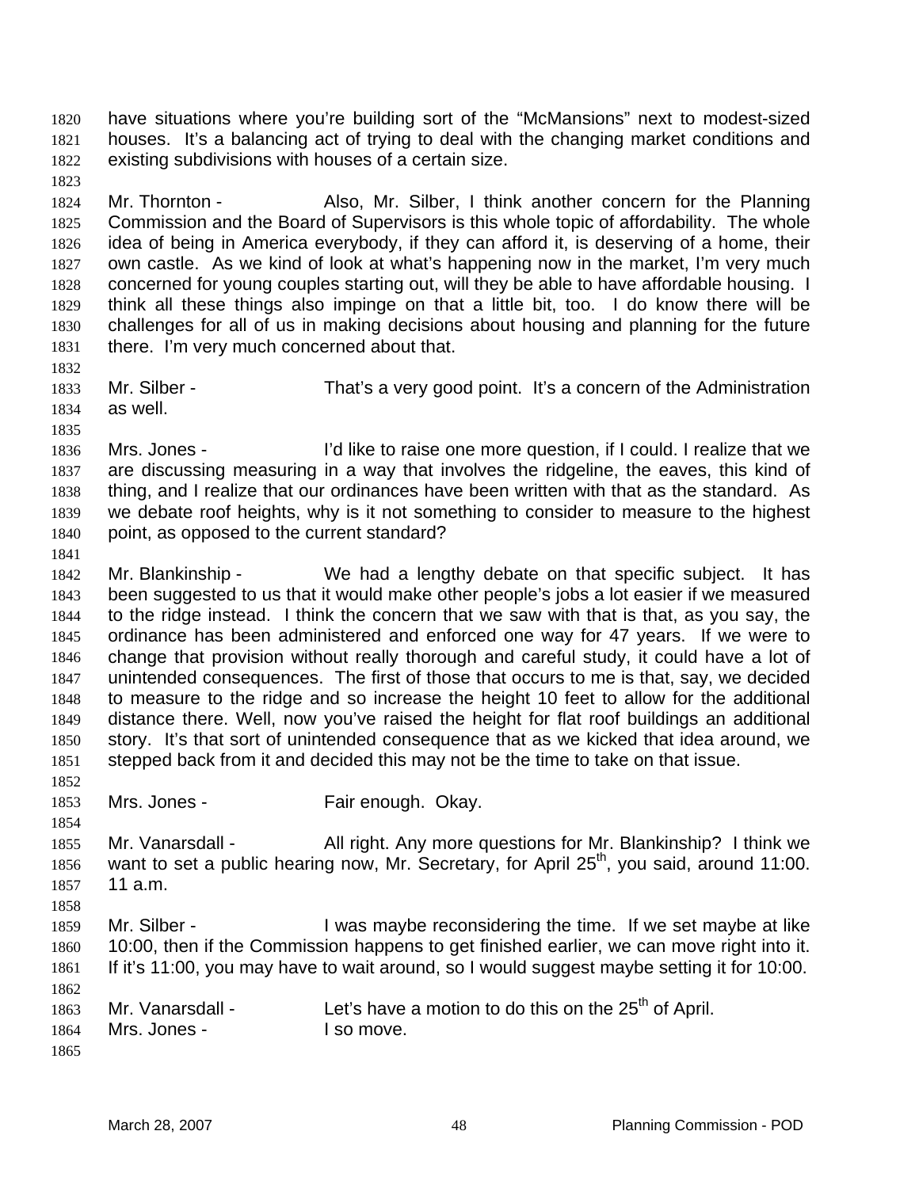have situations where you're building sort of the "McMansions" next to modest-sized houses. It's a balancing act of trying to deal with the changing market conditions and existing subdivisions with houses of a certain size.

Mr. Thornton - Also, Mr. Silber, I think another concern for the Planning Commission and the Board of Supervisors is this whole topic of affordability. The whole idea of being in America everybody, if they can afford it, is deserving of a home, their own castle. As we kind of look at what's happening now in the market, I'm very much concerned for young couples starting out, will they be able to have affordable housing. I think all these things also impinge on that a little bit, too. I do know there will be challenges for all of us in making decisions about housing and planning for the future there. I'm very much concerned about that.

Mr. Silber - That's a very good point. It's a concern of the Administration as well.

Mrs. Jones - I'd like to raise one more question, if I could. I realize that we are discussing measuring in a way that involves the ridgeline, the eaves, this kind of thing, and I realize that our ordinances have been written with that as the standard. As we debate roof heights, why is it not something to consider to measure to the highest point, as opposed to the current standard?

Mr. Blankinship - We had a lengthy debate on that specific subject. It has been suggested to us that it would make other people's jobs a lot easier if we measured to the ridge instead. I think the concern that we saw with that is that, as you say, the ordinance has been administered and enforced one way for 47 years. If we were to change that provision without really thorough and careful study, it could have a lot of unintended consequences. The first of those that occurs to me is that, say, we decided to measure to the ridge and so increase the height 10 feet to allow for the additional distance there. Well, now you've raised the height for flat roof buildings an additional story. It's that sort of unintended consequence that as we kicked that idea around, we stepped back from it and decided this may not be the time to take on that issue.

Mrs. Jones - Fair enough. Okay.

Mr. Vanarsdall - All right. Any more questions for Mr. Blankinship? I think we want to set a public hearing now, Mr. Secretary, for April 25th, you said, around 11:00. 11 a.m.

Mr. Silber - I was maybe reconsidering the time. If we set maybe at like 10:00, then if the Commission happens to get finished earlier, we can move right into it. If it's 11:00, you may have to wait around, so I would suggest maybe setting it for 10:00.

Mr. Vanarsdall - Let's have a motion to do this on the 25th of April.

Mrs. Jones - I so move.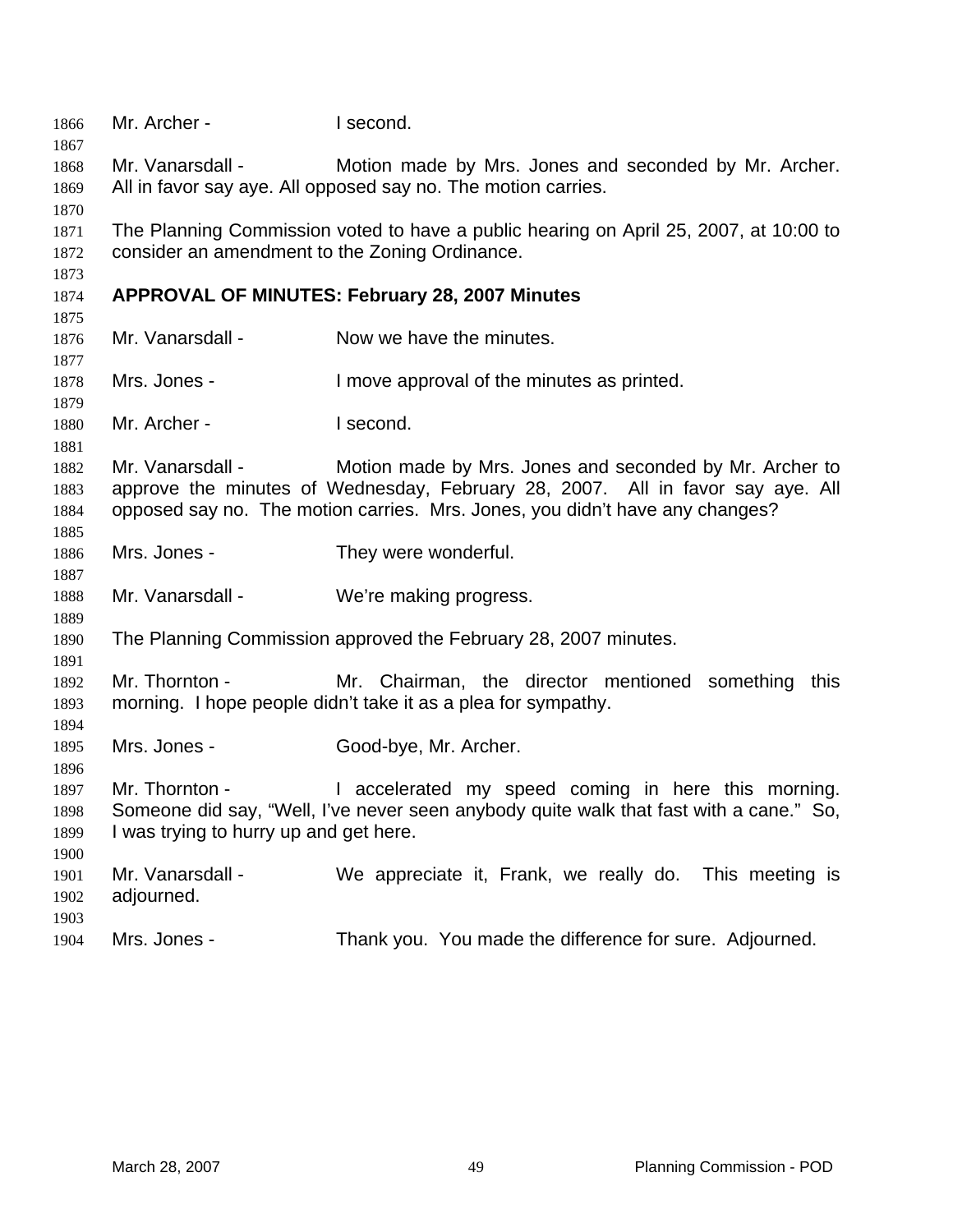Mr. Archer - I second.

Mr. Vanarsdall - Motion made by Mrs. Jones and seconded by Mr. Archer. All in favor say aye. All opposed say no. The motion carries.

The Planning Commission voted to have a public hearing on April 25, 2007, at 10:00 to consider an amendment to the Zoning Ordinance.

**APPROVAL OF MINUTES: February 28, 2007 Minutes**

Mr. Vanarsdall - Now we have the minutes.

Mrs. Jones - I move approval of the minutes as printed.

Mr. Archer - I second.

Mr. Vanarsdall - Motion made by Mrs. Jones and seconded by Mr. Archer to approve the minutes of Wednesday, February 28, 2007. All in favor say aye. All opposed say no. The motion carries. Mrs. Jones, you didn't have any changes?

Mrs. Jones - They were wonderful.

Mr. Vanarsdall - We're making progress.

The Planning Commission approved the February 28, 2007 minutes.

Mr. Thornton - Mr. Chairman, the director mentioned something this morning. I hope people didn't take it as a plea for sympathy.

Mrs. Jones - Good-bye, Mr. Archer.

Mr. Thornton - I accelerated my speed coming in here this morning. Someone did say, "Well, I've never seen anybody quite walk that fast with a cane." So, I was trying to hurry up and get here.

Mr. Vanarsdall - We appreciate it, Frank, we really do. This meeting is adjourned.

Mrs. Jones - Thank you. You made the difference for sure. Adjourned.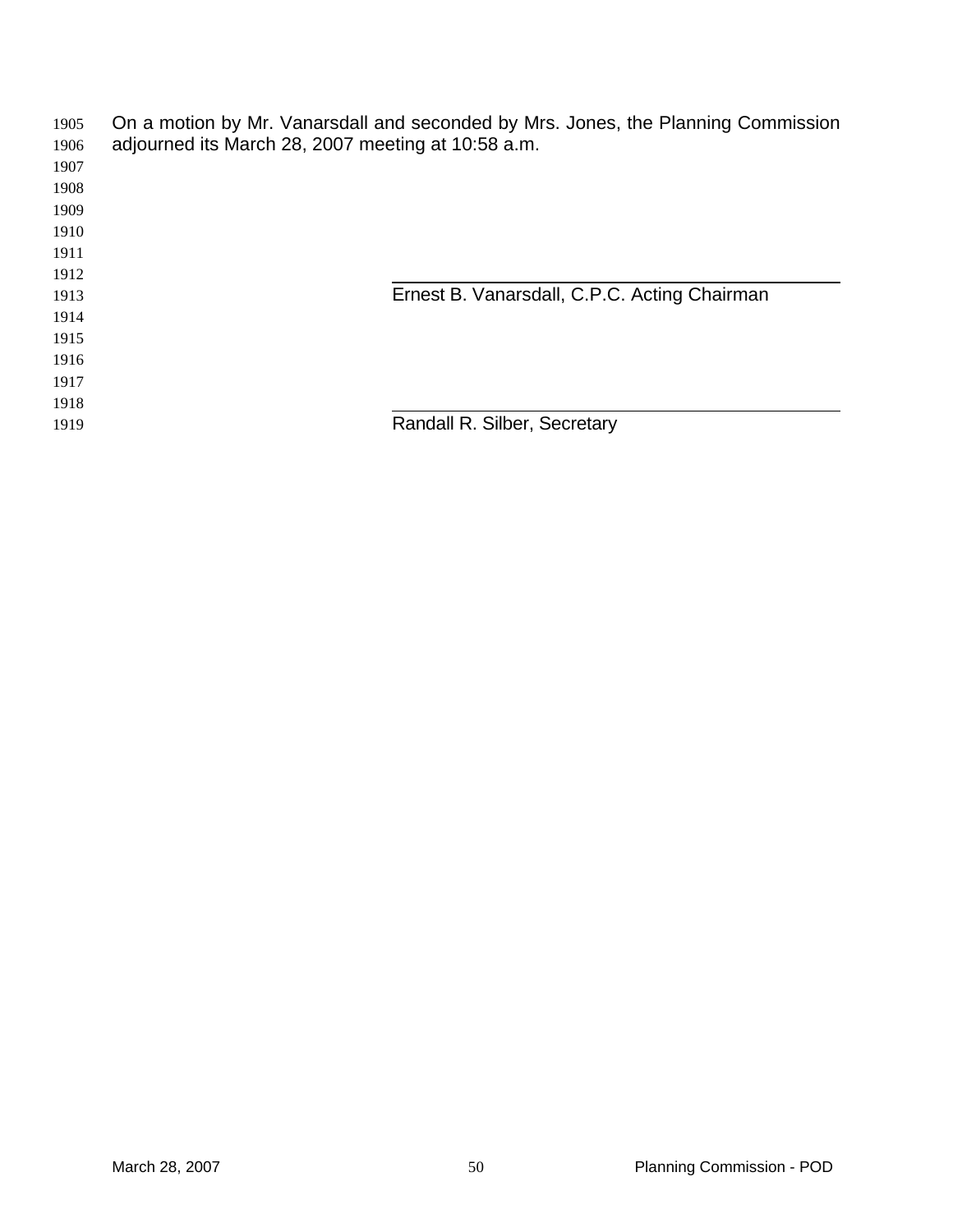On a motion by Mr. Vanarsdall and seconded by Mrs. Jones, the Planning Commission adjourned its March 28, 2007 meeting at 10:58 a.m.

\_\_\_\_\_\_\_\_\_\_\_\_\_\_\_\_\_\_\_\_\_\_\_\_\_\_\_\_\_\_\_\_\_\_\_\_\_\_\_\_

Ernest B. Vanarsdall, C.P.C. Acting Chairman

\_\_\_\_\_\_\_\_\_\_\_\_\_\_\_\_\_\_\_\_\_\_\_\_\_\_\_\_\_\_\_\_\_\_\_\_\_\_\_\_

Randall R. Silber, Secretary